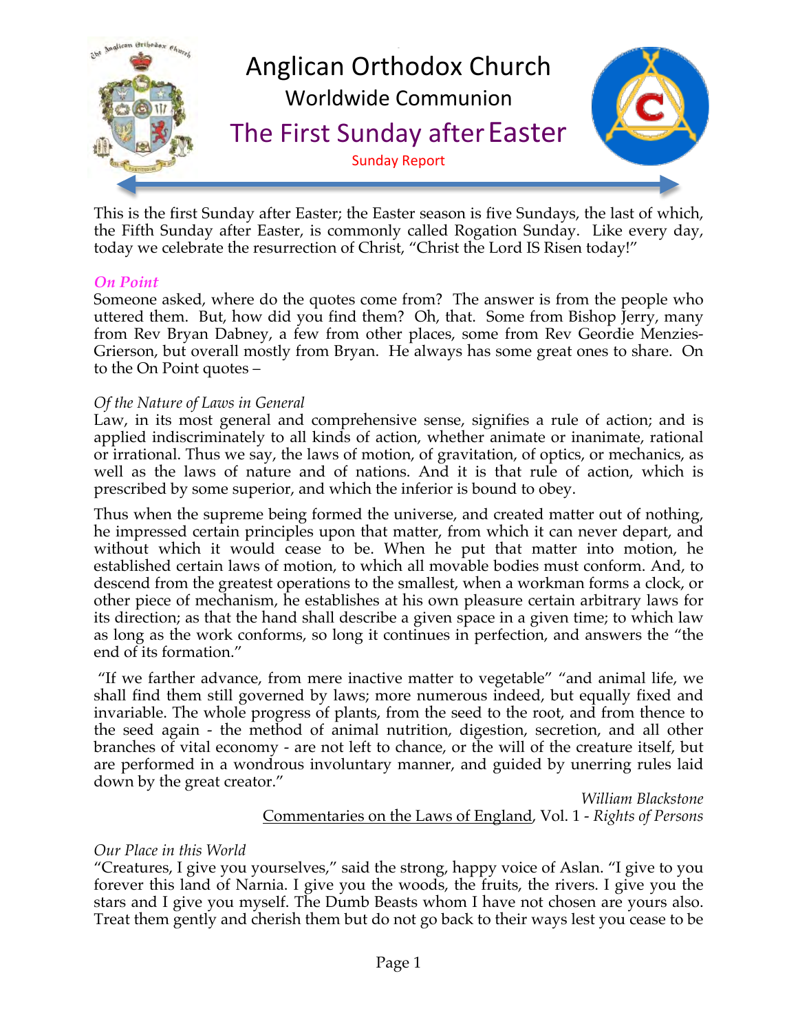# Anglican Orthodox Church

## Worldwide Communion

## The First Sunday after Easter

Sunday Report

This is the first Sunday after Easter; the Easter season is five Sundays, the last of which, the Fifth Sunday after Easter, is commonly called Rogation Sunday. Like every day, today we celebrate the resurrection of Christ, "Christ the Lord IS Risen today!"

### *On Point*

Someone asked, where do the quotes come from? The answer is from the people who uttered them. But, how did you find them? Oh, that. Some from Bishop Jerry, many from Rev Bryan Dabney, a few from other places, some from Rev Geordie Menzies-Grierson, but overall mostly from Bryan. He always has some great ones to share. On to the On Point quotes –

*Of the Nature of Laws in General*

Law, in its most general and comprehensive sense, signifies a rule of action; and is applied indiscriminately to all kinds of action, whether animate or inanimate, rational or irrational. Thus we say, the laws of motion, of gravitation, of optics, or mechanics, as well as the laws of nature and of nations. And it is that rule of action, which is prescribed by some superior, and which the inferior is bound to obey.

Thus when the supreme being formed the universe, and created matter out of nothing, he impressed certain principles upon that matter, from which it can never depart, and without which it would cease to be. When he put that matter into motion, he established certain laws of motion, to which all movable bodies must conform. And, to descend from the greatest operations to the smallest, when a workman forms a clock, or other piece of mechanism, he establishes at his own pleasure certain arbitrary laws for its direction; as that the hand shall describe a given space in a given time; to which law as long as the work conforms, so long it continues in perfection, and answers the "the end of its formation."

"If we farther advance, from mere inactive matter to vegetable" "and animal life, we shall find them still governed by laws; more numerous indeed, but equally fixed and invariable. The whole progress of plants, from the seed to the root, and from thence to the seed again - the method of animal nutrition, digestion, secretion, and all other branches of vital economy - are not left to chance, or the will of the creature itself, but are performed in a wondrous involuntary manner, and guided by unerring rules laid down by the great creator."

*William Blackstone*
Commentaries on the Laws of England, Vol. 1 - *Rights of Persons*

*Our Place in this World*

"Creatures, I give you yourselves," said the strong, happy voice of Aslan. "I give to you forever this land of Narnia. I give you the woods, the fruits, the rivers. I give you the stars and I give you myself. The Dumb Beasts whom I have not chosen are yours also. Treat them gently and cherish them but do not go back to their ways lest you cease to be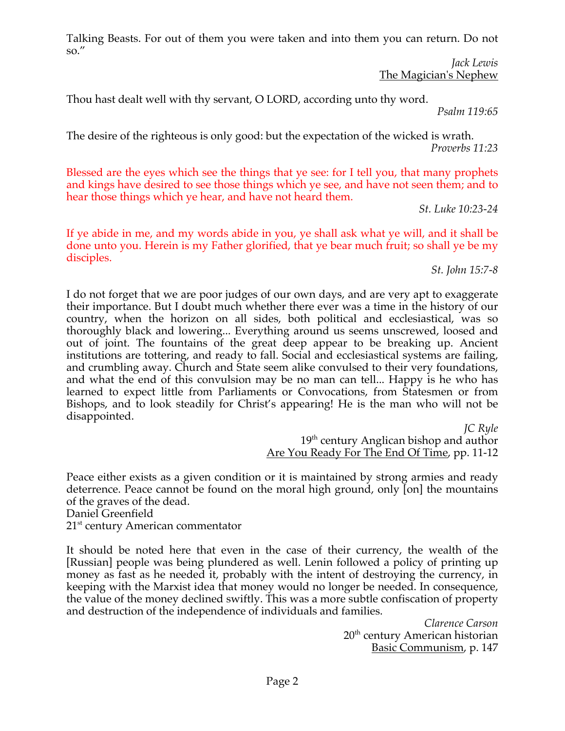Talking Beasts. For out of them you were taken and into them you can return. Do not so."

*Jack Lewis*
The Magician's Nephew

Thou hast dealt well with thy servant, O LORD, according unto thy word.

*Psalm 119:65*

The desire of the righteous is only good: but the expectation of the wicked is wrath.

*Proverbs 11:23*

Blessed are the eyes which see the things that ye see: for I tell you, that many prophets and kings have desired to see those things which ye see, and have not seen them; and to hear those things which ye hear, and have not heard them.

*St. Luke 10:23-24*

If ye abide in me, and my words abide in you, ye shall ask what ye will, and it shall be done unto you. Herein is my Father glorified, that ye bear much fruit; so shall ye be my disciples.

*St. John 15:7-8*

I do not forget that we are poor judges of our own days, and are very apt to exaggerate their importance. But I doubt much whether there ever was a time in the history of our country, when the horizon on all sides, both political and ecclesiastical, was so thoroughly black and lowering... Everything around us seems unscrewed, loosed and out of joint. The fountains of the great deep appear to be breaking up. Ancient institutions are tottering, and ready to fall. Social and ecclesiastical systems are failing, and crumbling away. Church and State seem alike convulsed to their very foundations, and what the end of this convulsion may be no man can tell... Happy is he who has learned to expect little from Parliaments or Convocations, from Statesmen or from Bishops, and to look steadily for Christ's appearing! He is the man who will not be disappointed.

*JC Ryle*
19th century Anglican bishop and author
Are You Ready For The End Of Time, pp. 11-12

Peace either exists as a given condition or it is maintained by strong armies and ready deterrence. Peace cannot be found on the moral high ground, only [on] the mountains of the graves of the dead.
Daniel Greenfield
21st century American commentator

It should be noted here that even in the case of their currency, the wealth of the [Russian] people was being plundered as well. Lenin followed a policy of printing up money as fast as he needed it, probably with the intent of destroying the currency, in keeping with the Marxist idea that money would no longer be needed. In consequence, the value of the money declined swiftly. This was a more subtle confiscation of property and destruction of the independence of individuals and families.

*Clarence Carson*
20th century American historian
Basic Communism, p. 147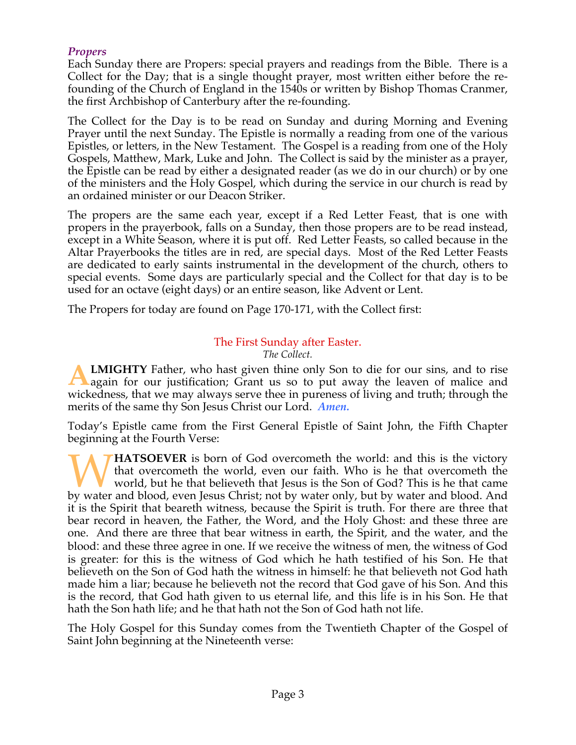### *Propers*

Each Sunday there are Propers: special prayers and readings from the Bible. There is a Collect for the Day; that is a single thought prayer, most written either before the re-founding of the Church of England in the 1540s or written by Bishop Thomas Cranmer, the first Archbishop of Canterbury after the re-founding.

The Collect for the Day is to be read on Sunday and during Morning and Evening Prayer until the next Sunday. The Epistle is normally a reading from one of the various Epistles, or letters, in the New Testament. The Gospel is a reading from one of the Holy Gospels, Matthew, Mark, Luke and John. The Collect is said by the minister as a prayer, the Epistle can be read by either a designated reader (as we do in our church) or by one of the ministers and the Holy Gospel, which during the service in our church is read by an ordained minister or our Deacon Striker.

The propers are the same each year, except if a Red Letter Feast, that is one with propers in the prayerbook, falls on a Sunday, then those propers are to be read instead, except in a White Season, where it is put off. Red Letter Feasts, so called because in the Altar Prayerbooks the titles are in red, are special days. Most of the Red Letter Feasts are dedicated to early saints instrumental in the development of the church, others to special events. Some days are particularly special and the Collect for that day is to be used for an octave (eight days) or an entire season, like Advent or Lent.

The Propers for today are found on Page 170-171, with the Collect first:

## The First Sunday after Easter.

*The Collect.*

**ALMIGHTY** Father, who hast given thine only Son to die for our sins, and to rise again for our justification; Grant us so to put away the leaven of malice and wickedness, that we may always serve thee in pureness of living and truth; through the merits of the same thy Son Jesus Christ our Lord. ***Amen.***

Today's Epistle came from the First General Epistle of Saint John, the Fifth Chapter beginning at the Fourth Verse:

**WHATSOEVER** is born of God overcometh the world: and this is the victory that overcometh the world, even our faith. Who is he that overcometh the world, but he that believeth that Jesus is the Son of God? This is he that came by water and blood, even Jesus Christ; not by water only, but by water and blood. And it is the Spirit that beareth witness, because the Spirit is truth. For there are three that bear record in heaven, the Father, the Word, and the Holy Ghost: and these three are one. And there are three that bear witness in earth, the Spirit, and the water, and the blood: and these three agree in one. If we receive the witness of men, the witness of God is greater: for this is the witness of God which he hath testified of his Son. He that believeth on the Son of God hath the witness in himself: he that believeth not God hath made him a liar; because he believeth not the record that God gave of his Son. And this is the record, that God hath given to us eternal life, and this life is in his Son. He that hath the Son hath life; and he that hath not the Son of God hath not life.

The Holy Gospel for this Sunday comes from the Twentieth Chapter of the Gospel of Saint John beginning at the Nineteenth verse: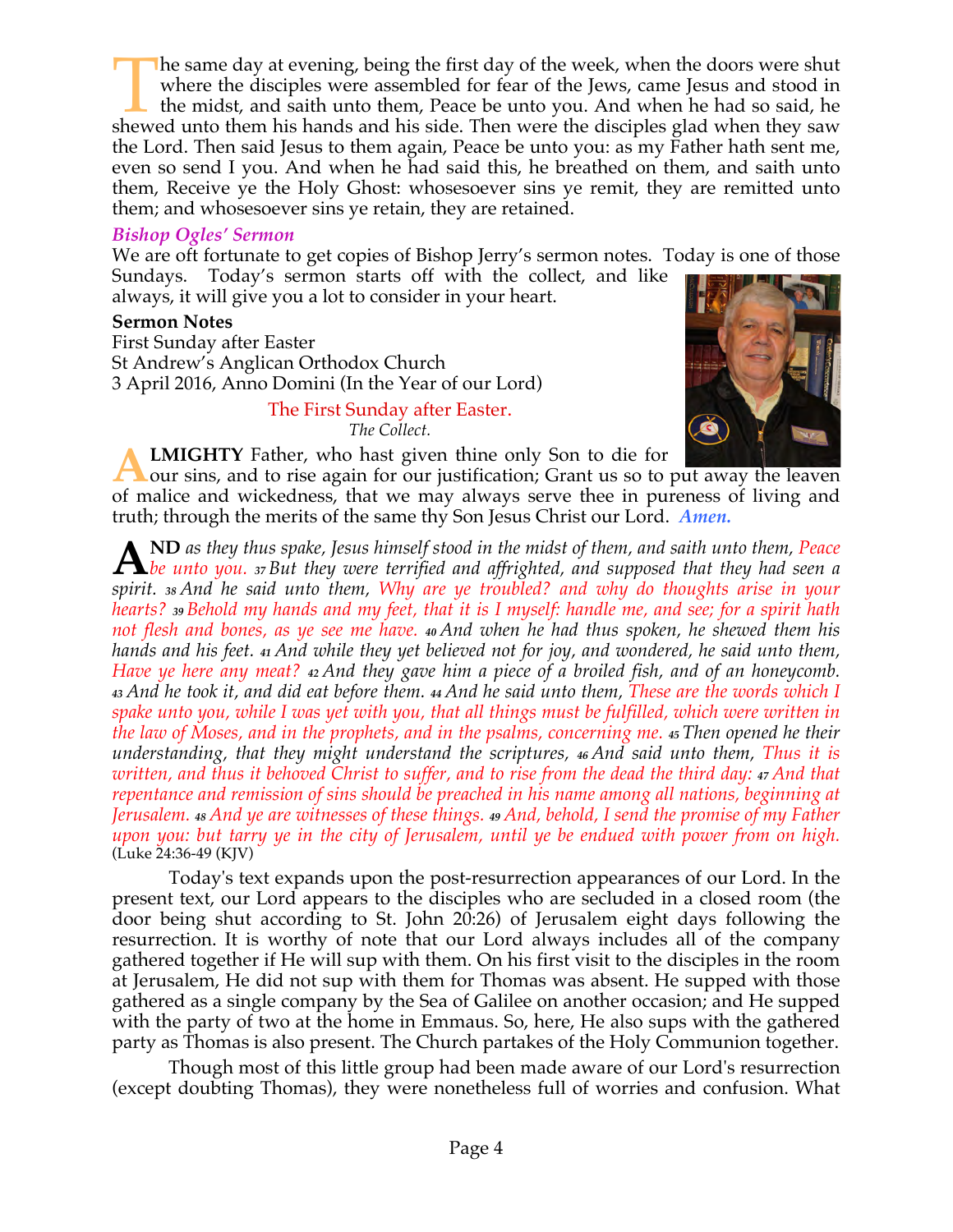The same day at evening, being the first day of the week, when the doors were shut where the disciples were assembled for fear of the Jews, came Jesus and stood in the midst, and saith unto them, Peace be unto you. And when he had so said, he shewed unto them his hands and his side. Then were the disciples glad when they saw the Lord. Then said Jesus to them again, Peace be unto you: as my Father hath sent me, even so send I you. And when he had said this, he breathed on them, and saith unto them, Receive ye the Holy Ghost: whosesoever sins ye remit, they are remitted unto them; and whosesoever sins ye retain, they are retained.

### *Bishop Ogles' Sermon*

We are oft fortunate to get copies of Bishop Jerry's sermon notes. Today is one of those Sundays. Today's sermon starts off with the collect, and like always, it will give you a lot to consider in your heart.

**Sermon Notes**
First Sunday after Easter
St Andrew's Anglican Orthodox Church
3 April 2016, Anno Domini (In the Year of our Lord)

The First Sunday after Easter.
*The Collect.*

**ALMIGHTY** Father, who hast given thine only Son to die for our sins, and to rise again for our justification; Grant us so to put away the leaven of malice and wickedness, that we may always serve thee in pureness of living and truth; through the merits of the same thy Son Jesus Christ our Lord. ***Amen.***

**AND** *as they thus spake, Jesus himself stood in the midst of them, and saith unto them, Peace be unto you. 37 But they were terrified and affrighted, and supposed that they had seen a spirit. 38 And he said unto them, Why are ye troubled? and why do thoughts arise in your hearts? 39 Behold my hands and my feet, that it is I myself: handle me, and see; for a spirit hath not flesh and bones, as ye see me have. 40 And when he had thus spoken, he shewed them his hands and his feet. 41 And while they yet believed not for joy, and wondered, he said unto them, Have ye here any meat? 42 And they gave him a piece of a broiled fish, and of an honeycomb. 43 And he took it, and did eat before them. 44 And he said unto them, These are the words which I spake unto you, while I was yet with you, that all things must be fulfilled, which were written in the law of Moses, and in the prophets, and in the psalms, concerning me. 45 Then opened he their understanding, that they might understand the scriptures, 46 And said unto them, Thus it is written, and thus it behoved Christ to suffer, and to rise from the dead the third day: 47 And that repentance and remission of sins should be preached in his name among all nations, beginning at Jerusalem. 48 And ye are witnesses of these things. 49 And, behold, I send the promise of my Father upon you: but tarry ye in the city of Jerusalem, until ye be endued with power from on high.* (Luke 24:36-49 (KJV)

Today's text expands upon the post-resurrection appearances of our Lord. In the present text, our Lord appears to the disciples who are secluded in a closed room (the door being shut according to St. John 20:26) of Jerusalem eight days following the resurrection. It is worthy of note that our Lord always includes all of the company gathered together if He will sup with them. On his first visit to the disciples in the room at Jerusalem, He did not sup with them for Thomas was absent. He supped with those gathered as a single company by the Sea of Galilee on another occasion; and He supped with the party of two at the home in Emmaus. So, here, He also sups with the gathered party as Thomas is also present. The Church partakes of the Holy Communion together.

Though most of this little group had been made aware of our Lord's resurrection (except doubting Thomas), they were nonetheless full of worries and confusion. What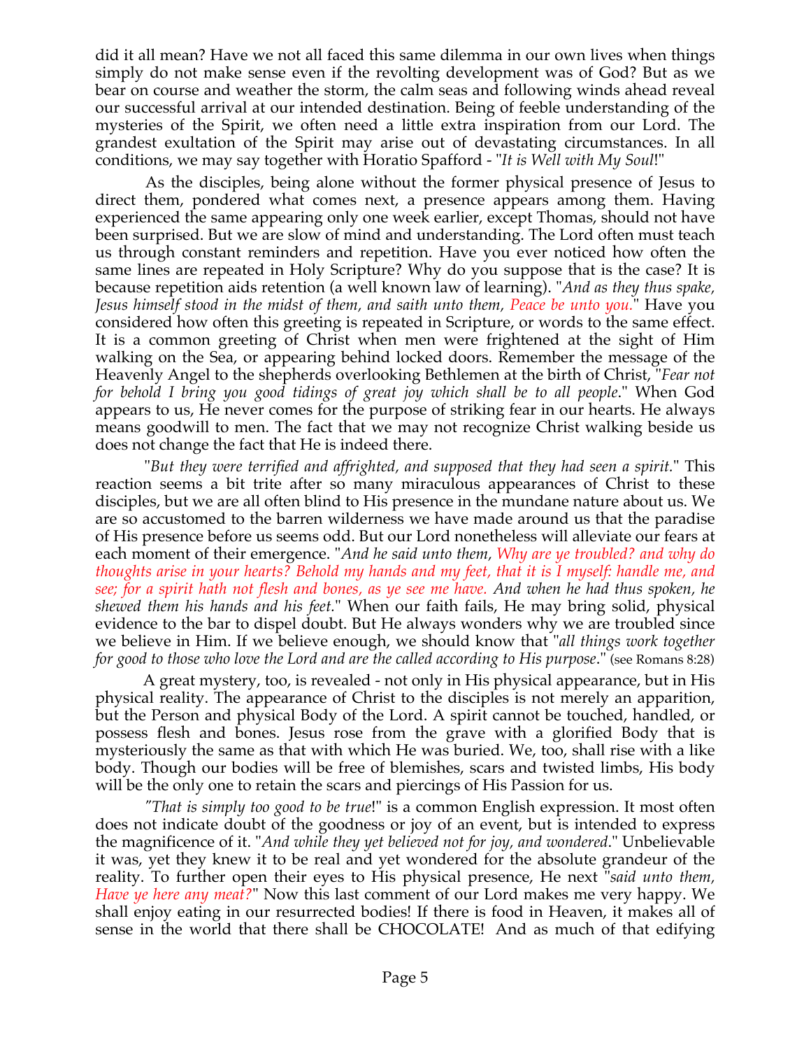did it all mean? Have we not all faced this same dilemma in our own lives when things simply do not make sense even if the revolting development was of God? But as we bear on course and weather the storm, the calm seas and following winds ahead reveal our successful arrival at our intended destination. Being of feeble understanding of the mysteries of the Spirit, we often need a little extra inspiration from our Lord. The grandest exultation of the Spirit may arise out of devastating circumstances. In all conditions, we may say together with Horatio Spafford - "*It is Well with My Soul*!"

As the disciples, being alone without the former physical presence of Jesus to direct them, pondered what comes next, a presence appears among them. Having experienced the same appearing only one week earlier, except Thomas, should not have been surprised. But we are slow of mind and understanding. The Lord often must teach us through constant reminders and repetition. Have you ever noticed how often the same lines are repeated in Holy Scripture? Why do you suppose that is the case? It is because repetition aids retention (a well known law of learning). "*And as they thus spake, Jesus himself stood in the midst of them, and saith unto them, Peace be unto you.*" Have you considered how often this greeting is repeated in Scripture, or words to the same effect. It is a common greeting of Christ when men were frightened at the sight of Him walking on the Sea, or appearing behind locked doors. Remember the message of the Heavenly Angel to the shepherds overlooking Bethlemen at the birth of Christ, "*Fear not for behold I bring you good tidings of great joy which shall be to all people*." When God appears to us, He never comes for the purpose of striking fear in our hearts. He always means goodwill to men. The fact that we may not recognize Christ walking beside us does not change the fact that He is indeed there.

"*But they were terrified and affrighted, and supposed that they had seen a spirit.*" This reaction seems a bit trite after so many miraculous appearances of Christ to these disciples, but we are all often blind to His presence in the mundane nature about us. We are so accustomed to the barren wilderness we have made around us that the paradise of His presence before us seems odd. But our Lord nonetheless will alleviate our fears at each moment of their emergence. "*And he said unto them, Why are ye troubled? and why do thoughts arise in your hearts? Behold my hands and my feet, that it is I myself: handle me, and see; for a spirit hath not flesh and bones, as ye see me have. And when he had thus spoken, he shewed them his hands and his feet.*" When our faith fails, He may bring solid, physical evidence to the bar to dispel doubt. But He always wonders why we are troubled since we believe in Him. If we believe enough, we should know that "*all things work together for good to those who love the Lord and are the called according to His purpose*." (see Romans 8:28)

A great mystery, too, is revealed - not only in His physical appearance, but in His physical reality. The appearance of Christ to the disciples is not merely an apparition, but the Person and physical Body of the Lord. A spirit cannot be touched, handled, or possess flesh and bones. Jesus rose from the grave with a glorified Body that is mysteriously the same as that with which He was buried. We, too, shall rise with a like body. Though our bodies will be free of blemishes, scars and twisted limbs, His body will be the only one to retain the scars and piercings of His Passion for us.

"*That is simply too good to be true*!" is a common English expression. It most often does not indicate doubt of the goodness or joy of an event, but is intended to express the magnificence of it. "*And while they yet believed not for joy, and wondered*." Unbelievable it was, yet they knew it to be real and yet wondered for the absolute grandeur of the reality. To further open their eyes to His physical presence, He next "*said unto them, Have ye here any meat?*" Now this last comment of our Lord makes me very happy. We shall enjoy eating in our resurrected bodies! If there is food in Heaven, it makes all of sense in the world that there shall be CHOCOLATE! And as much of that edifying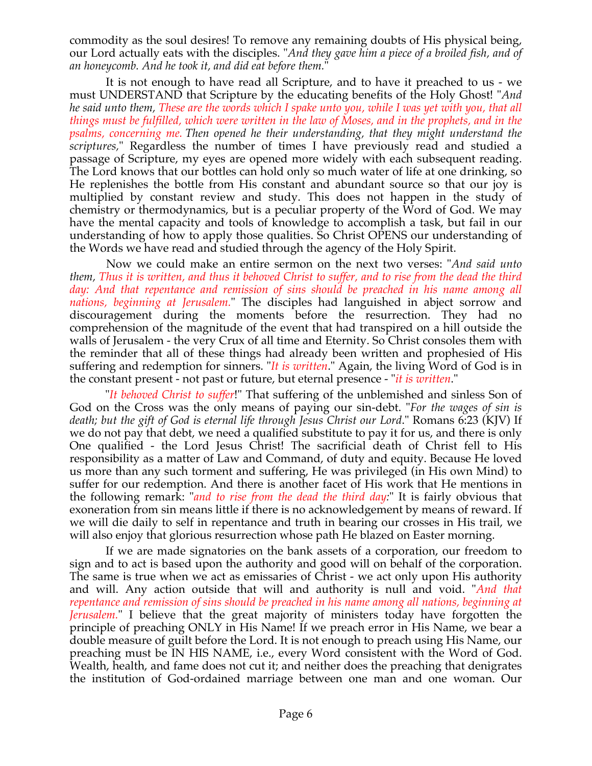commodity as the soul desires! To remove any remaining doubts of His physical being, our Lord actually eats with the disciples. "*And they gave him a piece of a broiled fish, and of an honeycomb. And he took it, and did eat before them.*"

It is not enough to have read all Scripture, and to have it preached to us - we must UNDERSTAND that Scripture by the educating benefits of the Holy Ghost! "*And he said unto them, These are the words which I spake unto you, while I was yet with you, that all things must be fulfilled, which were written in the law of Moses, and in the prophets, and in the psalms, concerning me. Then opened he their understanding, that they might understand the scriptures,*" Regardless the number of times I have previously read and studied a passage of Scripture, my eyes are opened more widely with each subsequent reading. The Lord knows that our bottles can hold only so much water of life at one drinking, so He replenishes the bottle from His constant and abundant source so that our joy is multiplied by constant review and study. This does not happen in the study of chemistry or thermodynamics, but is a peculiar property of the Word of God. We may have the mental capacity and tools of knowledge to accomplish a task, but fail in our understanding of how to apply those qualities. So Christ OPENS our understanding of the Words we have read and studied through the agency of the Holy Spirit.

Now we could make an entire sermon on the next two verses: "*And said unto them, Thus it is written, and thus it behoved Christ to suffer, and to rise from the dead the third day: And that repentance and remission of sins should be preached in his name among all nations, beginning at Jerusalem.*" The disciples had languished in abject sorrow and discouragement during the moments before the resurrection. They had no comprehension of the magnitude of the event that had transpired on a hill outside the walls of Jerusalem - the very Crux of all time and Eternity. So Christ consoles them with the reminder that all of these things had already been written and prophesied of His suffering and redemption for sinners. "*It is written.*" Again, the living Word of God is in the constant present - not past or future, but eternal presence - "*it is written.*"

"*It behoved Christ to suffer!*" That suffering of the unblemished and sinless Son of God on the Cross was the only means of paying our sin-debt. "*For the wages of sin is death; but the gift of God is eternal life through Jesus Christ our Lord.*" Romans 6:23 (KJV) If we do not pay that debt, we need a qualified substitute to pay it for us, and there is only One qualified - the Lord Jesus Christ! The sacrificial death of Christ fell to His responsibility as a matter of Law and Command, of duty and equity. Because He loved us more than any such torment and suffering, He was privileged (in His own Mind) to suffer for our redemption. And there is another facet of His work that He mentions in the following remark: "*and to rise from the dead the third day:*" It is fairly obvious that exoneration from sin means little if there is no acknowledgement by means of reward. If we will die daily to self in repentance and truth in bearing our crosses in His trail, we will also enjoy that glorious resurrection whose path He blazed on Easter morning.

If we are made signatories on the bank assets of a corporation, our freedom to sign and to act is based upon the authority and good will on behalf of the corporation. The same is true when we act as emissaries of Christ - we act only upon His authority and will. Any action outside that will and authority is null and void. "*And that repentance and remission of sins should be preached in his name among all nations, beginning at Jerusalem.*" I believe that the great majority of ministers today have forgotten the principle of preaching ONLY in His Name! If we preach error in His Name, we bear a double measure of guilt before the Lord. It is not enough to preach using His Name, our preaching must be IN HIS NAME, i.e., every Word consistent with the Word of God. Wealth, health, and fame does not cut it; and neither does the preaching that denigrates the institution of God-ordained marriage between one man and one woman. Our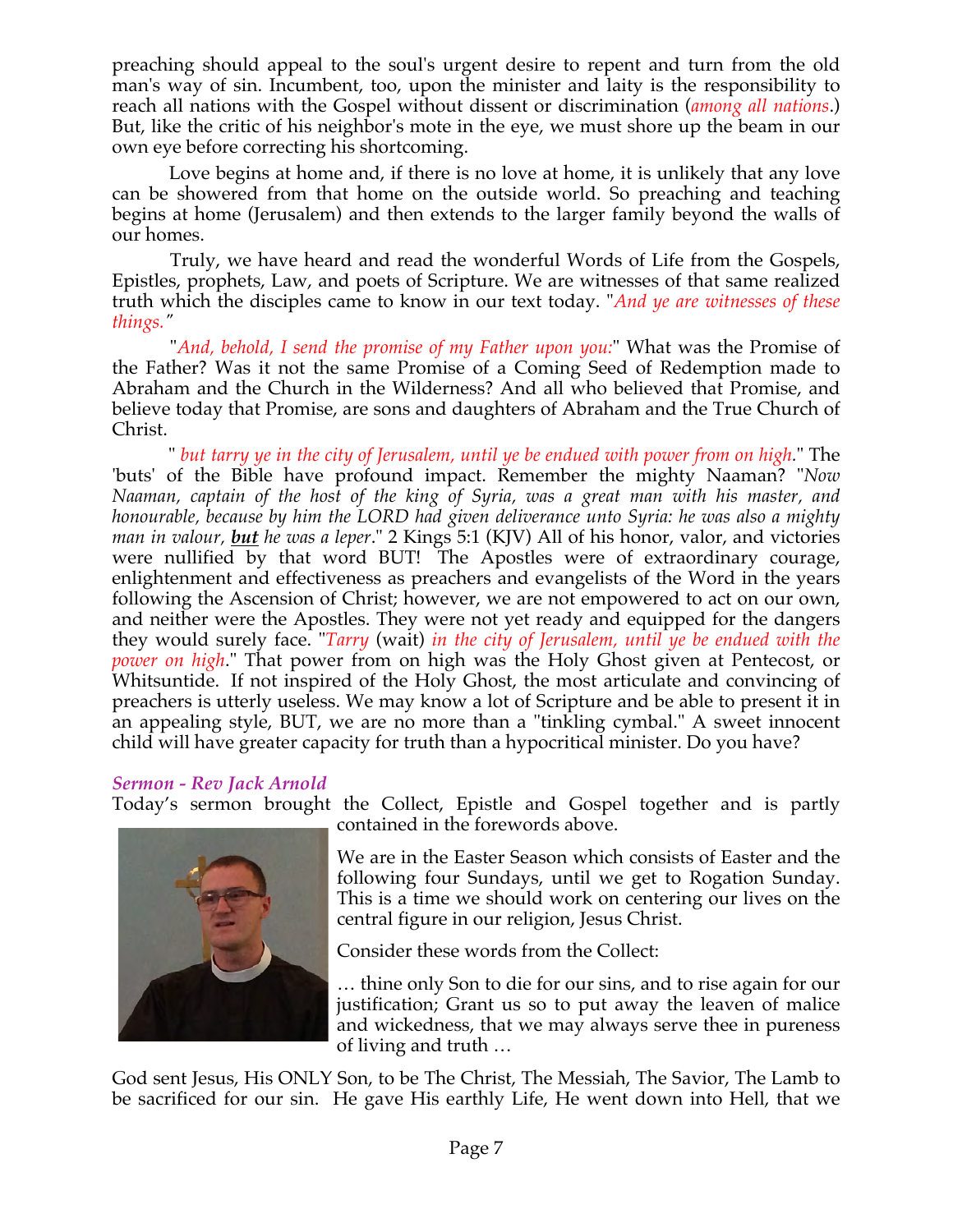preaching should appeal to the soul's urgent desire to repent and turn from the old man's way of sin. Incumbent, too, upon the minister and laity is the responsibility to reach all nations with the Gospel without dissent or discrimination (*among all nations*.) But, like the critic of his neighbor's mote in the eye, we must shore up the beam in our own eye before correcting his shortcoming.

Love begins at home and, if there is no love at home, it is unlikely that any love can be showered from that home on the outside world. So preaching and teaching begins at home (Jerusalem) and then extends to the larger family beyond the walls of our homes.

Truly, we have heard and read the wonderful Words of Life from the Gospels, Epistles, prophets, Law, and poets of Scripture. We are witnesses of that same realized truth which the disciples came to know in our text today. "*And ye are witnesses of these things.*"

"*And, behold, I send the promise of my Father upon you:*" What was the Promise of the Father? Was it not the same Promise of a Coming Seed of Redemption made to Abraham and the Church in the Wilderness? And all who believed that Promise, and believe today that Promise, are sons and daughters of Abraham and the True Church of Christ.

" *but tarry ye in the city of Jerusalem, until ye be endued with power from on high.*" The 'buts' of the Bible have profound impact. Remember the mighty Naaman? "*Now Naaman, captain of the host of the king of Syria, was a great man with his master, and honourable, because by him the LORD had given deliverance unto Syria: he was also a mighty man in valour, **but** he was a leper.*" 2 Kings 5:1 (KJV) All of his honor, valor, and victories were nullified by that word BUT! The Apostles were of extraordinary courage, enlightenment and effectiveness as preachers and evangelists of the Word in the years following the Ascension of Christ; however, we are not empowered to act on our own, and neither were the Apostles. They were not yet ready and equipped for the dangers they would surely face. "*Tarry* (wait) *in the city of Jerusalem, until ye be endued with the power on high.*" That power from on high was the Holy Ghost given at Pentecost, or Whitsuntide. If not inspired of the Holy Ghost, the most articulate and convincing of preachers is utterly useless. We may know a lot of Scripture and be able to present it in an appealing style, BUT, we are no more than a "tinkling cymbal." A sweet innocent child will have greater capacity for truth than a hypocritical minister. Do you have?

### *Sermon - Rev Jack Arnold*

Today's sermon brought the Collect, Epistle and Gospel together and is partly contained in the forewords above.

We are in the Easter Season which consists of Easter and the following four Sundays, until we get to Rogation Sunday. This is a time we should work on centering our lives on the central figure in our religion, Jesus Christ.

Consider these words from the Collect:

… thine only Son to die for our sins, and to rise again for our justification; Grant us so to put away the leaven of malice and wickedness, that we may always serve thee in pureness of living and truth …

God sent Jesus, His ONLY Son, to be The Christ, The Messiah, The Savior, The Lamb to be sacrificed for our sin. He gave His earthly Life, He went down into Hell, that we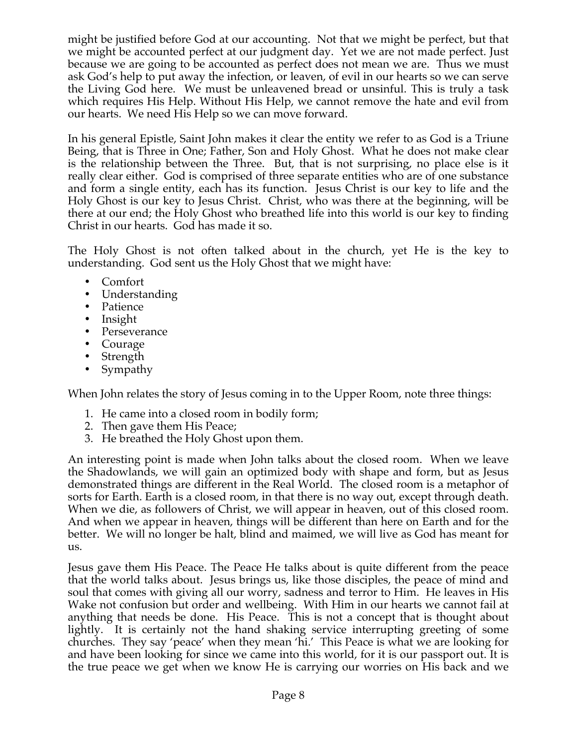might be justified before God at our accounting. Not that we might be perfect, but that we might be accounted perfect at our judgment day. Yet we are not made perfect. Just because we are going to be accounted as perfect does not mean we are. Thus we must ask God's help to put away the infection, or leaven, of evil in our hearts so we can serve the Living God here. We must be unleavened bread or unsinful. This is truly a task which requires His Help. Without His Help, we cannot remove the hate and evil from our hearts. We need His Help so we can move forward.

In his general Epistle, Saint John makes it clear the entity we refer to as God is a Triune Being, that is Three in One; Father, Son and Holy Ghost. What he does not make clear is the relationship between the Three. But, that is not surprising, no place else is it really clear either. God is comprised of three separate entities who are of one substance and form a single entity, each has its function. Jesus Christ is our key to life and the Holy Ghost is our key to Jesus Christ. Christ, who was there at the beginning, will be there at our end; the Holy Ghost who breathed life into this world is our key to finding Christ in our hearts. God has made it so.

The Holy Ghost is not often talked about in the church, yet He is the key to understanding. God sent us the Holy Ghost that we might have:

- Comfort
- Understanding
- Patience
- Insight
- Perseverance
- Courage
- Strength
- Sympathy

When John relates the story of Jesus coming in to the Upper Room, note three things:

1. He came into a closed room in bodily form;
2. Then gave them His Peace;
3. He breathed the Holy Ghost upon them.

An interesting point is made when John talks about the closed room. When we leave the Shadowlands, we will gain an optimized body with shape and form, but as Jesus demonstrated things are different in the Real World. The closed room is a metaphor of sorts for Earth. Earth is a closed room, in that there is no way out, except through death. When we die, as followers of Christ, we will appear in heaven, out of this closed room. And when we appear in heaven, things will be different than here on Earth and for the better. We will no longer be halt, blind and maimed, we will live as God has meant for us.

Jesus gave them His Peace. The Peace He talks about is quite different from the peace that the world talks about. Jesus brings us, like those disciples, the peace of mind and soul that comes with giving all our worry, sadness and terror to Him. He leaves in His Wake not confusion but order and wellbeing. With Him in our hearts we cannot fail at anything that needs be done. His Peace. This is not a concept that is thought about lightly. It is certainly not the hand shaking service interrupting greeting of some churches. They say 'peace' when they mean 'hi.' This Peace is what we are looking for and have been looking for since we came into this world, for it is our passport out. It is the true peace we get when we know He is carrying our worries on His back and we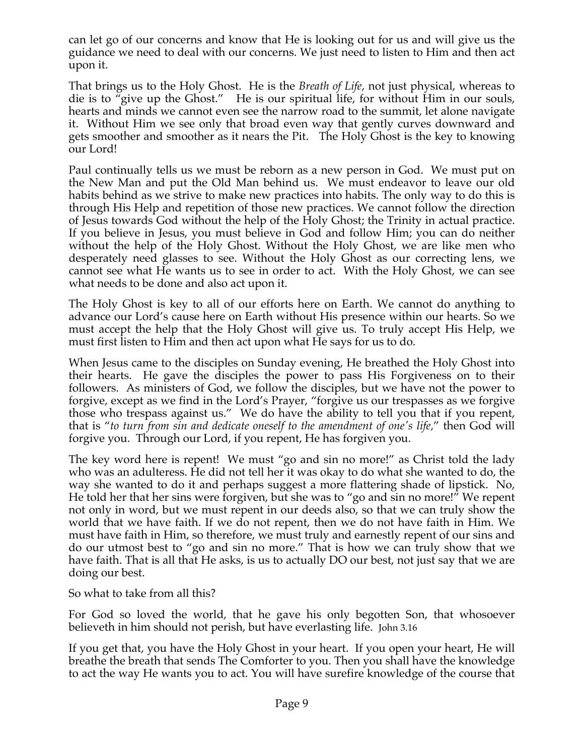can let go of our concerns and know that He is looking out for us and will give us the guidance we need to deal with our concerns. We just need to listen to Him and then act upon it.

That brings us to the Holy Ghost. He is the *Breath of Life*, not just physical, whereas to die is to "give up the Ghost." He is our spiritual life, for without Him in our souls, hearts and minds we cannot even see the narrow road to the summit, let alone navigate it. Without Him we see only that broad even way that gently curves downward and gets smoother and smoother as it nears the Pit. The Holy Ghost is the key to knowing our Lord!

Paul continually tells us we must be reborn as a new person in God. We must put on the New Man and put the Old Man behind us. We must endeavor to leave our old habits behind as we strive to make new practices into habits. The only way to do this is through His Help and repetition of those new practices. We cannot follow the direction of Jesus towards God without the help of the Holy Ghost; the Trinity in actual practice. If you believe in Jesus, you must believe in God and follow Him; you can do neither without the help of the Holy Ghost. Without the Holy Ghost, we are like men who desperately need glasses to see. Without the Holy Ghost as our correcting lens, we cannot see what He wants us to see in order to act. With the Holy Ghost, we can see what needs to be done and also act upon it.

The Holy Ghost is key to all of our efforts here on Earth. We cannot do anything to advance our Lord's cause here on Earth without His presence within our hearts. So we must accept the help that the Holy Ghost will give us. To truly accept His Help, we must first listen to Him and then act upon what He says for us to do.

When Jesus came to the disciples on Sunday evening, He breathed the Holy Ghost into their hearts. He gave the disciples the power to pass His Forgiveness on to their followers. As ministers of God, we follow the disciples, but we have not the power to forgive, except as we find in the Lord's Prayer, "forgive us our trespasses as we forgive those who trespass against us." We do have the ability to tell you that if you repent, that is "*to turn from sin and dedicate oneself to the amendment of one's life*," then God will forgive you. Through our Lord, if you repent, He has forgiven you.

The key word here is repent! We must "go and sin no more!" as Christ told the lady who was an adulteress. He did not tell her it was okay to do what she wanted to do, the way she wanted to do it and perhaps suggest a more flattering shade of lipstick. No, He told her that her sins were forgiven, but she was to "go and sin no more!" We repent not only in word, but we must repent in our deeds also, so that we can truly show the world that we have faith. If we do not repent, then we do not have faith in Him. We must have faith in Him, so therefore, we must truly and earnestly repent of our sins and do our utmost best to "go and sin no more." That is how we can truly show that we have faith. That is all that He asks, is us to actually DO our best, not just say that we are doing our best.

So what to take from all this?

For God so loved the world, that he gave his only begotten Son, that whosoever believeth in him should not perish, but have everlasting life. John 3.16

If you get that, you have the Holy Ghost in your heart. If you open your heart, He will breathe the breath that sends The Comforter to you. Then you shall have the knowledge to act the way He wants you to act. You will have surefire knowledge of the course that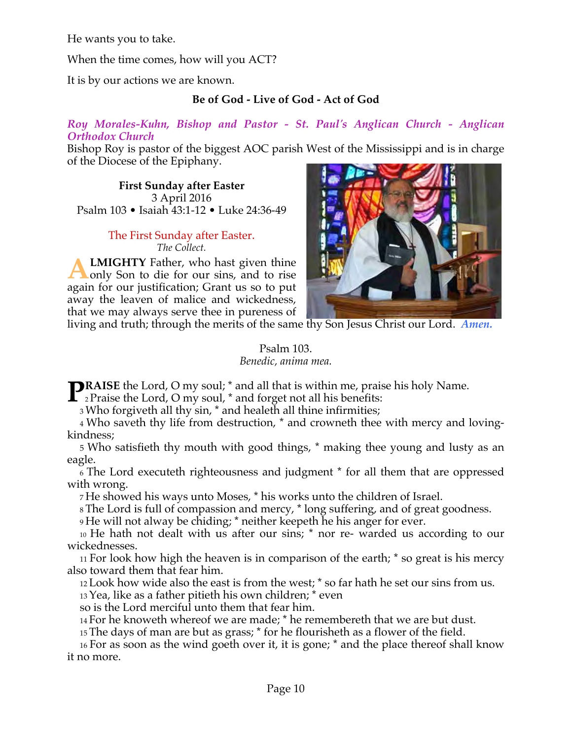He wants you to take.

When the time comes, how will you ACT?

It is by our actions we are known.

**Be of God - Live of God - Act of God**

***Roy Morales-Kuhn, Bishop and Pastor - St. Paul's Anglican Church - Anglican Orthodox Church***

Bishop Roy is pastor of the biggest AOC parish West of the Mississippi and is in charge of the Diocese of the Epiphany.

**First Sunday after Easter**
3 April 2016
Psalm 103 • Isaiah 43:1-12 • Luke 24:36-49

The First Sunday after Easter.
*The Collect.*

**ALMIGHTY** Father, who hast given thine only Son to die for our sins, and to rise again for our justification; Grant us so to put away the leaven of malice and wickedness, that we may always serve thee in pureness of living and truth; through the merits of the same thy Son Jesus Christ our Lord. ***Amen.***

Psalm 103.
*Benedic, anima mea.*

**PRAISE** the Lord, O my soul; * and all that is within me, praise his holy Name.
2 Praise the Lord, O my soul, * and forget not all his benefits:
3 Who forgiveth all thy sin, * and healeth all thine infirmities;
4 Who saveth thy life from destruction, * and crowneth thee with mercy and loving-kindness;
5 Who satisfieth thy mouth with good things, * making thee young and lusty as an eagle.
6 The Lord executeth righteousness and judgment * for all them that are oppressed with wrong.
7 He showed his ways unto Moses, * his works unto the children of Israel.
8 The Lord is full of compassion and mercy, * long suffering, and of great goodness.
9 He will not alway be chiding; * neither keepeth he his anger for ever.
10 He hath not dealt with us after our sins; * nor re- warded us according to our wickednesses.
11 For look how high the heaven is in comparison of the earth; * so great is his mercy also toward them that fear him.
12 Look how wide also the east is from the west; * so far hath he set our sins from us.
13 Yea, like as a father pitieth his own children; * even so is the Lord merciful unto them that fear him.
14 For he knoweth whereof we are made; * he remembereth that we are but dust.
15 The days of man are but as grass; * for he flourisheth as a flower of the field.
16 For as soon as the wind goeth over it, it is gone; * and the place thereof shall know it no more.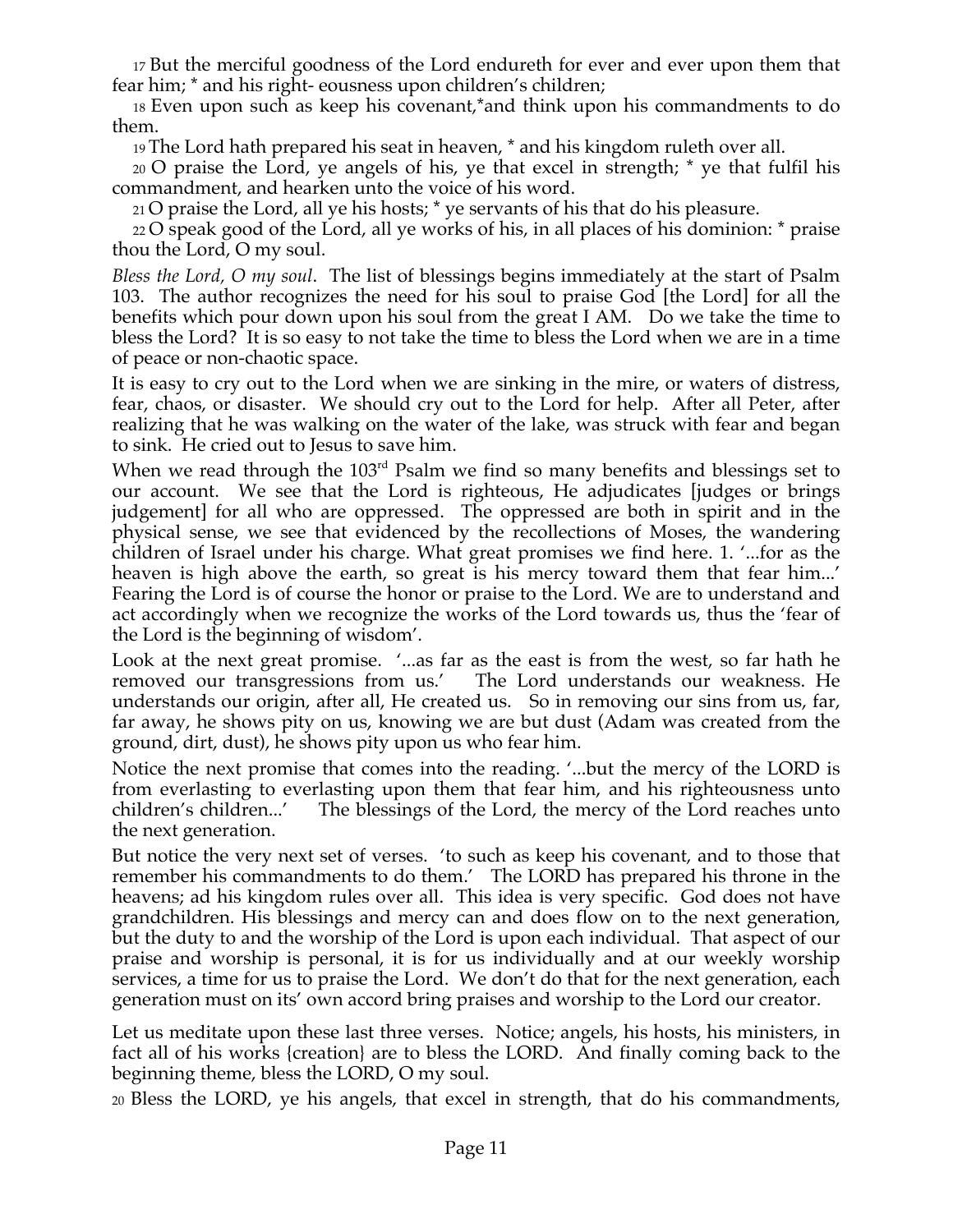17 But the merciful goodness of the Lord endureth for ever and ever upon them that fear him; * and his right- eousness upon children's children;

18 Even upon such as keep his covenant,*and think upon his commandments to do them.

19 The Lord hath prepared his seat in heaven, * and his kingdom ruleth over all.

20 O praise the Lord, ye angels of his, ye that excel in strength; * ye that fulfil his commandment, and hearken unto the voice of his word.

21 O praise the Lord, all ye his hosts; * ye servants of his that do his pleasure.

22 O speak good of the Lord, all ye works of his, in all places of his dominion: * praise thou the Lord, O my soul.

*Bless the Lord, O my soul*. The list of blessings begins immediately at the start of Psalm 103. The author recognizes the need for his soul to praise God [the Lord] for all the benefits which pour down upon his soul from the great I AM. Do we take the time to bless the Lord? It is so easy to not take the time to bless the Lord when we are in a time of peace or non-chaotic space.

It is easy to cry out to the Lord when we are sinking in the mire, or waters of distress, fear, chaos, or disaster. We should cry out to the Lord for help. After all Peter, after realizing that he was walking on the water of the lake, was struck with fear and began to sink. He cried out to Jesus to save him.

When we read through the 103rd Psalm we find so many benefits and blessings set to our account. We see that the Lord is righteous, He adjudicates [judges or brings judgement] for all who are oppressed. The oppressed are both in spirit and in the physical sense, we see that evidenced by the recollections of Moses, the wandering children of Israel under his charge. What great promises we find here. 1. '...for as the heaven is high above the earth, so great is his mercy toward them that fear him...' Fearing the Lord is of course the honor or praise to the Lord. We are to understand and act accordingly when we recognize the works of the Lord towards us, thus the 'fear of the Lord is the beginning of wisdom'.

Look at the next great promise. '...as far as the east is from the west, so far hath he removed our transgressions from us.' The Lord understands our weakness. He understands our origin, after all, He created us. So in removing our sins from us, far, far away, he shows pity on us, knowing we are but dust (Adam was created from the ground, dirt, dust), he shows pity upon us who fear him.

Notice the next promise that comes into the reading. '...but the mercy of the LORD is from everlasting to everlasting upon them that fear him, and his righteousness unto children's children...' The blessings of the Lord, the mercy of the Lord reaches unto the next generation.

But notice the very next set of verses. 'to such as keep his covenant, and to those that remember his commandments to do them.' The LORD has prepared his throne in the heavens; ad his kingdom rules over all. This idea is very specific. God does not have grandchildren. His blessings and mercy can and does flow on to the next generation, but the duty to and the worship of the Lord is upon each individual. That aspect of our praise and worship is personal, it is for us individually and at our weekly worship services, a time for us to praise the Lord. We don't do that for the next generation, each generation must on its' own accord bring praises and worship to the Lord our creator.

Let us meditate upon these last three verses. Notice; angels, his hosts, his ministers, in fact all of his works {creation} are to bless the LORD. And finally coming back to the beginning theme, bless the LORD, O my soul.

20 Bless the LORD, ye his angels, that excel in strength, that do his commandments,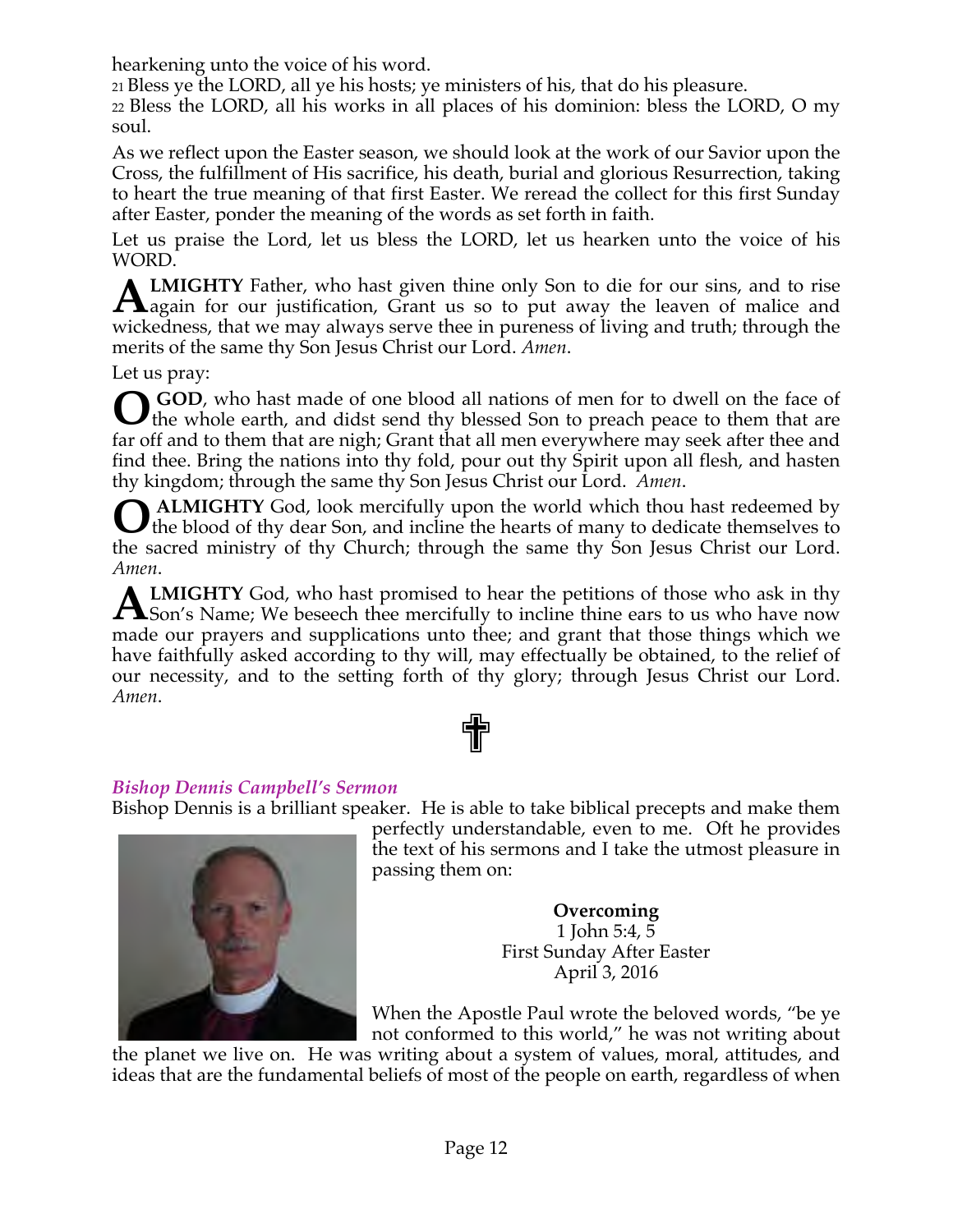hearkening unto the voice of his word.

21 Bless ye the LORD, all ye his hosts; ye ministers of his, that do his pleasure.

22 Bless the LORD, all his works in all places of his dominion: bless the LORD, O my soul.

As we reflect upon the Easter season, we should look at the work of our Savior upon the Cross, the fulfillment of His sacrifice, his death, burial and glorious Resurrection, taking to heart the true meaning of that first Easter. We reread the collect for this first Sunday after Easter, ponder the meaning of the words as set forth in faith.

Let us praise the Lord, let us bless the LORD, let us hearken unto the voice of his WORD.

**ALMIGHTY** Father, who hast given thine only Son to die for our sins, and to rise again for our justification, Grant us so to put away the leaven of malice and wickedness, that we may always serve thee in pureness of living and truth; through the merits of the same thy Son Jesus Christ our Lord. *Amen*.

Let us pray:

**O GOD**, who hast made of one blood all nations of men for to dwell on the face of the whole earth, and didst send thy blessed Son to preach peace to them that are far off and to them that are nigh; Grant that all men everywhere may seek after thee and find thee. Bring the nations into thy fold, pour out thy Spirit upon all flesh, and hasten thy kingdom; through the same thy Son Jesus Christ our Lord. *Amen*.

**O ALMIGHTY** God, look mercifully upon the world which thou hast redeemed by the blood of thy dear Son, and incline the hearts of many to dedicate themselves to the sacred ministry of thy Church; through the same thy Son Jesus Christ our Lord. *Amen*.

**ALMIGHTY** God, who hast promised to hear the petitions of those who ask in thy Son's Name; We beseech thee mercifully to incline thine ears to us who have now made our prayers and supplications unto thee; and grant that those things which we have faithfully asked according to thy will, may effectually be obtained, to the relief of our necessity, and to the setting forth of thy glory; through Jesus Christ our Lord. *Amen*.

✞

### *Bishop Dennis Campbell's Sermon*

Bishop Dennis is a brilliant speaker. He is able to take biblical precepts and make them perfectly understandable, even to me. Oft he provides the text of his sermons and I take the utmost pleasure in passing them on:

**Overcoming**
1 John 5:4, 5
First Sunday After Easter
April 3, 2016

When the Apostle Paul wrote the beloved words, "be ye not conformed to this world," he was not writing about the planet we live on. He was writing about a system of values, moral, attitudes, and ideas that are the fundamental beliefs of most of the people on earth, regardless of when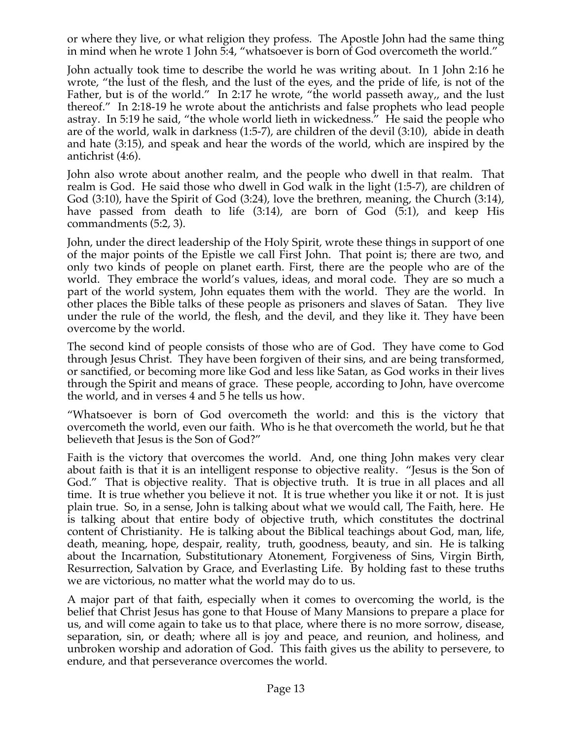or where they live, or what religion they profess. The Apostle John had the same thing in mind when he wrote 1 John 5:4, "whatsoever is born of God overcometh the world."

John actually took time to describe the world he was writing about. In 1 John 2:16 he wrote, "the lust of the flesh, and the lust of the eyes, and the pride of life, is not of the Father, but is of the world." In 2:17 he wrote, "the world passeth away,, and the lust thereof." In 2:18-19 he wrote about the antichrists and false prophets who lead people astray. In 5:19 he said, "the whole world lieth in wickedness." He said the people who are of the world, walk in darkness (1:5-7), are children of the devil (3:10), abide in death and hate (3:15), and speak and hear the words of the world, which are inspired by the antichrist (4:6).

John also wrote about another realm, and the people who dwell in that realm. That realm is God. He said those who dwell in God walk in the light (1:5-7), are children of God (3:10), have the Spirit of God (3:24), love the brethren, meaning, the Church (3:14), have passed from death to life (3:14), are born of God (5:1), and keep His commandments (5:2, 3).

John, under the direct leadership of the Holy Spirit, wrote these things in support of one of the major points of the Epistle we call First John. That point is; there are two, and only two kinds of people on planet earth. First, there are the people who are of the world. They embrace the world's values, ideas, and moral code. They are so much a part of the world system, John equates them with the world. They are the world. In other places the Bible talks of these people as prisoners and slaves of Satan. They live under the rule of the world, the flesh, and the devil, and they like it. They have been overcome by the world.

The second kind of people consists of those who are of God. They have come to God through Jesus Christ. They have been forgiven of their sins, and are being transformed, or sanctified, or becoming more like God and less like Satan, as God works in their lives through the Spirit and means of grace. These people, according to John, have overcome the world, and in verses 4 and 5 he tells us how.

"Whatsoever is born of God overcometh the world: and this is the victory that overcometh the world, even our faith. Who is he that overcometh the world, but he that believeth that Jesus is the Son of God?"

Faith is the victory that overcomes the world. And, one thing John makes very clear about faith is that it is an intelligent response to objective reality. "Jesus is the Son of God." That is objective reality. That is objective truth. It is true in all places and all time. It is true whether you believe it not. It is true whether you like it or not. It is just plain true. So, in a sense, John is talking about what we would call, The Faith, here. He is talking about that entire body of objective truth, which constitutes the doctrinal content of Christianity. He is talking about the Biblical teachings about God, man, life, death, meaning, hope, despair, reality, truth, goodness, beauty, and sin. He is talking about the Incarnation, Substitutionary Atonement, Forgiveness of Sins, Virgin Birth, Resurrection, Salvation by Grace, and Everlasting Life. By holding fast to these truths we are victorious, no matter what the world may do to us.

A major part of that faith, especially when it comes to overcoming the world, is the belief that Christ Jesus has gone to that House of Many Mansions to prepare a place for us, and will come again to take us to that place, where there is no more sorrow, disease, separation, sin, or death; where all is joy and peace, and reunion, and holiness, and unbroken worship and adoration of God. This faith gives us the ability to persevere, to endure, and that perseverance overcomes the world.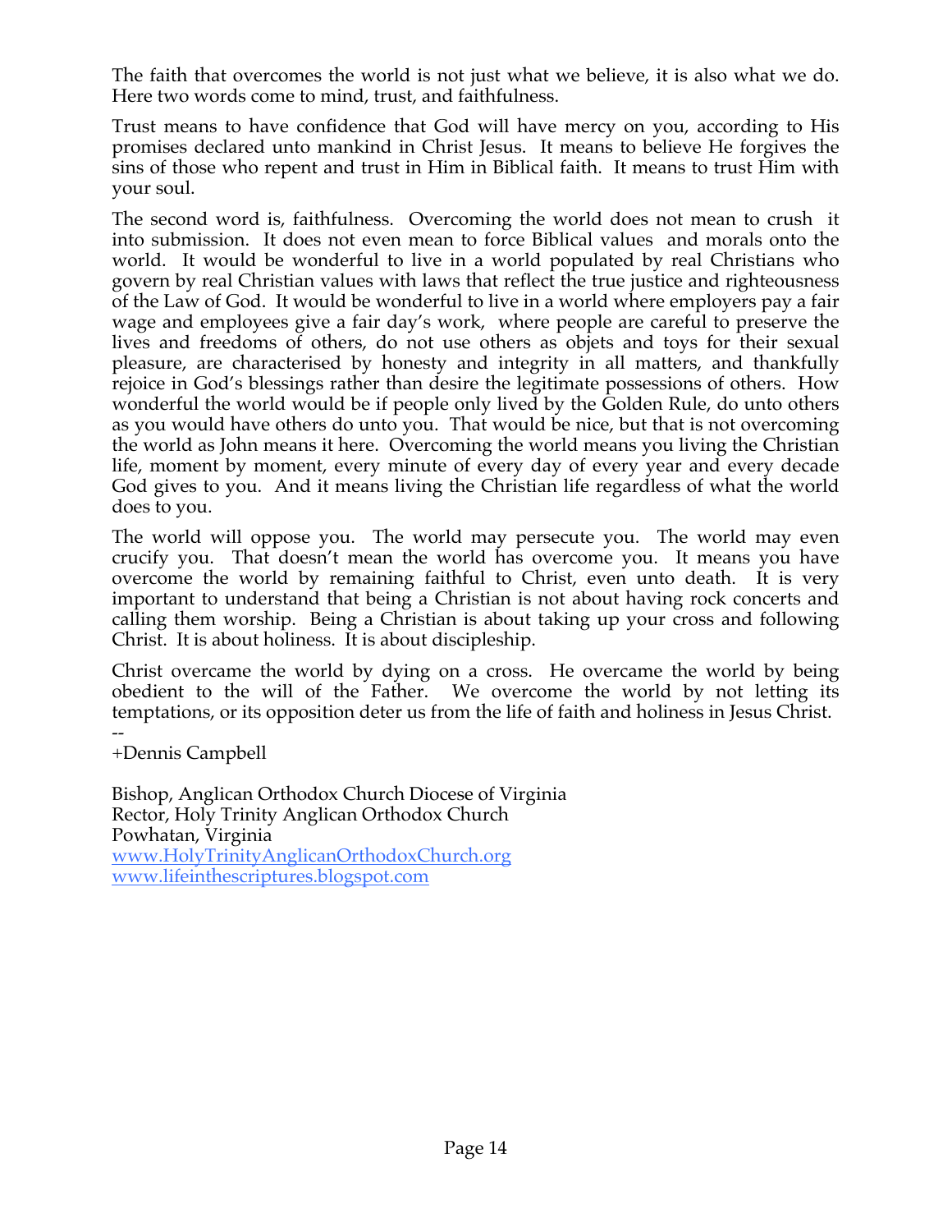The faith that overcomes the world is not just what we believe, it is also what we do. Here two words come to mind, trust, and faithfulness.

Trust means to have confidence that God will have mercy on you, according to His promises declared unto mankind in Christ Jesus. It means to believe He forgives the sins of those who repent and trust in Him in Biblical faith. It means to trust Him with your soul.

The second word is, faithfulness. Overcoming the world does not mean to crush it into submission. It does not even mean to force Biblical values and morals onto the world. It would be wonderful to live in a world populated by real Christians who govern by real Christian values with laws that reflect the true justice and righteousness of the Law of God. It would be wonderful to live in a world where employers pay a fair wage and employees give a fair day's work, where people are careful to preserve the lives and freedoms of others, do not use others as objets and toys for their sexual pleasure, are characterised by honesty and integrity in all matters, and thankfully rejoice in God's blessings rather than desire the legitimate possessions of others. How wonderful the world would be if people only lived by the Golden Rule, do unto others as you would have others do unto you. That would be nice, but that is not overcoming the world as John means it here. Overcoming the world means you living the Christian life, moment by moment, every minute of every day of every year and every decade God gives to you. And it means living the Christian life regardless of what the world does to you.

The world will oppose you. The world may persecute you. The world may even crucify you. That doesn't mean the world has overcome you. It means you have overcome the world by remaining faithful to Christ, even unto death. It is very important to understand that being a Christian is not about having rock concerts and calling them worship. Being a Christian is about taking up your cross and following Christ. It is about holiness. It is about discipleship.

Christ overcame the world by dying on a cross. He overcame the world by being obedient to the will of the Father. We overcome the world by not letting its temptations, or its opposition deter us from the life of faith and holiness in Jesus Christ.

--
+Dennis Campbell

Bishop, Anglican Orthodox Church Diocese of Virginia
Rector, Holy Trinity Anglican Orthodox Church
Powhatan, Virginia
www.HolyTrinityAnglicanOrthodoxChurch.org
www.lifeinthescriptures.blogspot.com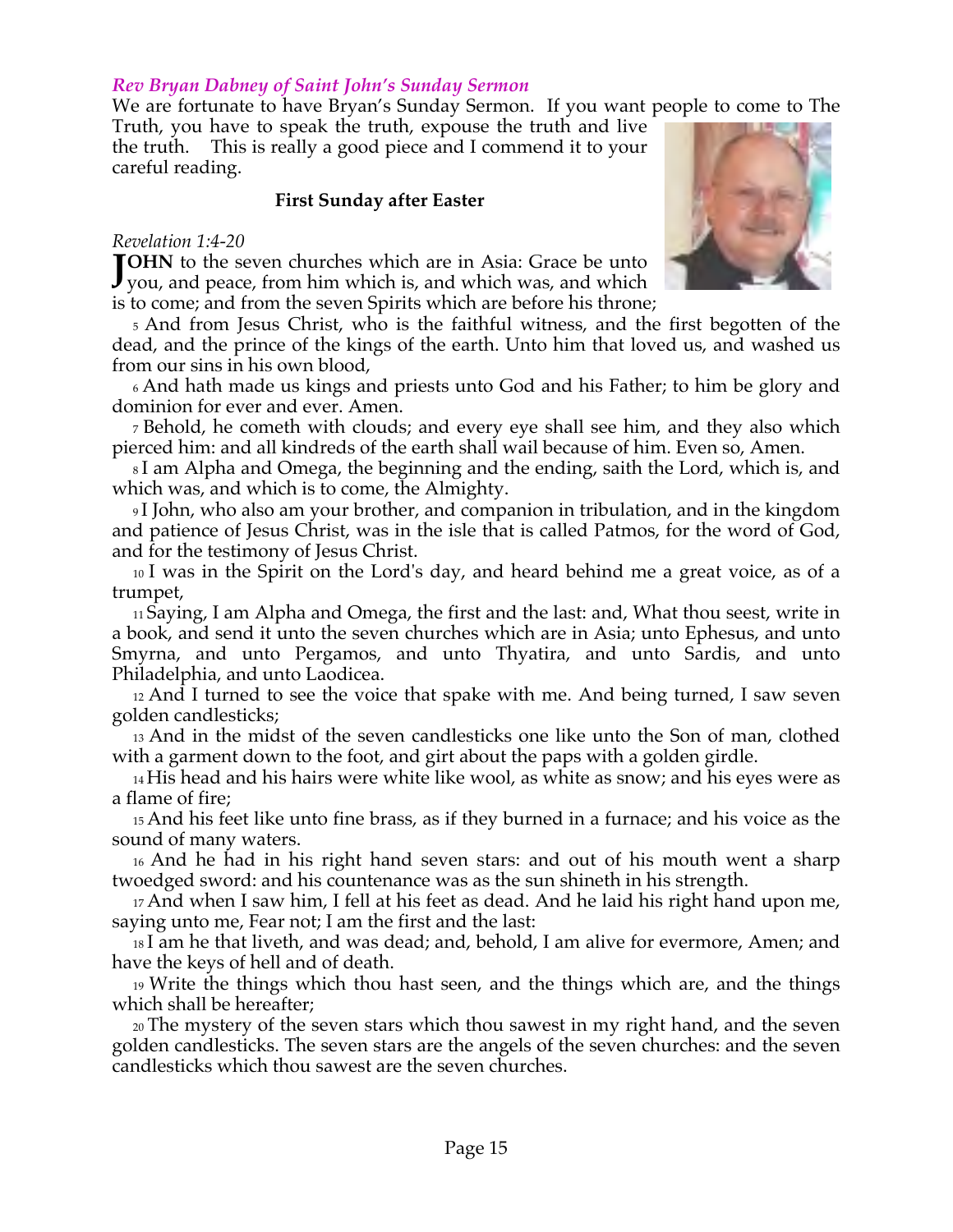*Rev Bryan Dabney of Saint John's Sunday Sermon*

We are fortunate to have Bryan's Sunday Sermon. If you want people to come to The Truth, you have to speak the truth, expose the truth and live the truth. This is really a good piece and I commend it to your careful reading.

**First Sunday after Easter**

*Revelation 1:4-20*

**JOHN** to the seven churches which are in Asia: Grace be unto you, and peace, from him which is, and which was, and which is to come; and from the seven Spirits which are before his throne;

5 And from Jesus Christ, who is the faithful witness, and the first begotten of the dead, and the prince of the kings of the earth. Unto him that loved us, and washed us from our sins in his own blood,

6 And hath made us kings and priests unto God and his Father; to him be glory and dominion for ever and ever. Amen.

7 Behold, he cometh with clouds; and every eye shall see him, and they also which pierced him: and all kindreds of the earth shall wail because of him. Even so, Amen.

8 I am Alpha and Omega, the beginning and the ending, saith the Lord, which is, and which was, and which is to come, the Almighty.

9 I John, who also am your brother, and companion in tribulation, and in the kingdom and patience of Jesus Christ, was in the isle that is called Patmos, for the word of God, and for the testimony of Jesus Christ.

10 I was in the Spirit on the Lord's day, and heard behind me a great voice, as of a trumpet,

11 Saying, I am Alpha and Omega, the first and the last: and, What thou seest, write in a book, and send it unto the seven churches which are in Asia; unto Ephesus, and unto Smyrna, and unto Pergamos, and unto Thyatira, and unto Sardis, and unto Philadelphia, and unto Laodicea.

12 And I turned to see the voice that spake with me. And being turned, I saw seven golden candlesticks;

13 And in the midst of the seven candlesticks one like unto the Son of man, clothed with a garment down to the foot, and girt about the paps with a golden girdle.

14 His head and his hairs were white like wool, as white as snow; and his eyes were as a flame of fire;

15 And his feet like unto fine brass, as if they burned in a furnace; and his voice as the sound of many waters.

16 And he had in his right hand seven stars: and out of his mouth went a sharp twoedged sword: and his countenance was as the sun shineth in his strength.

17 And when I saw him, I fell at his feet as dead. And he laid his right hand upon me, saying unto me, Fear not; I am the first and the last:

18 I am he that liveth, and was dead; and, behold, I am alive for evermore, Amen; and have the keys of hell and of death.

19 Write the things which thou hast seen, and the things which are, and the things which shall be hereafter;

20 The mystery of the seven stars which thou sawest in my right hand, and the seven golden candlesticks. The seven stars are the angels of the seven churches: and the seven candlesticks which thou sawest are the seven churches.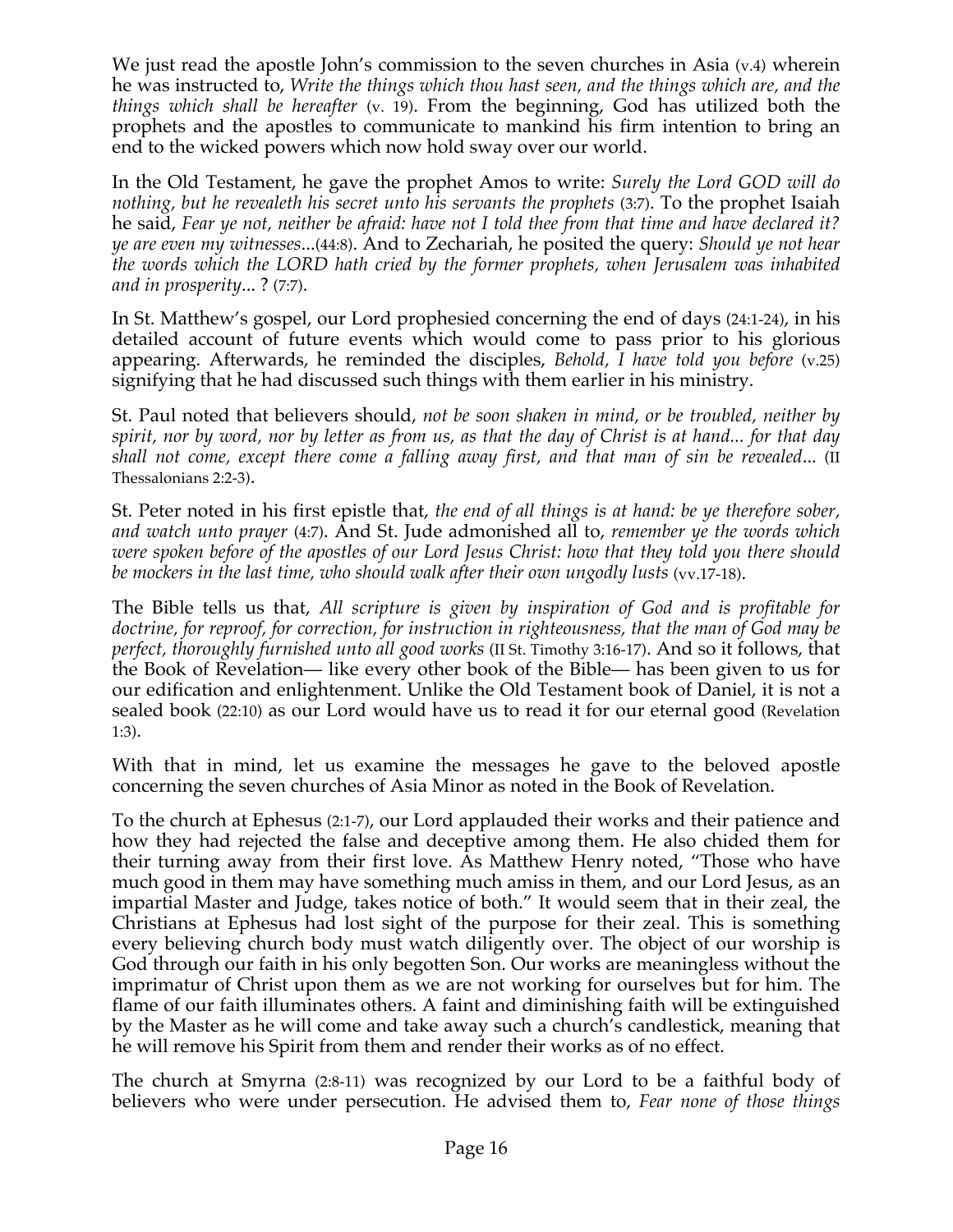We just read the apostle John's commission to the seven churches in Asia (v.4) wherein he was instructed to, *Write the things which thou hast seen, and the things which are, and the things which shall be hereafter* (v. 19). From the beginning, God has utilized both the prophets and the apostles to communicate to mankind his firm intention to bring an end to the wicked powers which now hold sway over our world.

In the Old Testament, he gave the prophet Amos to write: *Surely the Lord GOD will do nothing, but he revealeth his secret unto his servants the prophets* (3:7). To the prophet Isaiah he said, *Fear ye not, neither be afraid: have not I told thee from that time and have declared it? ye are even my witnesses*...(44:8). And to Zechariah, he posited the query: *Should ye not hear the words which the LORD hath cried by the former prophets, when Jerusalem was inhabited and in prosperity*... ? (7:7).

In St. Matthew's gospel, our Lord prophesied concerning the end of days (24:1-24), in his detailed account of future events which would come to pass prior to his glorious appearing. Afterwards, he reminded the disciples, *Behold, I have told you before* (v.25) signifying that he had discussed such things with them earlier in his ministry.

St. Paul noted that believers should, *not be soon shaken in mind, or be troubled, neither by spirit, nor by word, nor by letter as from us, as that the day of Christ is at hand... for that day shall not come, except there come a falling away first, and that man of sin be revealed*... (II Thessalonians 2:2-3).

St. Peter noted in his first epistle that, *the end of all things is at hand: be ye therefore sober, and watch unto prayer* (4:7). And St. Jude admonished all to, *remember ye the words which were spoken before of the apostles of our Lord Jesus Christ: how that they told you there should be mockers in the last time, who should walk after their own ungodly lusts* (vv.17-18).

The Bible tells us that, *All scripture is given by inspiration of God and is profitable for doctrine, for reproof, for correction, for instruction in righteousness, that the man of God may be perfect, thoroughly furnished unto all good works* (II St. Timothy 3:16-17). And so it follows, that the Book of Revelation— like every other book of the Bible— has been given to us for our edification and enlightenment. Unlike the Old Testament book of Daniel, it is not a sealed book (22:10) as our Lord would have us to read it for our eternal good (Revelation 1:3).

With that in mind, let us examine the messages he gave to the beloved apostle concerning the seven churches of Asia Minor as noted in the Book of Revelation.

To the church at Ephesus (2:1-7), our Lord applauded their works and their patience and how they had rejected the false and deceptive among them. He also chided them for their turning away from their first love. As Matthew Henry noted, "Those who have much good in them may have something much amiss in them, and our Lord Jesus, as an impartial Master and Judge, takes notice of both." It would seem that in their zeal, the Christians at Ephesus had lost sight of the purpose for their zeal. This is something every believing church body must watch diligently over. The object of our worship is God through our faith in his only begotten Son. Our works are meaningless without the imprimatur of Christ upon them as we are not working for ourselves but for him. The flame of our faith illuminates others. A faint and diminishing faith will be extinguished by the Master as he will come and take away such a church's candlestick, meaning that he will remove his Spirit from them and render their works as of no effect.

The church at Smyrna (2:8-11) was recognized by our Lord to be a faithful body of believers who were under persecution. He advised them to, *Fear none of those things*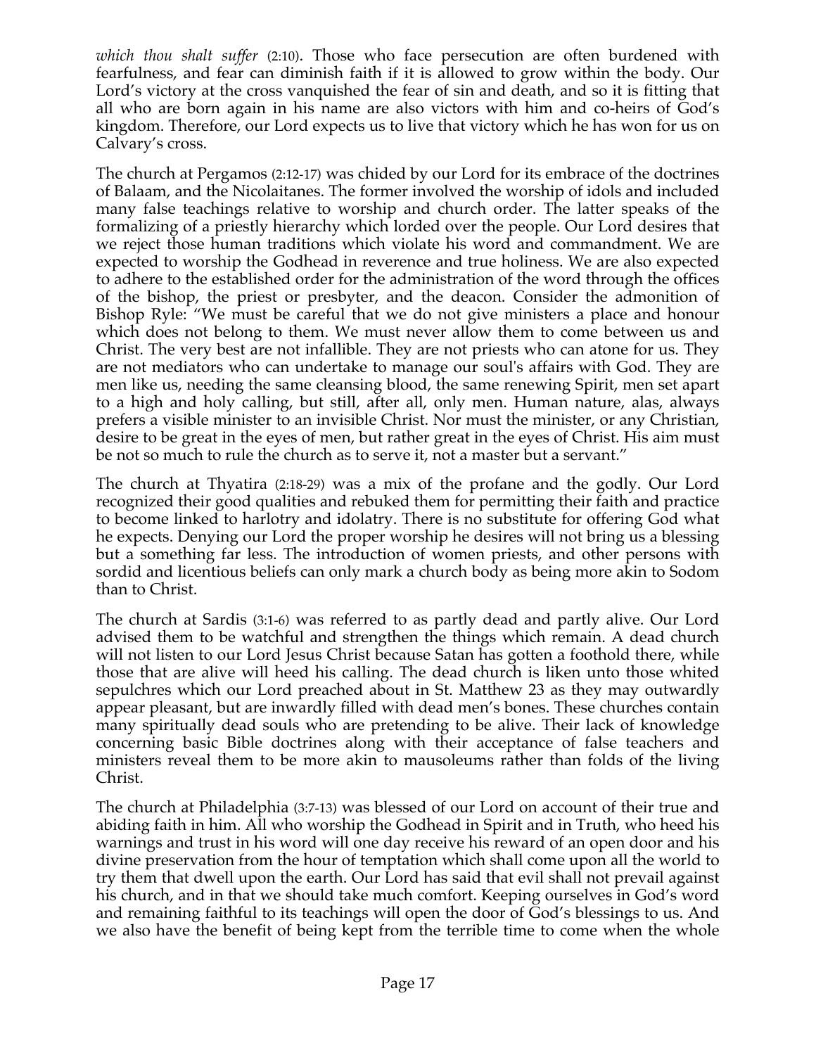*which thou shalt suffer* (2:10). Those who face persecution are often burdened with fearfulness, and fear can diminish faith if it is allowed to grow within the body. Our Lord's victory at the cross vanquished the fear of sin and death, and so it is fitting that all who are born again in his name are also victors with him and co-heirs of God's kingdom. Therefore, our Lord expects us to live that victory which he has won for us on Calvary's cross.

The church at Pergamos (2:12-17) was chided by our Lord for its embrace of the doctrines of Balaam, and the Nicolaitanes. The former involved the worship of idols and included many false teachings relative to worship and church order. The latter speaks of the formalizing of a priestly hierarchy which lorded over the people. Our Lord desires that we reject those human traditions which violate his word and commandment. We are expected to worship the Godhead in reverence and true holiness. We are also expected to adhere to the established order for the administration of the word through the offices of the bishop, the priest or presbyter, and the deacon. Consider the admonition of Bishop Ryle: "We must be careful that we do not give ministers a place and honour which does not belong to them. We must never allow them to come between us and Christ. The very best are not infallible. They are not priests who can atone for us. They are not mediators who can undertake to manage our soul's affairs with God. They are men like us, needing the same cleansing blood, the same renewing Spirit, men set apart to a high and holy calling, but still, after all, only men. Human nature, alas, always prefers a visible minister to an invisible Christ. Nor must the minister, or any Christian, desire to be great in the eyes of men, but rather great in the eyes of Christ. His aim must be not so much to rule the church as to serve it, not a master but a servant."

The church at Thyatira (2:18-29) was a mix of the profane and the godly. Our Lord recognized their good qualities and rebuked them for permitting their faith and practice to become linked to harlotry and idolatry. There is no substitute for offering God what he expects. Denying our Lord the proper worship he desires will not bring us a blessing but a something far less. The introduction of women priests, and other persons with sordid and licentious beliefs can only mark a church body as being more akin to Sodom than to Christ.

The church at Sardis (3:1-6) was referred to as partly dead and partly alive. Our Lord advised them to be watchful and strengthen the things which remain. A dead church will not listen to our Lord Jesus Christ because Satan has gotten a foothold there, while those that are alive will heed his calling. The dead church is liken unto those whited sepulchres which our Lord preached about in St. Matthew 23 as they may outwardly appear pleasant, but are inwardly filled with dead men's bones. These churches contain many spiritually dead souls who are pretending to be alive. Their lack of knowledge concerning basic Bible doctrines along with their acceptance of false teachers and ministers reveal them to be more akin to mausoleums rather than folds of the living Christ.

The church at Philadelphia (3:7-13) was blessed of our Lord on account of their true and abiding faith in him. All who worship the Godhead in Spirit and in Truth, who heed his warnings and trust in his word will one day receive his reward of an open door and his divine preservation from the hour of temptation which shall come upon all the world to try them that dwell upon the earth. Our Lord has said that evil shall not prevail against his church, and in that we should take much comfort. Keeping ourselves in God's word and remaining faithful to its teachings will open the door of God's blessings to us. And we also have the benefit of being kept from the terrible time to come when the whole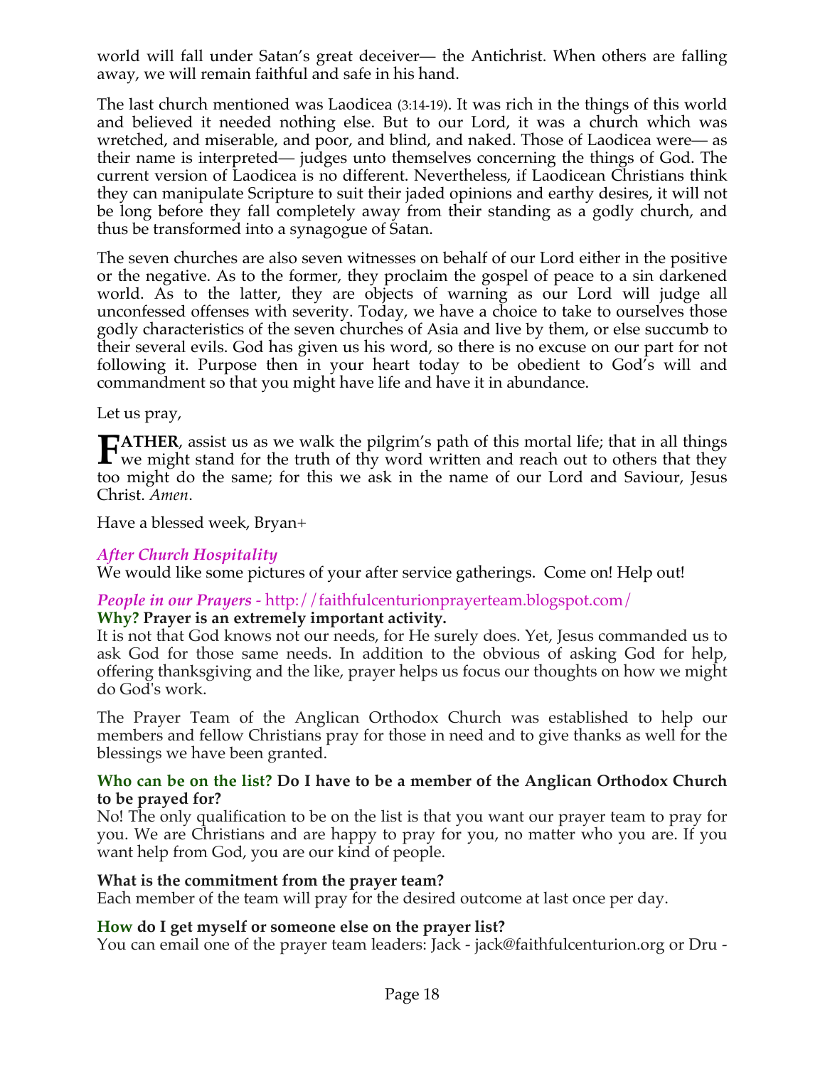world will fall under Satan's great deceiver— the Antichrist. When others are falling away, we will remain faithful and safe in his hand.

The last church mentioned was Laodicea (3:14-19). It was rich in the things of this world and believed it needed nothing else. But to our Lord, it was a church which was wretched, and miserable, and poor, and blind, and naked. Those of Laodicea were— as their name is interpreted— judges unto themselves concerning the things of God. The current version of Laodicea is no different. Nevertheless, if Laodicean Christians think they can manipulate Scripture to suit their jaded opinions and earthy desires, it will not be long before they fall completely away from their standing as a godly church, and thus be transformed into a synagogue of Satan.

The seven churches are also seven witnesses on behalf of our Lord either in the positive or the negative. As to the former, they proclaim the gospel of peace to a sin darkened world. As to the latter, they are objects of warning as our Lord will judge all unconfessed offenses with severity. Today, we have a choice to take to ourselves those godly characteristics of the seven churches of Asia and live by them, or else succumb to their several evils. God has given us his word, so there is no excuse on our part for not following it. Purpose then in your heart today to be obedient to God's will and commandment so that you might have life and have it in abundance.

Let us pray,

**FATHER**, assist us as we walk the pilgrim's path of this mortal life; that in all things we might stand for the truth of thy word written and reach out to others that they too might do the same; for this we ask in the name of our Lord and Saviour, Jesus Christ. *Amen*.

Have a blessed week, Bryan+

### *After Church Hospitality*

We would like some pictures of your after service gatherings. Come on! Help out!

### *People in our Prayers* - http://faithfulcenturionprayerteam.blogspot.com/

**Why? Prayer is an extremely important activity.**

It is not that God knows not our needs, for He surely does. Yet, Jesus commanded us to ask God for those same needs. In addition to the obvious of asking God for help, offering thanksgiving and the like, prayer helps us focus our thoughts on how we might do God's work.

The Prayer Team of the Anglican Orthodox Church was established to help our members and fellow Christians pray for those in need and to give thanks as well for the blessings we have been granted.

**Who can be on the list? Do I have to be a member of the Anglican Orthodox Church to be prayed for?**

No! The only qualification to be on the list is that you want our prayer team to pray for you. We are Christians and are happy to pray for you, no matter who you are. If you want help from God, you are our kind of people.

**What is the commitment from the prayer team?**

Each member of the team will pray for the desired outcome at last once per day.

**How do I get myself or someone else on the prayer list?**

You can email one of the prayer team leaders: Jack - jack@faithfulcenturion.org or Dru -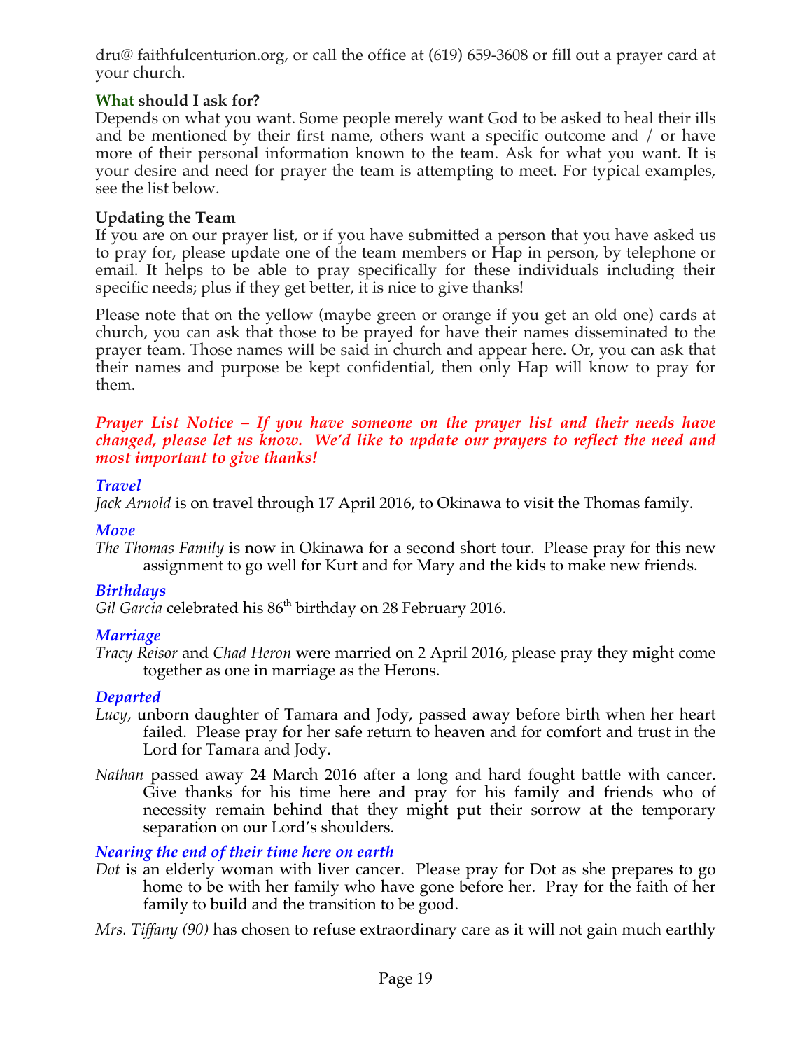dru@ faithfulcenturion.org, or call the office at (619) 659-3608 or fill out a prayer card at your church.

**What should I ask for?**

Depends on what you want. Some people merely want God to be asked to heal their ills and be mentioned by their first name, others want a specific outcome and / or have more of their personal information known to the team. Ask for what you want. It is your desire and need for prayer the team is attempting to meet. For typical examples, see the list below.

**Updating the Team**

If you are on our prayer list, or if you have submitted a person that you have asked us to pray for, please update one of the team members or Hap in person, by telephone or email. It helps to be able to pray specifically for these individuals including their specific needs; plus if they get better, it is nice to give thanks!

Please note that on the yellow (maybe green or orange if you get an old one) cards at church, you can ask that those to be prayed for have their names disseminated to the prayer team. Those names will be said in church and appear here. Or, you can ask that their names and purpose be kept confidential, then only Hap will know to pray for them.

***Prayer List Notice – If you have someone on the prayer list and their needs have changed, please let us know. We'd like to update our prayers to reflect the need and most important to give thanks!***

***Travel***

*Jack Arnold* is on travel through 17 April 2016, to Okinawa to visit the Thomas family.

***Move***

*The Thomas Family* is now in Okinawa for a second short tour. Please pray for this new assignment to go well for Kurt and for Mary and the kids to make new friends.

***Birthdays***

*Gil Garcia* celebrated his 86th birthday on 28 February 2016.

***Marriage***

*Tracy Reisor* and *Chad Heron* were married on 2 April 2016, please pray they might come together as one in marriage as the Herons.

***Departed***

*Lucy,* unborn daughter of Tamara and Jody, passed away before birth when her heart failed. Please pray for her safe return to heaven and for comfort and trust in the Lord for Tamara and Jody.

*Nathan* passed away 24 March 2016 after a long and hard fought battle with cancer. Give thanks for his time here and pray for his family and friends who of necessity remain behind that they might put their sorrow at the temporary separation on our Lord's shoulders.

***Nearing the end of their time here on earth***

*Dot* is an elderly woman with liver cancer. Please pray for Dot as she prepares to go home to be with her family who have gone before her. Pray for the faith of her family to build and the transition to be good.

*Mrs. Tiffany (90)* has chosen to refuse extraordinary care as it will not gain much earthly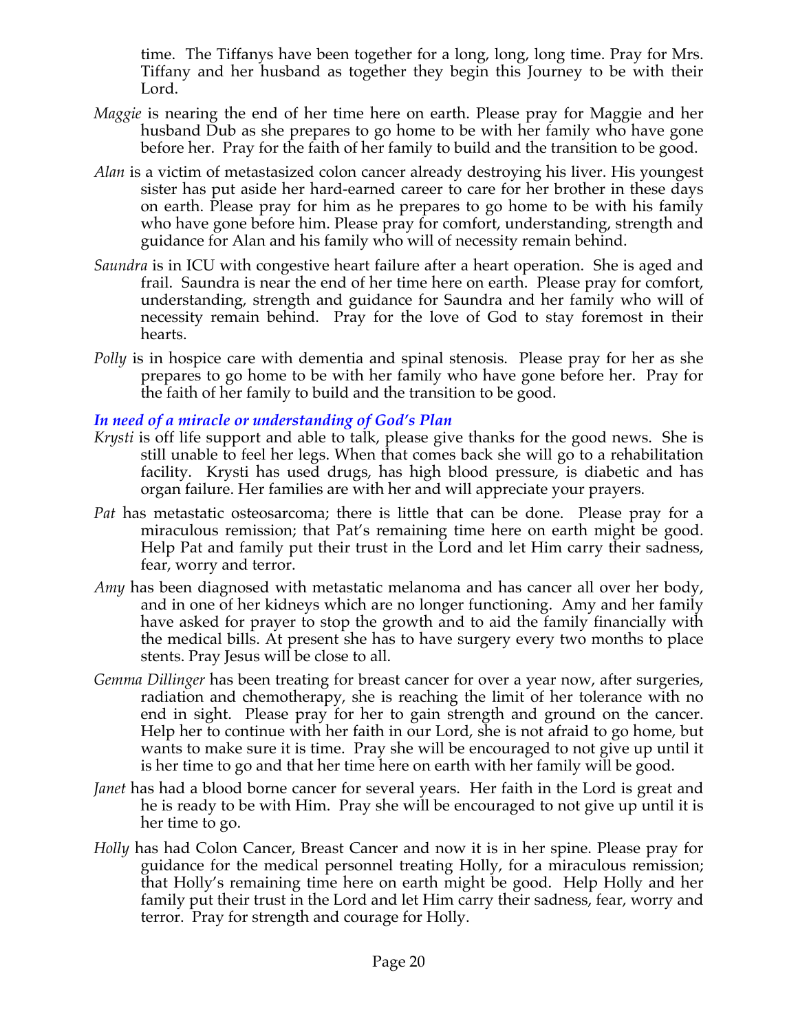time. The Tiffanys have been together for a long, long, long time. Pray for Mrs. Tiffany and her husband as together they begin this Journey to be with their Lord.

*Maggie* is nearing the end of her time here on earth. Please pray for Maggie and her husband Dub as she prepares to go home to be with her family who have gone before her. Pray for the faith of her family to build and the transition to be good.

*Alan* is a victim of metastasized colon cancer already destroying his liver. His youngest sister has put aside her hard-earned career to care for her brother in these days on earth. Please pray for him as he prepares to go home to be with his family who have gone before him. Please pray for comfort, understanding, strength and guidance for Alan and his family who will of necessity remain behind.

*Saundra* is in ICU with congestive heart failure after a heart operation. She is aged and frail. Saundra is near the end of her time here on earth. Please pray for comfort, understanding, strength and guidance for Saundra and her family who will of necessity remain behind. Pray for the love of God to stay foremost in their hearts.

*Polly* is in hospice care with dementia and spinal stenosis. Please pray for her as she prepares to go home to be with her family who have gone before her. Pray for the faith of her family to build and the transition to be good.

***In need of a miracle or understanding of God's Plan***

*Krysti* is off life support and able to talk, please give thanks for the good news. She is still unable to feel her legs. When that comes back she will go to a rehabilitation facility. Krysti has used drugs, has high blood pressure, is diabetic and has organ failure. Her families are with her and will appreciate your prayers.

*Pat* has metastatic osteosarcoma; there is little that can be done. Please pray for a miraculous remission; that Pat's remaining time here on earth might be good. Help Pat and family put their trust in the Lord and let Him carry their sadness, fear, worry and terror.

*Amy* has been diagnosed with metastatic melanoma and has cancer all over her body, and in one of her kidneys which are no longer functioning. Amy and her family have asked for prayer to stop the growth and to aid the family financially with the medical bills. At present she has to have surgery every two months to place stents. Pray Jesus will be close to all.

*Gemma Dillinger* has been treating for breast cancer for over a year now, after surgeries, radiation and chemotherapy, she is reaching the limit of her tolerance with no end in sight. Please pray for her to gain strength and ground on the cancer. Help her to continue with her faith in our Lord, she is not afraid to go home, but wants to make sure it is time. Pray she will be encouraged to not give up until it is her time to go and that her time here on earth with her family will be good.

*Janet* has had a blood borne cancer for several years. Her faith in the Lord is great and he is ready to be with Him. Pray she will be encouraged to not give up until it is her time to go.

*Holly* has had Colon Cancer, Breast Cancer and now it is in her spine. Please pray for guidance for the medical personnel treating Holly, for a miraculous remission; that Holly's remaining time here on earth might be good. Help Holly and her family put their trust in the Lord and let Him carry their sadness, fear, worry and terror. Pray for strength and courage for Holly.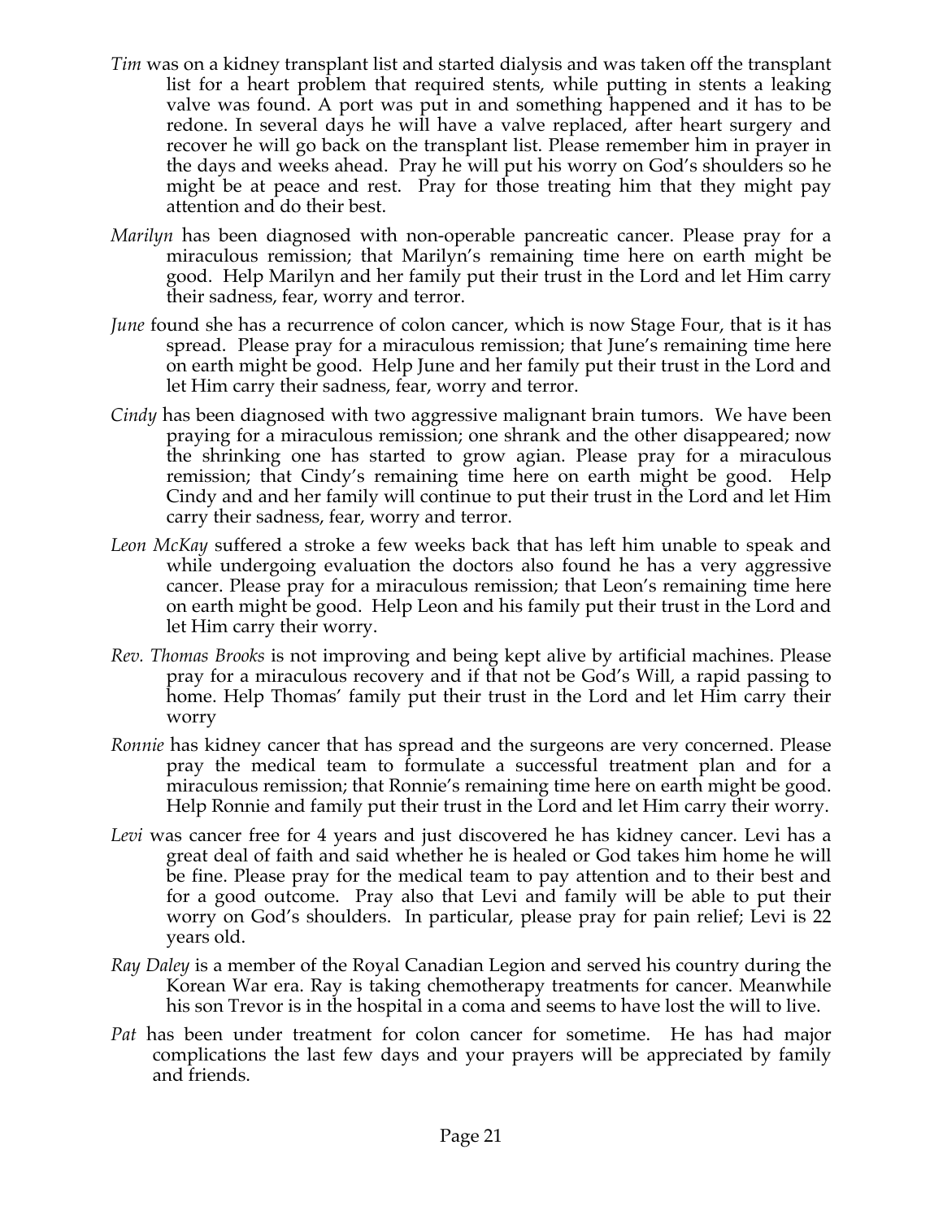*Tim* was on a kidney transplant list and started dialysis and was taken off the transplant list for a heart problem that required stents, while putting in stents a leaking valve was found. A port was put in and something happened and it has to be redone. In several days he will have a valve replaced, after heart surgery and recover he will go back on the transplant list. Please remember him in prayer in the days and weeks ahead. Pray he will put his worry on God's shoulders so he might be at peace and rest. Pray for those treating him that they might pay attention and do their best.

*Marilyn* has been diagnosed with non-operable pancreatic cancer. Please pray for a miraculous remission; that Marilyn's remaining time here on earth might be good. Help Marilyn and her family put their trust in the Lord and let Him carry their sadness, fear, worry and terror.

*June* found she has a recurrence of colon cancer, which is now Stage Four, that is it has spread. Please pray for a miraculous remission; that June's remaining time here on earth might be good. Help June and her family put their trust in the Lord and let Him carry their sadness, fear, worry and terror.

*Cindy* has been diagnosed with two aggressive malignant brain tumors. We have been praying for a miraculous remission; one shrank and the other disappeared; now the shrinking one has started to grow agian. Please pray for a miraculous remission; that Cindy's remaining time here on earth might be good. Help Cindy and and her family will continue to put their trust in the Lord and let Him carry their sadness, fear, worry and terror.

*Leon McKay* suffered a stroke a few weeks back that has left him unable to speak and while undergoing evaluation the doctors also found he has a very aggressive cancer. Please pray for a miraculous remission; that Leon's remaining time here on earth might be good. Help Leon and his family put their trust in the Lord and let Him carry their worry.

*Rev. Thomas Brooks* is not improving and being kept alive by artificial machines. Please pray for a miraculous recovery and if that not be God's Will, a rapid passing to home. Help Thomas' family put their trust in the Lord and let Him carry their worry

*Ronnie* has kidney cancer that has spread and the surgeons are very concerned. Please pray the medical team to formulate a successful treatment plan and for a miraculous remission; that Ronnie's remaining time here on earth might be good. Help Ronnie and family put their trust in the Lord and let Him carry their worry.

*Levi* was cancer free for 4 years and just discovered he has kidney cancer. Levi has a great deal of faith and said whether he is healed or God takes him home he will be fine. Please pray for the medical team to pay attention and to their best and for a good outcome. Pray also that Levi and family will be able to put their worry on God's shoulders. In particular, please pray for pain relief; Levi is 22 years old.

*Ray Daley* is a member of the Royal Canadian Legion and served his country during the Korean War era. Ray is taking chemotherapy treatments for cancer. Meanwhile his son Trevor is in the hospital in a coma and seems to have lost the will to live.

*Pat* has been under treatment for colon cancer for sometime. He has had major complications the last few days and your prayers will be appreciated by family and friends.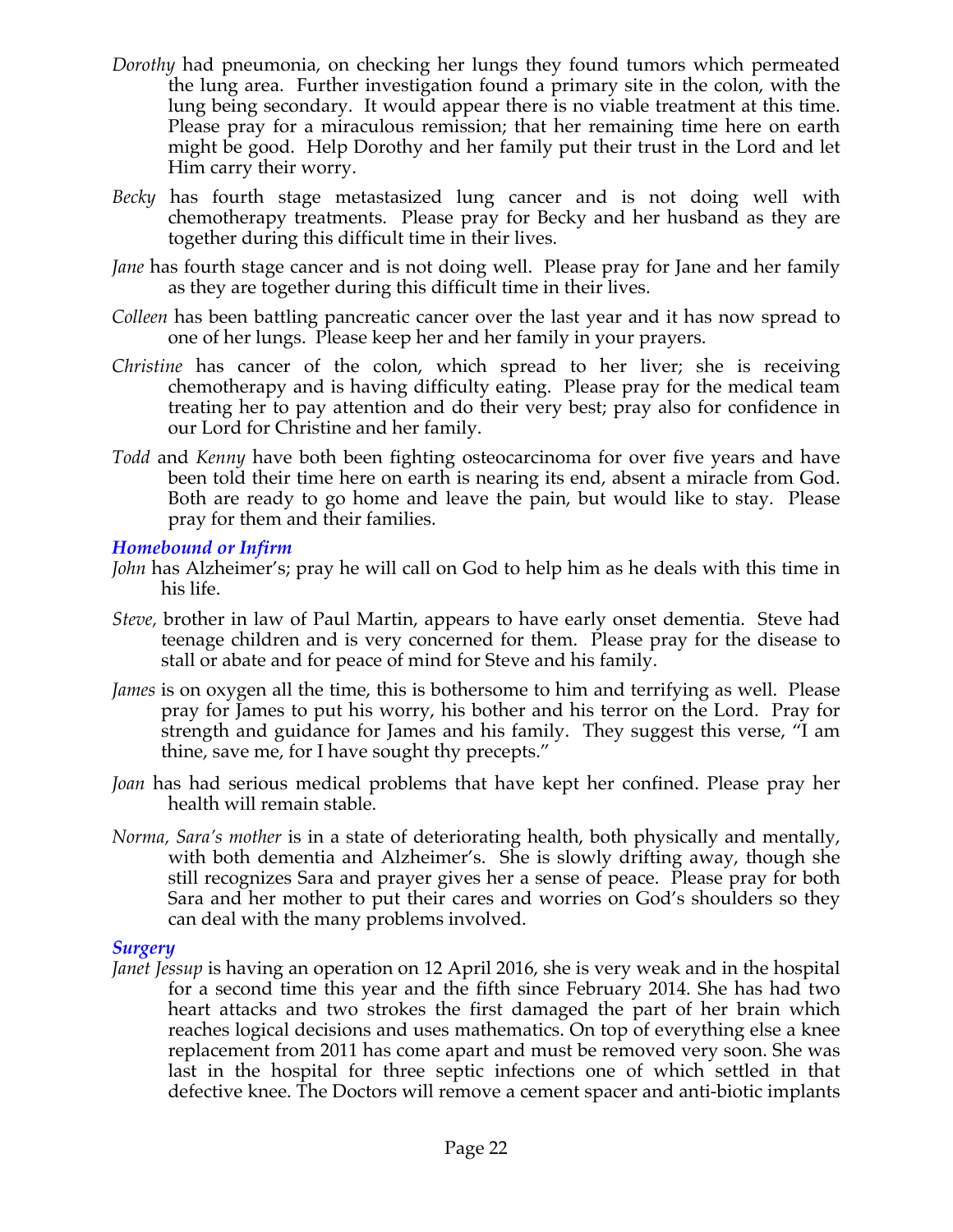*Dorothy* had pneumonia, on checking her lungs they found tumors which permeated the lung area. Further investigation found a primary site in the colon, with the lung being secondary. It would appear there is no viable treatment at this time. Please pray for a miraculous remission; that her remaining time here on earth might be good. Help Dorothy and her family put their trust in the Lord and let Him carry their worry.

*Becky* has fourth stage metastasized lung cancer and is not doing well with chemotherapy treatments. Please pray for Becky and her husband as they are together during this difficult time in their lives.

*Jane* has fourth stage cancer and is not doing well. Please pray for Jane and her family as they are together during this difficult time in their lives.

*Colleen* has been battling pancreatic cancer over the last year and it has now spread to one of her lungs. Please keep her and her family in your prayers.

*Christine* has cancer of the colon, which spread to her liver; she is receiving chemotherapy and is having difficulty eating. Please pray for the medical team treating her to pay attention and do their very best; pray also for confidence in our Lord for Christine and her family.

*Todd* and *Kenny* have both been fighting osteocarcinoma for over five years and have been told their time here on earth is nearing its end, absent a miracle from God. Both are ready to go home and leave the pain, but would like to stay. Please pray for them and their families.

### *Homebound or Infirm*

*John* has Alzheimer's; pray he will call on God to help him as he deals with this time in his life.

*Steve,* brother in law of Paul Martin, appears to have early onset dementia. Steve had teenage children and is very concerned for them. Please pray for the disease to stall or abate and for peace of mind for Steve and his family.

*James* is on oxygen all the time, this is bothersome to him and terrifying as well. Please pray for James to put his worry, his bother and his terror on the Lord. Pray for strength and guidance for James and his family. They suggest this verse, "I am thine, save me, for I have sought thy precepts."

*Joan* has had serious medical problems that have kept her confined. Please pray her health will remain stable.

*Norma, Sara's mother* is in a state of deteriorating health, both physically and mentally, with both dementia and Alzheimer's. She is slowly drifting away, though she still recognizes Sara and prayer gives her a sense of peace. Please pray for both Sara and her mother to put their cares and worries on God's shoulders so they can deal with the many problems involved.

### *Surgery*

*Janet Jessup* is having an operation on 12 April 2016, she is very weak and in the hospital for a second time this year and the fifth since February 2014. She has had two heart attacks and two strokes the first damaged the part of her brain which reaches logical decisions and uses mathematics. On top of everything else a knee replacement from 2011 has come apart and must be removed very soon. She was last in the hospital for three septic infections one of which settled in that defective knee. The Doctors will remove a cement spacer and anti-biotic implants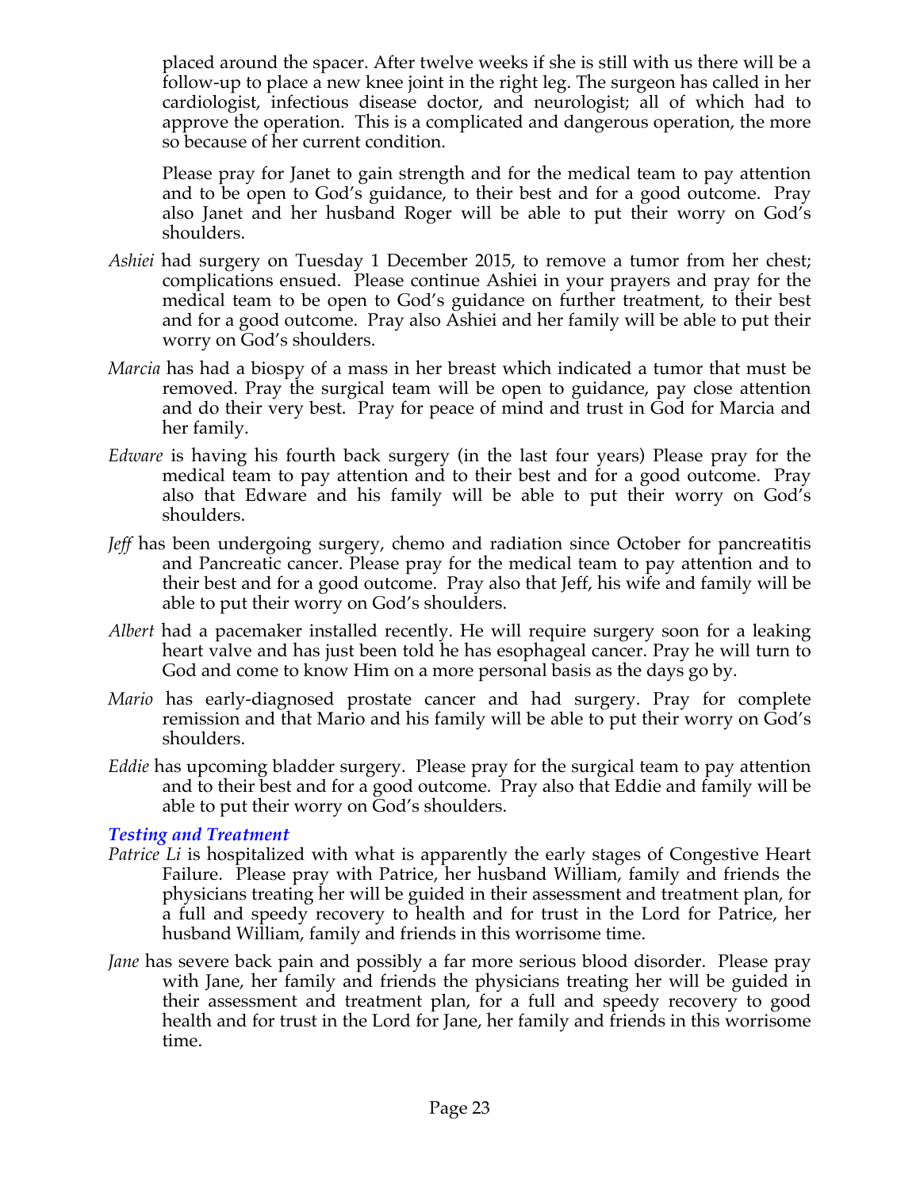placed around the spacer. After twelve weeks if she is still with us there will be a follow-up to place a new knee joint in the right leg. The surgeon has called in her cardiologist, infectious disease doctor, and neurologist; all of which had to approve the operation. This is a complicated and dangerous operation, the more so because of her current condition.

Please pray for Janet to gain strength and for the medical team to pay attention and to be open to God's guidance, to their best and for a good outcome. Pray also Janet and her husband Roger will be able to put their worry on God's shoulders.

*Ashiei* had surgery on Tuesday 1 December 2015, to remove a tumor from her chest; complications ensued. Please continue Ashiei in your prayers and pray for the medical team to be open to God's guidance on further treatment, to their best and for a good outcome. Pray also Ashiei and her family will be able to put their worry on God's shoulders.

*Marcia* has had a biospy of a mass in her breast which indicated a tumor that must be removed. Pray the surgical team will be open to guidance, pay close attention and do their very best. Pray for peace of mind and trust in God for Marcia and her family.

*Edware* is having his fourth back surgery (in the last four years) Please pray for the medical team to pay attention and to their best and for a good outcome. Pray also that Edware and his family will be able to put their worry on God's shoulders.

*Jeff* has been undergoing surgery, chemo and radiation since October for pancreatitis and Pancreatic cancer. Please pray for the medical team to pay attention and to their best and for a good outcome. Pray also that Jeff, his wife and family will be able to put their worry on God's shoulders.

*Albert* had a pacemaker installed recently. He will require surgery soon for a leaking heart valve and has just been told he has esophageal cancer. Pray he will turn to God and come to know Him on a more personal basis as the days go by.

*Mario* has early-diagnosed prostate cancer and had surgery. Pray for complete remission and that Mario and his family will be able to put their worry on God's shoulders.

*Eddie* has upcoming bladder surgery. Please pray for the surgical team to pay attention and to their best and for a good outcome. Pray also that Eddie and family will be able to put their worry on God's shoulders.

### *Testing and Treatment*

*Patrice Li* is hospitalized with what is apparently the early stages of Congestive Heart Failure. Please pray with Patrice, her husband William, family and friends the physicians treating her will be guided in their assessment and treatment plan, for a full and speedy recovery to health and for trust in the Lord for Patrice, her husband William, family and friends in this worrisome time.

*Jane* has severe back pain and possibly a far more serious blood disorder. Please pray with Jane, her family and friends the physicians treating her will be guided in their assessment and treatment plan, for a full and speedy recovery to good health and for trust in the Lord for Jane, her family and friends in this worrisome time.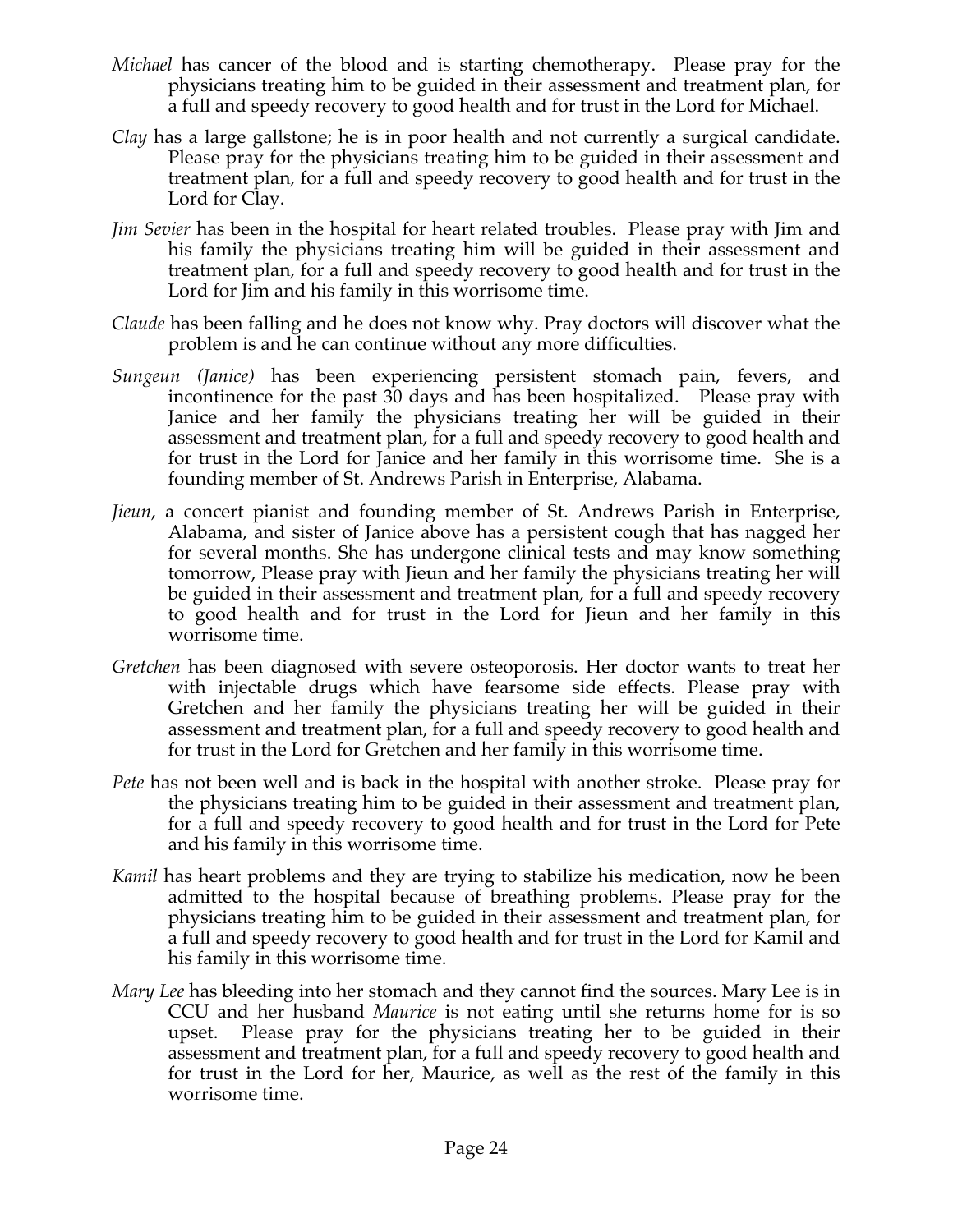*Michael* has cancer of the blood and is starting chemotherapy. Please pray for the physicians treating him to be guided in their assessment and treatment plan, for a full and speedy recovery to good health and for trust in the Lord for Michael.

*Clay* has a large gallstone; he is in poor health and not currently a surgical candidate. Please pray for the physicians treating him to be guided in their assessment and treatment plan, for a full and speedy recovery to good health and for trust in the Lord for Clay.

*Jim Sevier* has been in the hospital for heart related troubles. Please pray with Jim and his family the physicians treating him will be guided in their assessment and treatment plan, for a full and speedy recovery to good health and for trust in the Lord for Jim and his family in this worrisome time.

*Claude* has been falling and he does not know why. Pray doctors will discover what the problem is and he can continue without any more difficulties.

*Sungeun (Janice)* has been experiencing persistent stomach pain, fevers, and incontinence for the past 30 days and has been hospitalized. Please pray with Janice and her family the physicians treating her will be guided in their assessment and treatment plan, for a full and speedy recovery to good health and for trust in the Lord for Janice and her family in this worrisome time. She is a founding member of St. Andrews Parish in Enterprise, Alabama.

*Jieun*, a concert pianist and founding member of St. Andrews Parish in Enterprise, Alabama, and sister of Janice above has a persistent cough that has nagged her for several months. She has undergone clinical tests and may know something tomorrow, Please pray with Jieun and her family the physicians treating her will be guided in their assessment and treatment plan, for a full and speedy recovery to good health and for trust in the Lord for Jieun and her family in this worrisome time.

*Gretchen* has been diagnosed with severe osteoporosis. Her doctor wants to treat her with injectable drugs which have fearsome side effects. Please pray with Gretchen and her family the physicians treating her will be guided in their assessment and treatment plan, for a full and speedy recovery to good health and for trust in the Lord for Gretchen and her family in this worrisome time.

*Pete* has not been well and is back in the hospital with another stroke. Please pray for the physicians treating him to be guided in their assessment and treatment plan, for a full and speedy recovery to good health and for trust in the Lord for Pete and his family in this worrisome time.

*Kamil* has heart problems and they are trying to stabilize his medication, now he been admitted to the hospital because of breathing problems. Please pray for the physicians treating him to be guided in their assessment and treatment plan, for a full and speedy recovery to good health and for trust in the Lord for Kamil and his family in this worrisome time.

*Mary Lee* has bleeding into her stomach and they cannot find the sources. Mary Lee is in CCU and her husband *Maurice* is not eating until she returns home for is so upset. Please pray for the physicians treating her to be guided in their assessment and treatment plan, for a full and speedy recovery to good health and for trust in the Lord for her, Maurice, as well as the rest of the family in this worrisome time.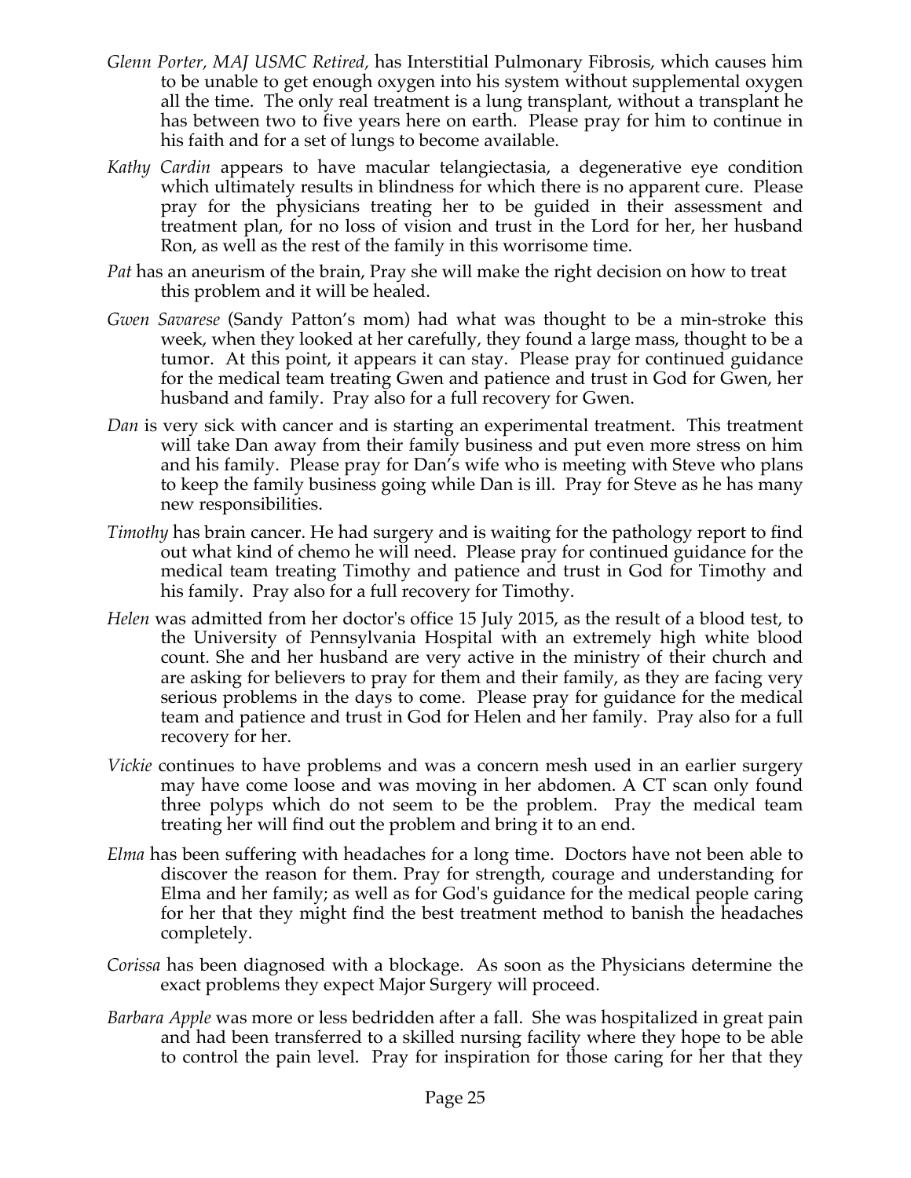*Glenn Porter, MAJ USMC Retired,* has Interstitial Pulmonary Fibrosis, which causes him to be unable to get enough oxygen into his system without supplemental oxygen all the time. The only real treatment is a lung transplant, without a transplant he has between two to five years here on earth. Please pray for him to continue in his faith and for a set of lungs to become available.

*Kathy Cardin* appears to have macular telangiectasia, a degenerative eye condition which ultimately results in blindness for which there is no apparent cure. Please pray for the physicians treating her to be guided in their assessment and treatment plan, for no loss of vision and trust in the Lord for her, her husband Ron, as well as the rest of the family in this worrisome time.

*Pat* has an aneurism of the brain, Pray she will make the right decision on how to treat this problem and it will be healed.

*Gwen Savarese* (Sandy Patton's mom) had what was thought to be a min-stroke this week, when they looked at her carefully, they found a large mass, thought to be a tumor. At this point, it appears it can stay. Please pray for continued guidance for the medical team treating Gwen and patience and trust in God for Gwen, her husband and family. Pray also for a full recovery for Gwen.

*Dan* is very sick with cancer and is starting an experimental treatment. This treatment will take Dan away from their family business and put even more stress on him and his family. Please pray for Dan's wife who is meeting with Steve who plans to keep the family business going while Dan is ill. Pray for Steve as he has many new responsibilities.

*Timothy* has brain cancer. He had surgery and is waiting for the pathology report to find out what kind of chemo he will need. Please pray for continued guidance for the medical team treating Timothy and patience and trust in God for Timothy and his family. Pray also for a full recovery for Timothy.

*Helen* was admitted from her doctor's office 15 July 2015, as the result of a blood test, to the University of Pennsylvania Hospital with an extremely high white blood count. She and her husband are very active in the ministry of their church and are asking for believers to pray for them and their family, as they are facing very serious problems in the days to come. Please pray for guidance for the medical team and patience and trust in God for Helen and her family. Pray also for a full recovery for her.

*Vickie* continues to have problems and was a concern mesh used in an earlier surgery may have come loose and was moving in her abdomen. A CT scan only found three polyps which do not seem to be the problem. Pray the medical team treating her will find out the problem and bring it to an end.

*Elma* has been suffering with headaches for a long time. Doctors have not been able to discover the reason for them. Pray for strength, courage and understanding for Elma and her family; as well as for God's guidance for the medical people caring for her that they might find the best treatment method to banish the headaches completely.

*Corissa* has been diagnosed with a blockage. As soon as the Physicians determine the exact problems they expect Major Surgery will proceed.

*Barbara Apple* was more or less bedridden after a fall. She was hospitalized in great pain and had been transferred to a skilled nursing facility where they hope to be able to control the pain level. Pray for inspiration for those caring for her that they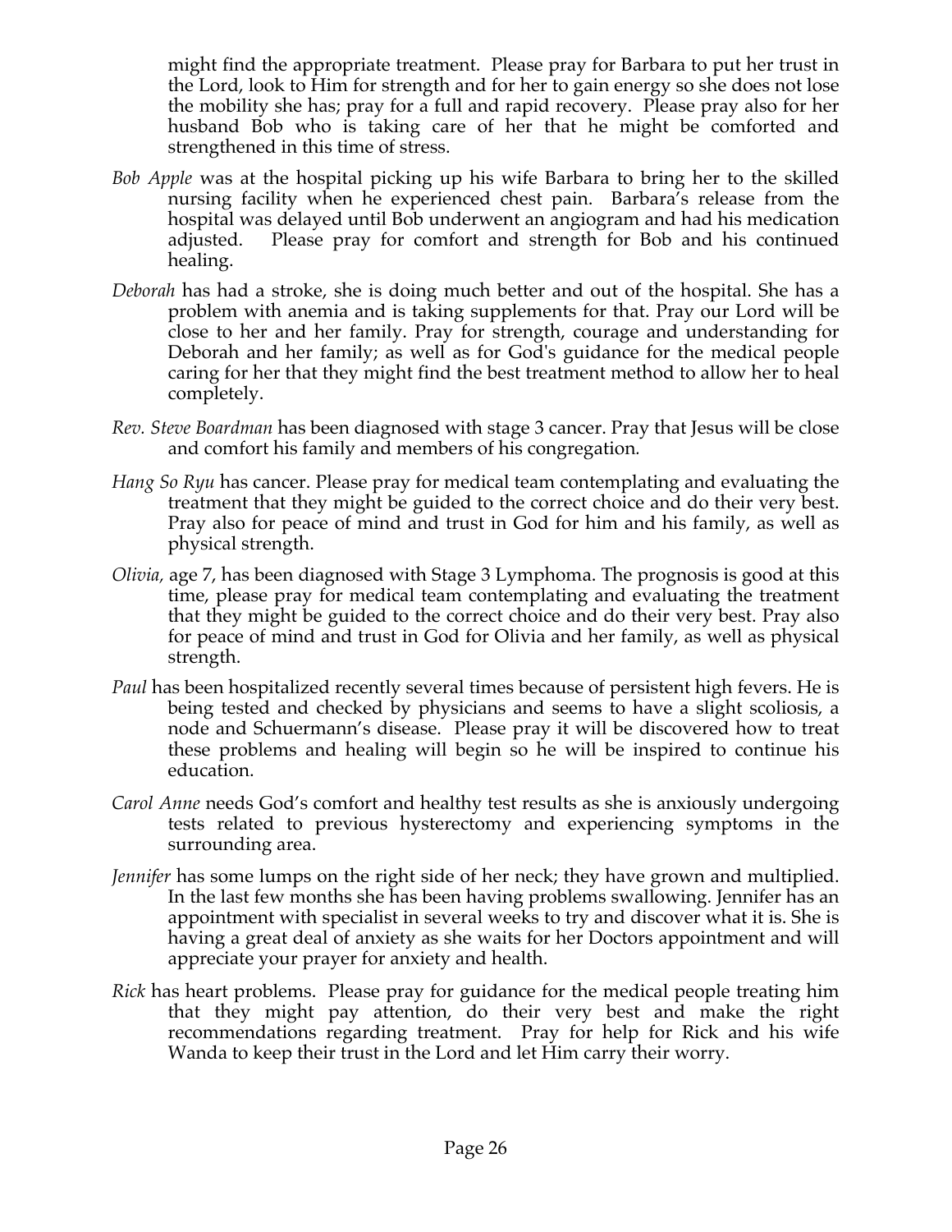might find the appropriate treatment. Please pray for Barbara to put her trust in the Lord, look to Him for strength and for her to gain energy so she does not lose the mobility she has; pray for a full and rapid recovery. Please pray also for her husband Bob who is taking care of her that he might be comforted and strengthened in this time of stress.

*Bob Apple* was at the hospital picking up his wife Barbara to bring her to the skilled nursing facility when he experienced chest pain. Barbara's release from the hospital was delayed until Bob underwent an angiogram and had his medication adjusted. Please pray for comfort and strength for Bob and his continued healing.

*Deborah* has had a stroke, she is doing much better and out of the hospital. She has a problem with anemia and is taking supplements for that. Pray our Lord will be close to her and her family. Pray for strength, courage and understanding for Deborah and her family; as well as for God's guidance for the medical people caring for her that they might find the best treatment method to allow her to heal completely.

*Rev. Steve Boardman* has been diagnosed with stage 3 cancer. Pray that Jesus will be close and comfort his family and members of his congregation.

*Hang So Ryu* has cancer. Please pray for medical team contemplating and evaluating the treatment that they might be guided to the correct choice and do their very best. Pray also for peace of mind and trust in God for him and his family, as well as physical strength.

*Olivia,* age 7, has been diagnosed with Stage 3 Lymphoma. The prognosis is good at this time, please pray for medical team contemplating and evaluating the treatment that they might be guided to the correct choice and do their very best. Pray also for peace of mind and trust in God for Olivia and her family, as well as physical strength.

*Paul* has been hospitalized recently several times because of persistent high fevers. He is being tested and checked by physicians and seems to have a slight scoliosis, a node and Schuermann's disease. Please pray it will be discovered how to treat these problems and healing will begin so he will be inspired to continue his education.

*Carol Anne* needs God's comfort and healthy test results as she is anxiously undergoing tests related to previous hysterectomy and experiencing symptoms in the surrounding area.

*Jennifer* has some lumps on the right side of her neck; they have grown and multiplied. In the last few months she has been having problems swallowing. Jennifer has an appointment with specialist in several weeks to try and discover what it is. She is having a great deal of anxiety as she waits for her Doctors appointment and will appreciate your prayer for anxiety and health.

*Rick* has heart problems. Please pray for guidance for the medical people treating him that they might pay attention, do their very best and make the right recommendations regarding treatment. Pray for help for Rick and his wife Wanda to keep their trust in the Lord and let Him carry their worry.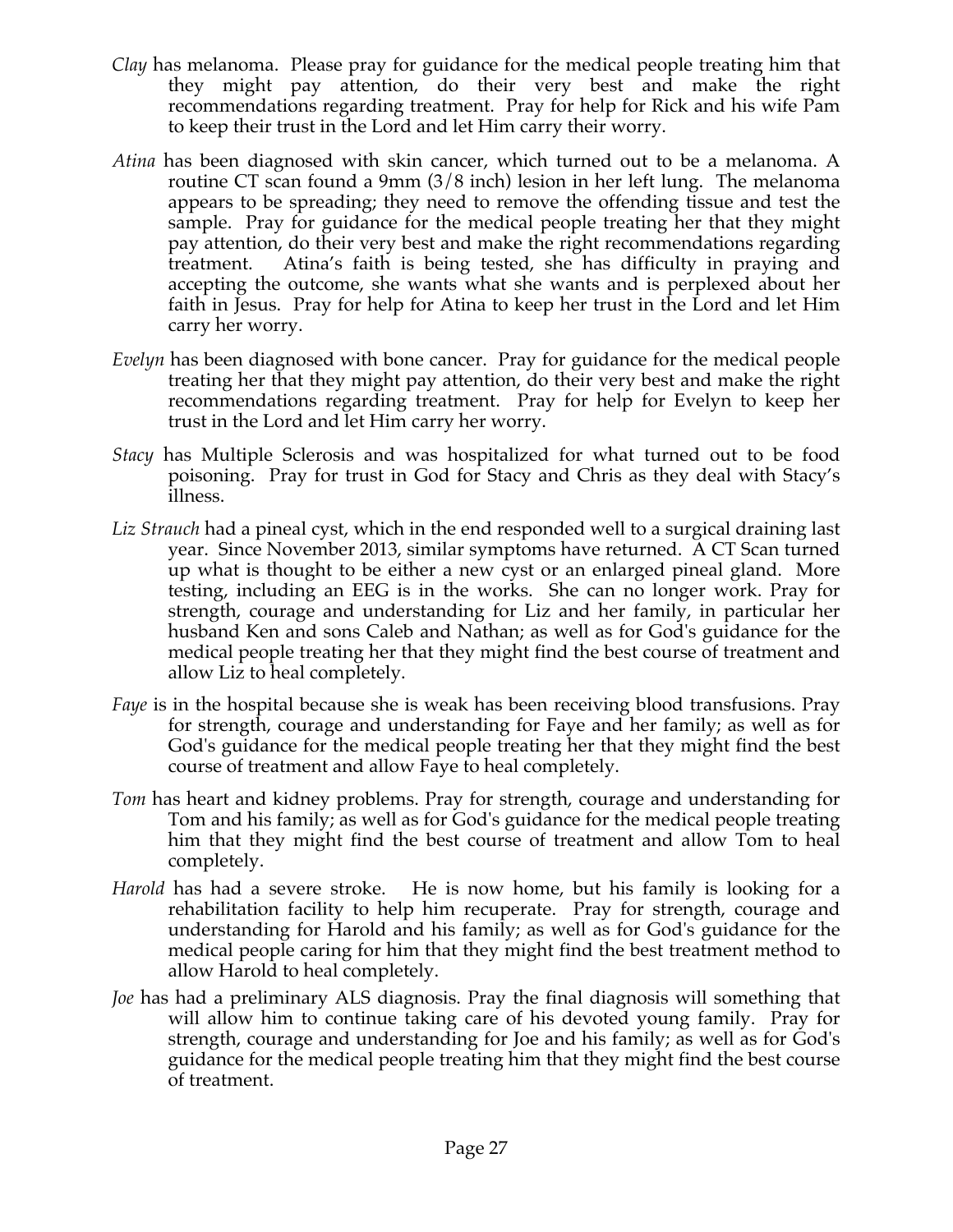*Clay* has melanoma. Please pray for guidance for the medical people treating him that they might pay attention, do their very best and make the right recommendations regarding treatment. Pray for help for Rick and his wife Pam to keep their trust in the Lord and let Him carry their worry.

*Atina* has been diagnosed with skin cancer, which turned out to be a melanoma. A routine CT scan found a 9mm (3/8 inch) lesion in her left lung. The melanoma appears to be spreading; they need to remove the offending tissue and test the sample. Pray for guidance for the medical people treating her that they might pay attention, do their very best and make the right recommendations regarding treatment. Atina's faith is being tested, she has difficulty in praying and accepting the outcome, she wants what she wants and is perplexed about her faith in Jesus. Pray for help for Atina to keep her trust in the Lord and let Him carry her worry.

*Evelyn* has been diagnosed with bone cancer. Pray for guidance for the medical people treating her that they might pay attention, do their very best and make the right recommendations regarding treatment. Pray for help for Evelyn to keep her trust in the Lord and let Him carry her worry.

*Stacy* has Multiple Sclerosis and was hospitalized for what turned out to be food poisoning. Pray for trust in God for Stacy and Chris as they deal with Stacy's illness.

*Liz Strauch* had a pineal cyst, which in the end responded well to a surgical draining last year. Since November 2013, similar symptoms have returned. A CT Scan turned up what is thought to be either a new cyst or an enlarged pineal gland. More testing, including an EEG is in the works. She can no longer work. Pray for strength, courage and understanding for Liz and her family, in particular her husband Ken and sons Caleb and Nathan; as well as for God's guidance for the medical people treating her that they might find the best course of treatment and allow Liz to heal completely.

*Faye* is in the hospital because she is weak has been receiving blood transfusions. Pray for strength, courage and understanding for Faye and her family; as well as for God's guidance for the medical people treating her that they might find the best course of treatment and allow Faye to heal completely.

*Tom* has heart and kidney problems. Pray for strength, courage and understanding for Tom and his family; as well as for God's guidance for the medical people treating him that they might find the best course of treatment and allow Tom to heal completely.

*Harold* has had a severe stroke. He is now home, but his family is looking for a rehabilitation facility to help him recuperate. Pray for strength, courage and understanding for Harold and his family; as well as for God's guidance for the medical people caring for him that they might find the best treatment method to allow Harold to heal completely.

*Joe* has had a preliminary ALS diagnosis. Pray the final diagnosis will something that will allow him to continue taking care of his devoted young family. Pray for strength, courage and understanding for Joe and his family; as well as for God's guidance for the medical people treating him that they might find the best course of treatment.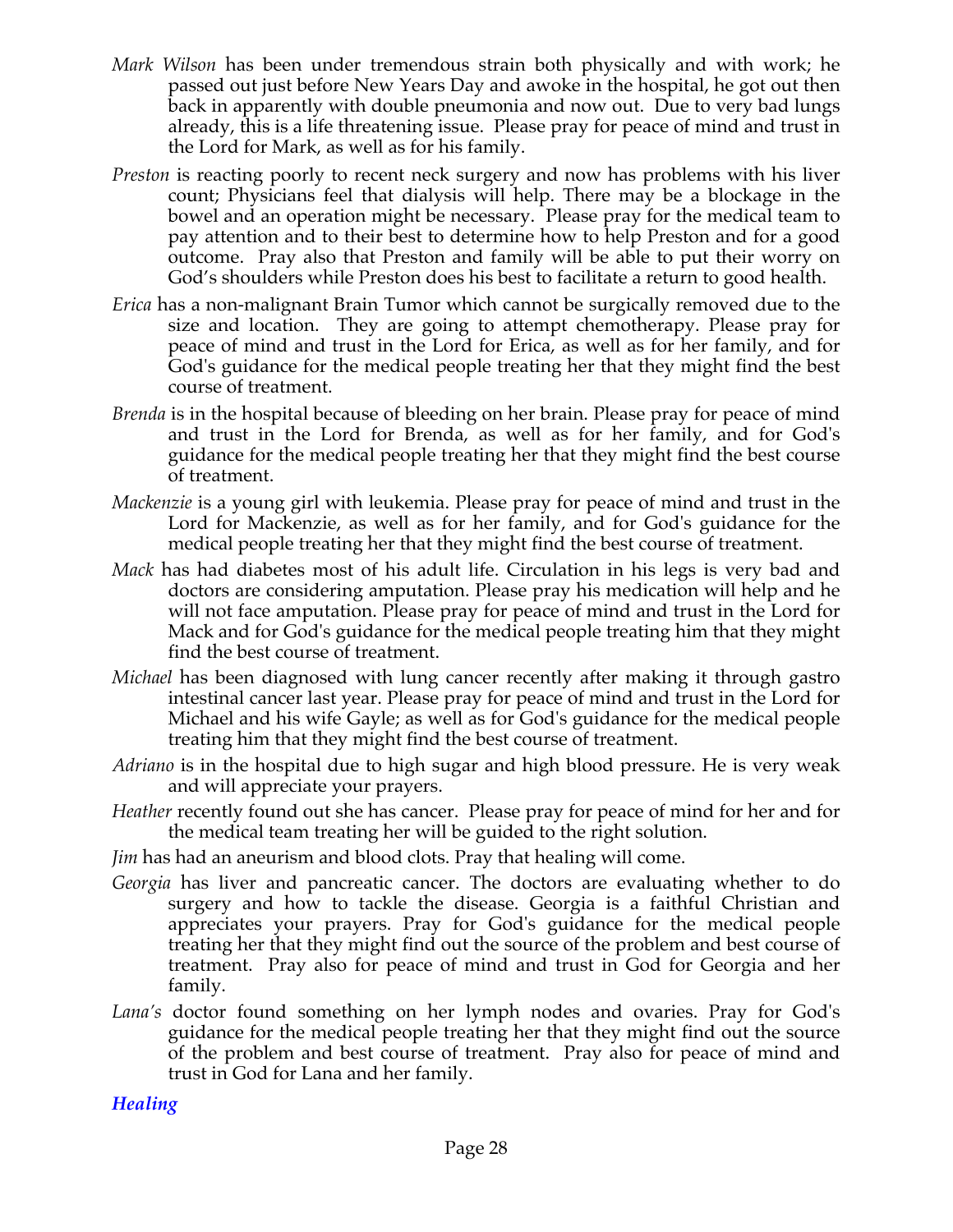- *Mark Wilson* has been under tremendous strain both physically and with work; he passed out just before New Years Day and awoke in the hospital, he got out then back in apparently with double pneumonia and now out. Due to very bad lungs already, this is a life threatening issue. Please pray for peace of mind and trust in the Lord for Mark, as well as for his family.
- *Preston* is reacting poorly to recent neck surgery and now has problems with his liver count; Physicians feel that dialysis will help. There may be a blockage in the bowel and an operation might be necessary. Please pray for the medical team to pay attention and to their best to determine how to help Preston and for a good outcome. Pray also that Preston and family will be able to put their worry on God's shoulders while Preston does his best to facilitate a return to good health.
- *Erica* has a non-malignant Brain Tumor which cannot be surgically removed due to the size and location. They are going to attempt chemotherapy. Please pray for peace of mind and trust in the Lord for Erica, as well as for her family, and for God's guidance for the medical people treating her that they might find the best course of treatment.
- *Brenda* is in the hospital because of bleeding on her brain. Please pray for peace of mind and trust in the Lord for Brenda, as well as for her family, and for God's guidance for the medical people treating her that they might find the best course of treatment.
- *Mackenzie* is a young girl with leukemia. Please pray for peace of mind and trust in the Lord for Mackenzie, as well as for her family, and for God's guidance for the medical people treating her that they might find the best course of treatment.
- *Mack* has had diabetes most of his adult life. Circulation in his legs is very bad and doctors are considering amputation. Please pray his medication will help and he will not face amputation. Please pray for peace of mind and trust in the Lord for Mack and for God's guidance for the medical people treating him that they might find the best course of treatment.
- *Michael* has been diagnosed with lung cancer recently after making it through gastro intestinal cancer last year. Please pray for peace of mind and trust in the Lord for Michael and his wife Gayle; as well as for God's guidance for the medical people treating him that they might find the best course of treatment.
- *Adriano* is in the hospital due to high sugar and high blood pressure. He is very weak and will appreciate your prayers.
- *Heather* recently found out she has cancer. Please pray for peace of mind for her and for the medical team treating her will be guided to the right solution.
- *Jim* has had an aneurism and blood clots. Pray that healing will come.
- *Georgia* has liver and pancreatic cancer. The doctors are evaluating whether to do surgery and how to tackle the disease. Georgia is a faithful Christian and appreciates your prayers. Pray for God's guidance for the medical people treating her that they might find out the source of the problem and best course of treatment. Pray also for peace of mind and trust in God for Georgia and her family.
- *Lana's* doctor found something on her lymph nodes and ovaries. Pray for God's guidance for the medical people treating her that they might find out the source of the problem and best course of treatment. Pray also for peace of mind and trust in God for Lana and her family.

### *Healing*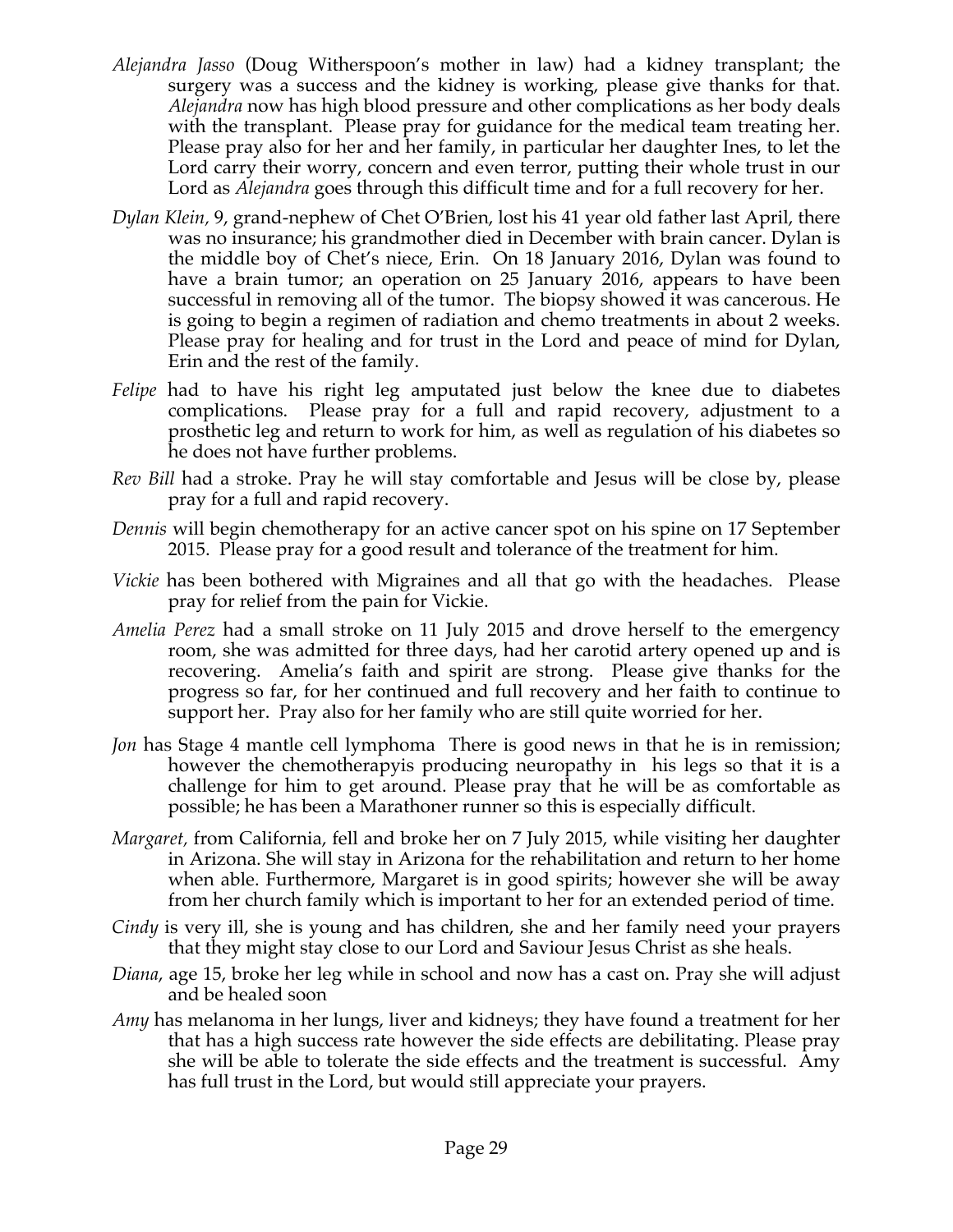*Alejandra Jasso* (Doug Witherspoon's mother in law) had a kidney transplant; the surgery was a success and the kidney is working, please give thanks for that. *Alejandra* now has high blood pressure and other complications as her body deals with the transplant. Please pray for guidance for the medical team treating her. Please pray also for her and her family, in particular her daughter Ines, to let the Lord carry their worry, concern and even terror, putting their whole trust in our Lord as *Alejandra* goes through this difficult time and for a full recovery for her.

*Dylan Klein*, 9, grand-nephew of Chet O'Brien, lost his 41 year old father last April, there was no insurance; his grandmother died in December with brain cancer. Dylan is the middle boy of Chet's niece, Erin. On 18 January 2016, Dylan was found to have a brain tumor; an operation on 25 January 2016, appears to have been successful in removing all of the tumor. The biopsy showed it was cancerous. He is going to begin a regimen of radiation and chemo treatments in about 2 weeks. Please pray for healing and for trust in the Lord and peace of mind for Dylan, Erin and the rest of the family.

*Felipe* had to have his right leg amputated just below the knee due to diabetes complications. Please pray for a full and rapid recovery, adjustment to a prosthetic leg and return to work for him, as well as regulation of his diabetes so he does not have further problems.

*Rev Bill* had a stroke. Pray he will stay comfortable and Jesus will be close by, please pray for a full and rapid recovery.

*Dennis* will begin chemotherapy for an active cancer spot on his spine on 17 September 2015. Please pray for a good result and tolerance of the treatment for him.

*Vickie* has been bothered with Migraines and all that go with the headaches. Please pray for relief from the pain for Vickie.

*Amelia Perez* had a small stroke on 11 July 2015 and drove herself to the emergency room, she was admitted for three days, had her carotid artery opened up and is recovering. Amelia's faith and spirit are strong. Please give thanks for the progress so far, for her continued and full recovery and her faith to continue to support her. Pray also for her family who are still quite worried for her.

*Jon* has Stage 4 mantle cell lymphoma There is good news in that he is in remission; however the chemotherapyis producing neuropathy in his legs so that it is a challenge for him to get around. Please pray that he will be as comfortable as possible; he has been a Marathoner runner so this is especially difficult.

*Margaret,* from California, fell and broke her on 7 July 2015, while visiting her daughter in Arizona. She will stay in Arizona for the rehabilitation and return to her home when able. Furthermore, Margaret is in good spirits; however she will be away from her church family which is important to her for an extended period of time.

*Cindy* is very ill, she is young and has children, she and her family need your prayers that they might stay close to our Lord and Saviour Jesus Christ as she heals.

*Diana*, age 15, broke her leg while in school and now has a cast on. Pray she will adjust and be healed soon

*Amy* has melanoma in her lungs, liver and kidneys; they have found a treatment for her that has a high success rate however the side effects are debilitating. Please pray she will be able to tolerate the side effects and the treatment is successful. Amy has full trust in the Lord, but would still appreciate your prayers.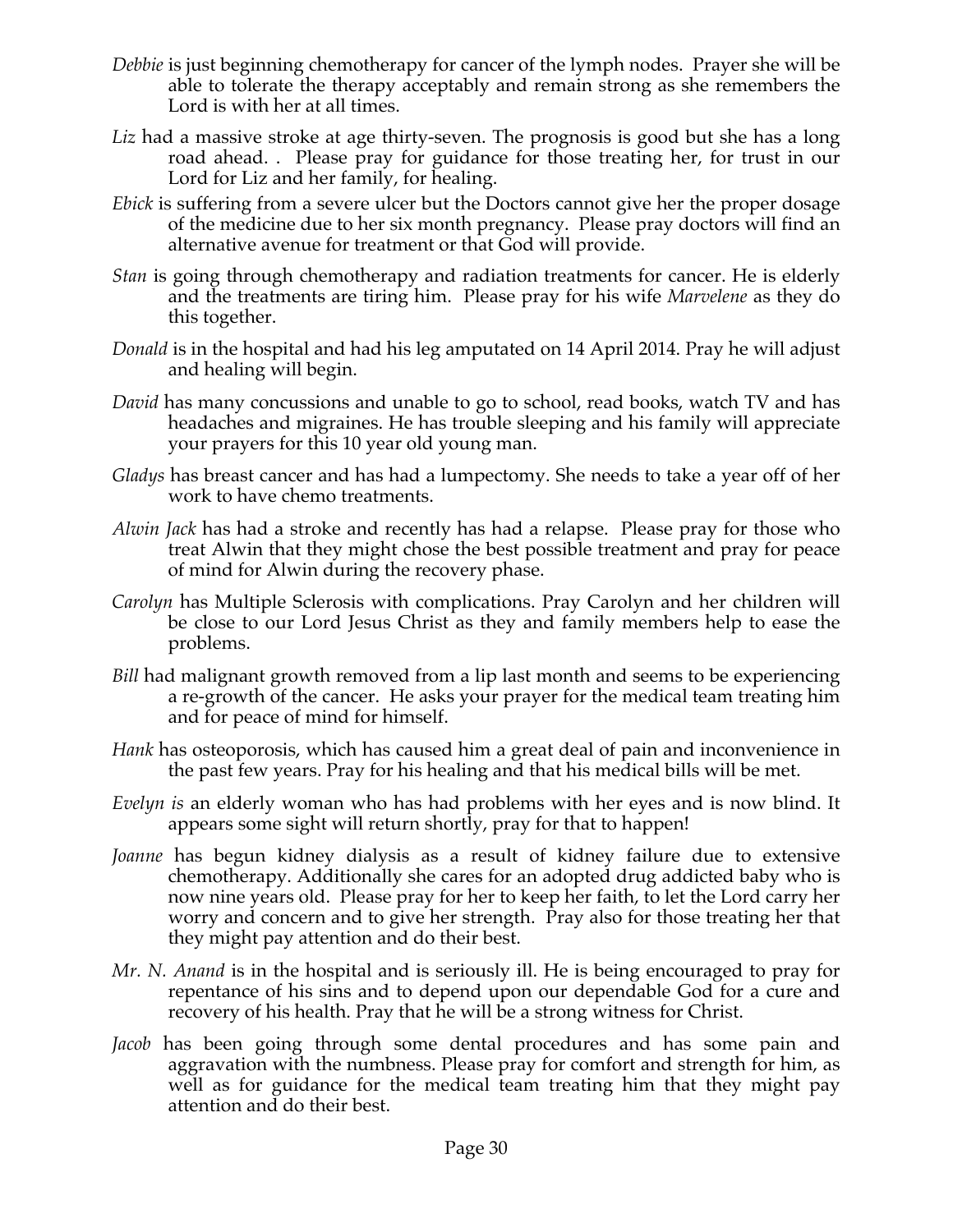*Debbie* is just beginning chemotherapy for cancer of the lymph nodes. Prayer she will be able to tolerate the therapy acceptably and remain strong as she remembers the Lord is with her at all times.

*Liz* had a massive stroke at age thirty-seven. The prognosis is good but she has a long road ahead. . Please pray for guidance for those treating her, for trust in our Lord for Liz and her family, for healing.

*Ebick* is suffering from a severe ulcer but the Doctors cannot give her the proper dosage of the medicine due to her six month pregnancy. Please pray doctors will find an alternative avenue for treatment or that God will provide.

*Stan* is going through chemotherapy and radiation treatments for cancer. He is elderly and the treatments are tiring him. Please pray for his wife *Marvelene* as they do this together.

*Donald* is in the hospital and had his leg amputated on 14 April 2014. Pray he will adjust and healing will begin.

*David* has many concussions and unable to go to school, read books, watch TV and has headaches and migraines. He has trouble sleeping and his family will appreciate your prayers for this 10 year old young man.

*Gladys* has breast cancer and has had a lumpectomy. She needs to take a year off of her work to have chemo treatments.

*Alwin Jack* has had a stroke and recently has had a relapse. Please pray for those who treat Alwin that they might chose the best possible treatment and pray for peace of mind for Alwin during the recovery phase.

*Carolyn* has Multiple Sclerosis with complications. Pray Carolyn and her children will be close to our Lord Jesus Christ as they and family members help to ease the problems.

*Bill* had malignant growth removed from a lip last month and seems to be experiencing a re-growth of the cancer. He asks your prayer for the medical team treating him and for peace of mind for himself.

*Hank* has osteoporosis, which has caused him a great deal of pain and inconvenience in the past few years. Pray for his healing and that his medical bills will be met.

*Evelyn is* an elderly woman who has had problems with her eyes and is now blind. It appears some sight will return shortly, pray for that to happen!

*Joanne* has begun kidney dialysis as a result of kidney failure due to extensive chemotherapy. Additionally she cares for an adopted drug addicted baby who is now nine years old. Please pray for her to keep her faith, to let the Lord carry her worry and concern and to give her strength. Pray also for those treating her that they might pay attention and do their best.

*Mr. N. Anand* is in the hospital and is seriously ill. He is being encouraged to pray for repentance of his sins and to depend upon our dependable God for a cure and recovery of his health. Pray that he will be a strong witness for Christ.

*Jacob* has been going through some dental procedures and has some pain and aggravation with the numbness. Please pray for comfort and strength for him, as well as for guidance for the medical team treating him that they might pay attention and do their best.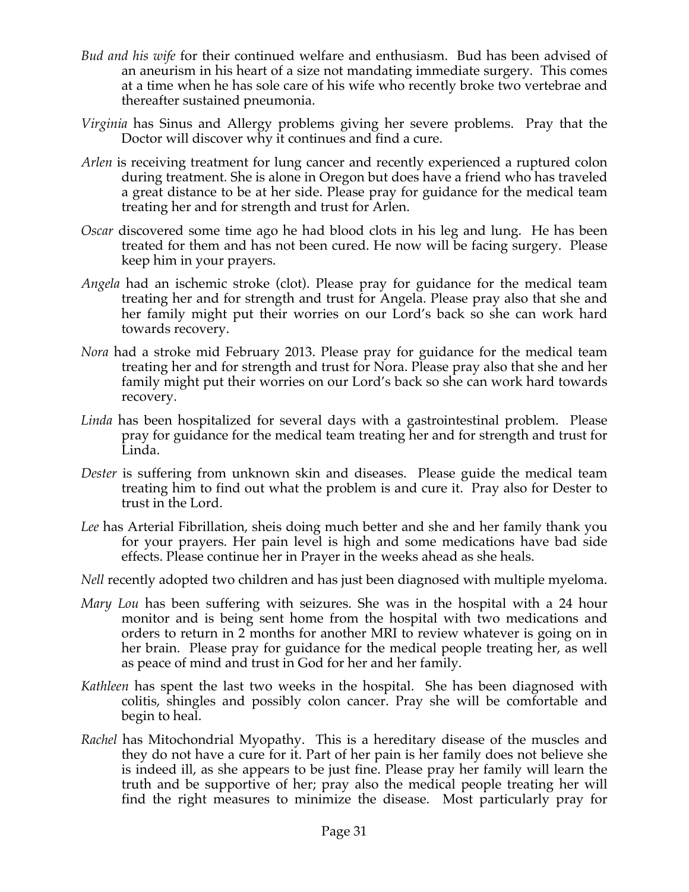*Bud and his wife* for their continued welfare and enthusiasm. Bud has been advised of an aneurism in his heart of a size not mandating immediate surgery. This comes at a time when he has sole care of his wife who recently broke two vertebrae and thereafter sustained pneumonia.

*Virginia* has Sinus and Allergy problems giving her severe problems. Pray that the Doctor will discover why it continues and find a cure.

*Arlen* is receiving treatment for lung cancer and recently experienced a ruptured colon during treatment. She is alone in Oregon but does have a friend who has traveled a great distance to be at her side. Please pray for guidance for the medical team treating her and for strength and trust for Arlen.

*Oscar* discovered some time ago he had blood clots in his leg and lung. He has been treated for them and has not been cured. He now will be facing surgery. Please keep him in your prayers.

*Angela* had an ischemic stroke (clot). Please pray for guidance for the medical team treating her and for strength and trust for Angela. Please pray also that she and her family might put their worries on our Lord's back so she can work hard towards recovery.

*Nora* had a stroke mid February 2013. Please pray for guidance for the medical team treating her and for strength and trust for Nora. Please pray also that she and her family might put their worries on our Lord's back so she can work hard towards recovery.

*Linda* has been hospitalized for several days with a gastrointestinal problem. Please pray for guidance for the medical team treating her and for strength and trust for Linda.

*Dester* is suffering from unknown skin and diseases. Please guide the medical team treating him to find out what the problem is and cure it. Pray also for Dester to trust in the Lord.

*Lee* has Arterial Fibrillation, sheis doing much better and she and her family thank you for your prayers. Her pain level is high and some medications have bad side effects. Please continue her in Prayer in the weeks ahead as she heals.

*Nell* recently adopted two children and has just been diagnosed with multiple myeloma.

*Mary Lou* has been suffering with seizures. She was in the hospital with a 24 hour monitor and is being sent home from the hospital with two medications and orders to return in 2 months for another MRI to review whatever is going on in her brain. Please pray for guidance for the medical people treating her, as well as peace of mind and trust in God for her and her family.

*Kathleen* has spent the last two weeks in the hospital. She has been diagnosed with colitis, shingles and possibly colon cancer. Pray she will be comfortable and begin to heal.

*Rachel* has Mitochondrial Myopathy. This is a hereditary disease of the muscles and they do not have a cure for it. Part of her pain is her family does not believe she is indeed ill, as she appears to be just fine. Please pray her family will learn the truth and be supportive of her; pray also the medical people treating her will find the right measures to minimize the disease. Most particularly pray for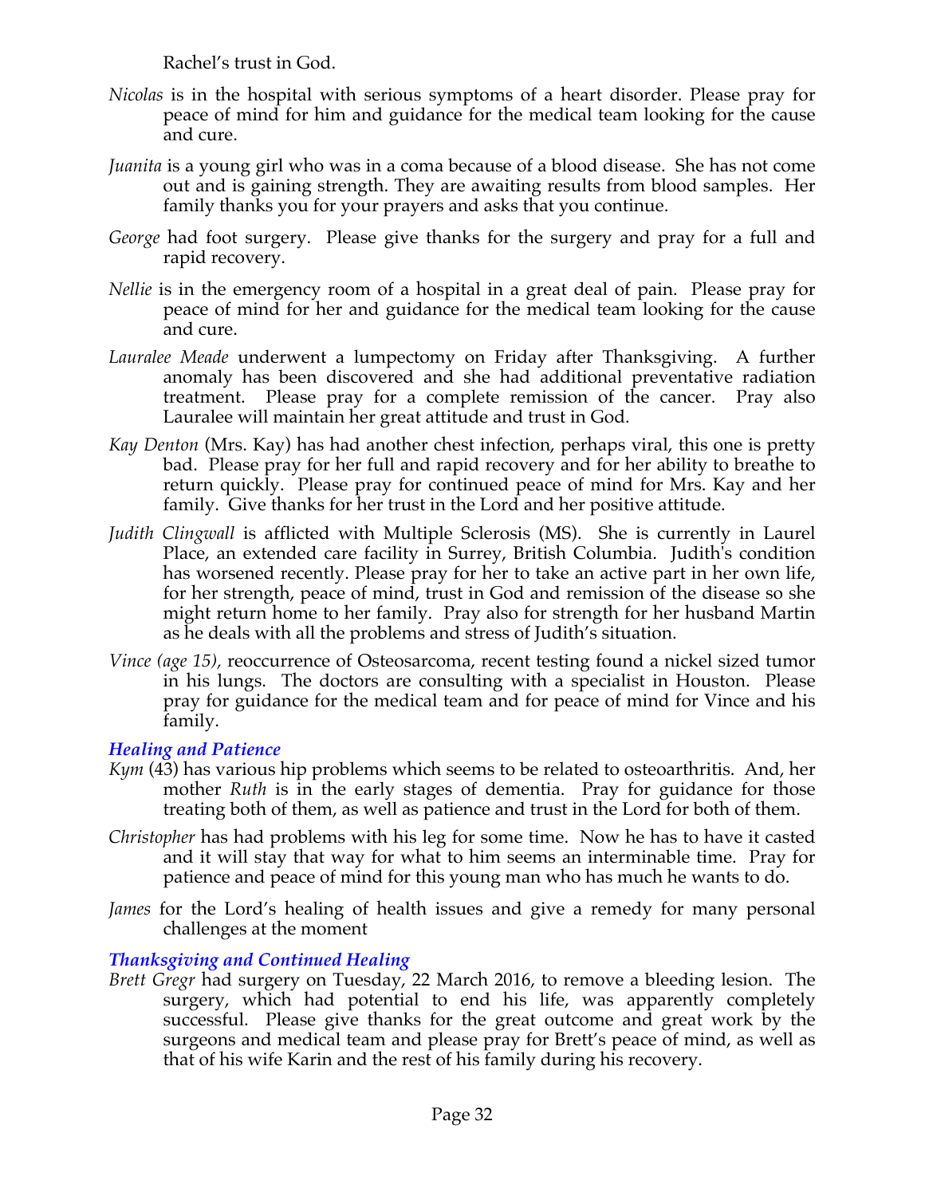Rachel's trust in God.

*Nicolas* is in the hospital with serious symptoms of a heart disorder. Please pray for peace of mind for him and guidance for the medical team looking for the cause and cure.

*Juanita* is a young girl who was in a coma because of a blood disease. She has not come out and is gaining strength. They are awaiting results from blood samples. Her family thanks you for your prayers and asks that you continue.

*George* had foot surgery. Please give thanks for the surgery and pray for a full and rapid recovery.

*Nellie* is in the emergency room of a hospital in a great deal of pain. Please pray for peace of mind for her and guidance for the medical team looking for the cause and cure.

*Lauralee Meade* underwent a lumpectomy on Friday after Thanksgiving. A further anomaly has been discovered and she had additional preventative radiation treatment. Please pray for a complete remission of the cancer. Pray also Lauralee will maintain her great attitude and trust in God.

*Kay Denton* (Mrs. Kay) has had another chest infection, perhaps viral, this one is pretty bad. Please pray for her full and rapid recovery and for her ability to breathe to return quickly. Please pray for continued peace of mind for Mrs. Kay and her family. Give thanks for her trust in the Lord and her positive attitude.

*Judith Clingwall* is afflicted with Multiple Sclerosis (MS). She is currently in Laurel Place, an extended care facility in Surrey, British Columbia. Judith's condition has worsened recently. Please pray for her to take an active part in her own life, for her strength, peace of mind, trust in God and remission of the disease so she might return home to her family. Pray also for strength for her husband Martin as he deals with all the problems and stress of Judith's situation.

*Vince (age 15),* reoccurrence of Osteosarcoma, recent testing found a nickel sized tumor in his lungs. The doctors are consulting with a specialist in Houston. Please pray for guidance for the medical team and for peace of mind for Vince and his family.

### *Healing and Patience*

*Kym* (43) has various hip problems which seems to be related to osteoarthritis. And, her mother *Ruth* is in the early stages of dementia. Pray for guidance for those treating both of them, as well as patience and trust in the Lord for both of them.

*Christopher* has had problems with his leg for some time. Now he has to have it casted and it will stay that way for what to him seems an interminable time. Pray for patience and peace of mind for this young man who has much he wants to do.

*James* for the Lord's healing of health issues and give a remedy for many personal challenges at the moment

### *Thanksgiving and Continued Healing*

*Brett Gregr* had surgery on Tuesday, 22 March 2016, to remove a bleeding lesion. The surgery, which had potential to end his life, was apparently completely successful. Please give thanks for the great outcome and great work by the surgeons and medical team and please pray for Brett's peace of mind, as well as that of his wife Karin and the rest of his family during his recovery.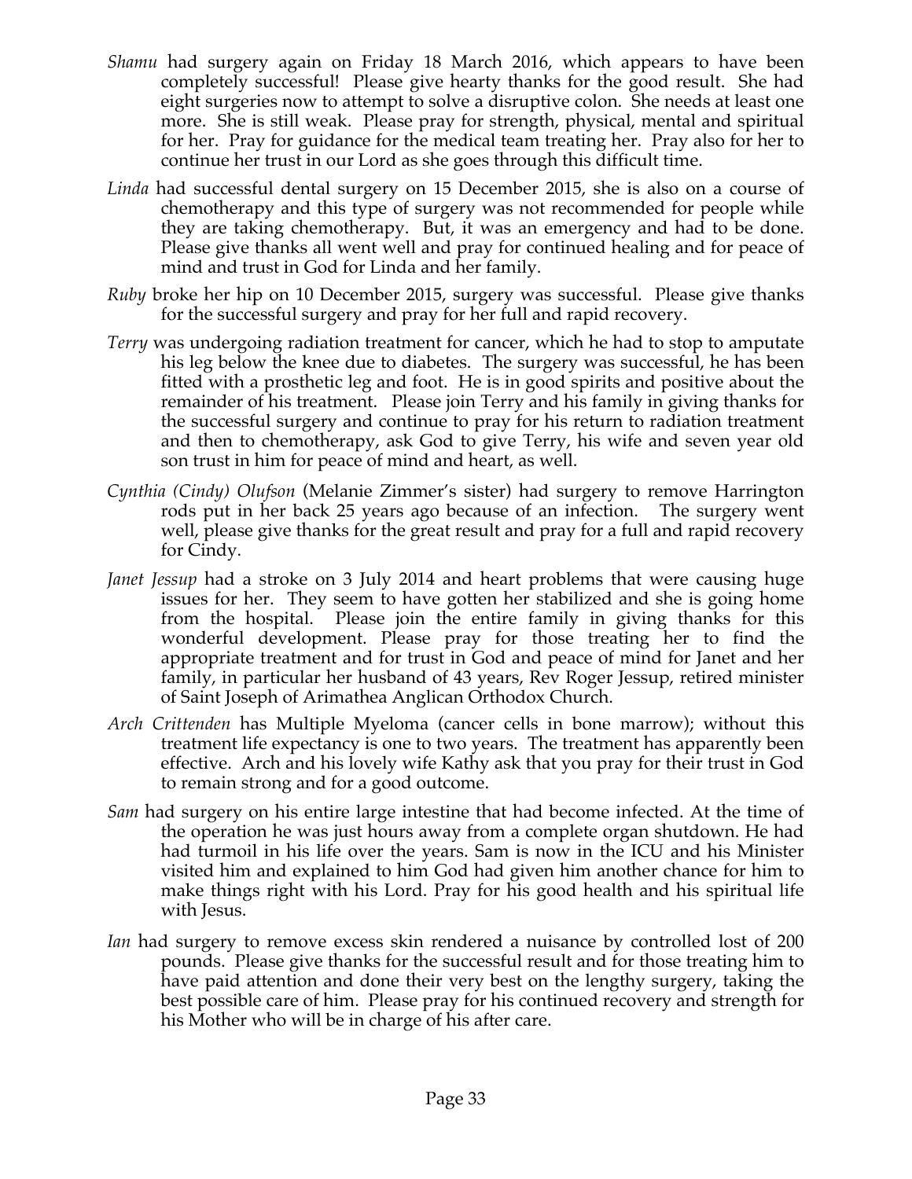- *Shamu* had surgery again on Friday 18 March 2016, which appears to have been completely successful! Please give hearty thanks for the good result. She had eight surgeries now to attempt to solve a disruptive colon. She needs at least one more. She is still weak. Please pray for strength, physical, mental and spiritual for her. Pray for guidance for the medical team treating her. Pray also for her to continue her trust in our Lord as she goes through this difficult time.
- *Linda* had successful dental surgery on 15 December 2015, she is also on a course of chemotherapy and this type of surgery was not recommended for people while they are taking chemotherapy. But, it was an emergency and had to be done. Please give thanks all went well and pray for continued healing and for peace of mind and trust in God for Linda and her family.
- *Ruby* broke her hip on 10 December 2015, surgery was successful. Please give thanks for the successful surgery and pray for her full and rapid recovery.
- *Terry* was undergoing radiation treatment for cancer, which he had to stop to amputate his leg below the knee due to diabetes. The surgery was successful, he has been fitted with a prosthetic leg and foot. He is in good spirits and positive about the remainder of his treatment. Please join Terry and his family in giving thanks for the successful surgery and continue to pray for his return to radiation treatment and then to chemotherapy, ask God to give Terry, his wife and seven year old son trust in him for peace of mind and heart, as well.
- *Cynthia (Cindy) Olufson* (Melanie Zimmer's sister) had surgery to remove Harrington rods put in her back 25 years ago because of an infection. The surgery went well, please give thanks for the great result and pray for a full and rapid recovery for Cindy.
- *Janet Jessup* had a stroke on 3 July 2014 and heart problems that were causing huge issues for her. They seem to have gotten her stabilized and she is going home from the hospital. Please join the entire family in giving thanks for this wonderful development. Please pray for those treating her to find the appropriate treatment and for trust in God and peace of mind for Janet and her family, in particular her husband of 43 years, Rev Roger Jessup, retired minister of Saint Joseph of Arimathea Anglican Orthodox Church.
- *Arch Crittenden* has Multiple Myeloma (cancer cells in bone marrow); without this treatment life expectancy is one to two years. The treatment has apparently been effective. Arch and his lovely wife Kathy ask that you pray for their trust in God to remain strong and for a good outcome.
- *Sam* had surgery on his entire large intestine that had become infected. At the time of the operation he was just hours away from a complete organ shutdown. He had had turmoil in his life over the years. Sam is now in the ICU and his Minister visited him and explained to him God had given him another chance for him to make things right with his Lord. Pray for his good health and his spiritual life with Jesus.
- *Ian* had surgery to remove excess skin rendered a nuisance by controlled lost of 200 pounds. Please give thanks for the successful result and for those treating him to have paid attention and done their very best on the lengthy surgery, taking the best possible care of him. Please pray for his continued recovery and strength for his Mother who will be in charge of his after care.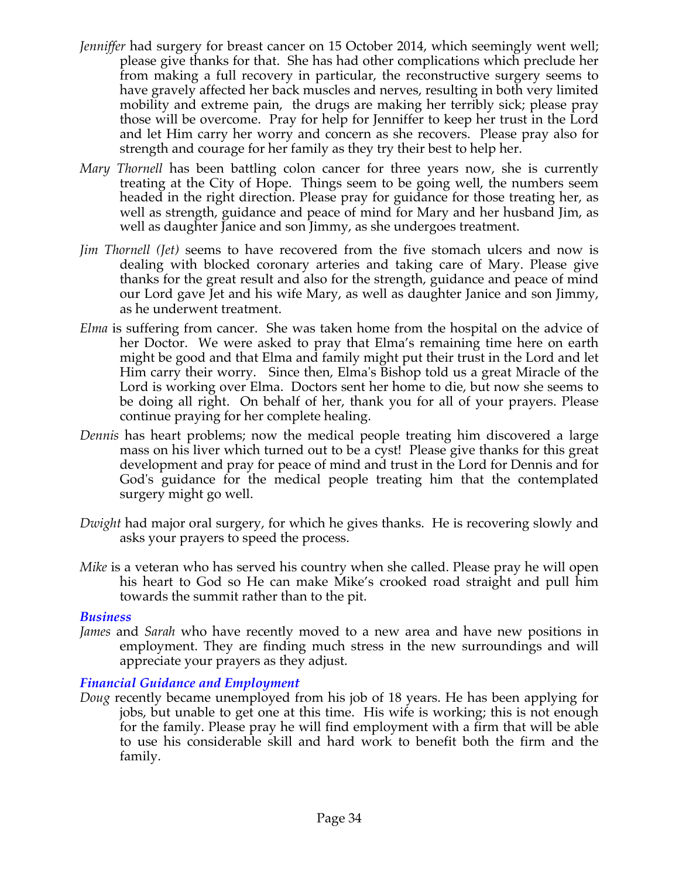*Jenniffer* had surgery for breast cancer on 15 October 2014, which seemingly went well; please give thanks for that. She has had other complications which preclude her from making a full recovery in particular, the reconstructive surgery seems to have gravely affected her back muscles and nerves, resulting in both very limited mobility and extreme pain, the drugs are making her terribly sick; please pray those will be overcome. Pray for help for Jenniffer to keep her trust in the Lord and let Him carry her worry and concern as she recovers. Please pray also for strength and courage for her family as they try their best to help her.

*Mary Thornell* has been battling colon cancer for three years now, she is currently treating at the City of Hope. Things seem to be going well, the numbers seem headed in the right direction. Please pray for guidance for those treating her, as well as strength, guidance and peace of mind for Mary and her husband Jim, as well as daughter Janice and son Jimmy, as she undergoes treatment.

*Jim Thornell (Jet)* seems to have recovered from the five stomach ulcers and now is dealing with blocked coronary arteries and taking care of Mary. Please give thanks for the great result and also for the strength, guidance and peace of mind our Lord gave Jet and his wife Mary, as well as daughter Janice and son Jimmy, as he underwent treatment.

*Elma* is suffering from cancer. She was taken home from the hospital on the advice of her Doctor. We were asked to pray that Elma's remaining time here on earth might be good and that Elma and family might put their trust in the Lord and let Him carry their worry. Since then, Elma's Bishop told us a great Miracle of the Lord is working over Elma. Doctors sent her home to die, but now she seems to be doing all right. On behalf of her, thank you for all of your prayers. Please continue praying for her complete healing.

*Dennis* has heart problems; now the medical people treating him discovered a large mass on his liver which turned out to be a cyst! Please give thanks for this great development and pray for peace of mind and trust in the Lord for Dennis and for God's guidance for the medical people treating him that the contemplated surgery might go well.

*Dwight* had major oral surgery, for which he gives thanks. He is recovering slowly and asks your prayers to speed the process.

*Mike* is a veteran who has served his country when she called. Please pray he will open his heart to God so He can make Mike's crooked road straight and pull him towards the summit rather than to the pit.

### *Business*

*James* and *Sarah* who have recently moved to a new area and have new positions in employment. They are finding much stress in the new surroundings and will appreciate your prayers as they adjust.

### *Financial Guidance and Employment*

*Doug* recently became unemployed from his job of 18 years. He has been applying for jobs, but unable to get one at this time. His wife is working; this is not enough for the family. Please pray he will find employment with a firm that will be able to use his considerable skill and hard work to benefit both the firm and the family.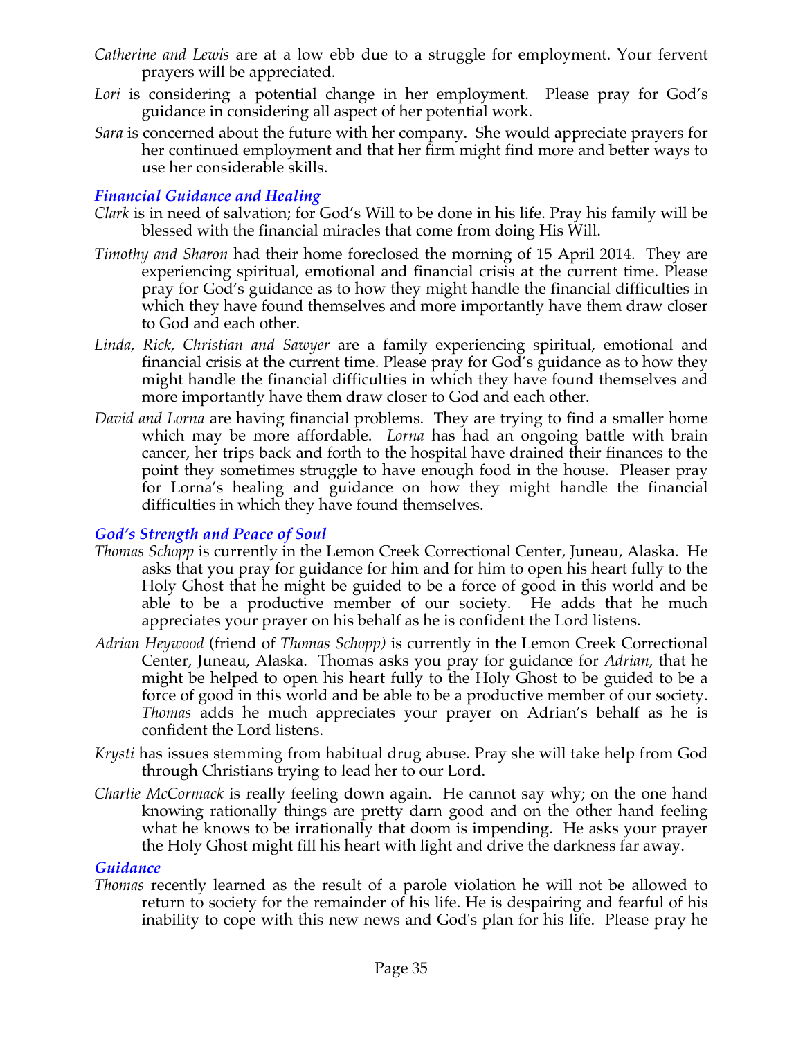*Catherine and Lewis* are at a low ebb due to a struggle for employment. Your fervent prayers will be appreciated.

*Lori* is considering a potential change in her employment. Please pray for God's guidance in considering all aspect of her potential work.

*Sara* is concerned about the future with her company. She would appreciate prayers for her continued employment and that her firm might find more and better ways to use her considerable skills.

### *Financial Guidance and Healing*

*Clark* is in need of salvation; for God's Will to be done in his life. Pray his family will be blessed with the financial miracles that come from doing His Will.

*Timothy and Sharon* had their home foreclosed the morning of 15 April 2014. They are experiencing spiritual, emotional and financial crisis at the current time. Please pray for God's guidance as to how they might handle the financial difficulties in which they have found themselves and more importantly have them draw closer to God and each other.

*Linda, Rick, Christian and Sawyer* are a family experiencing spiritual, emotional and financial crisis at the current time. Please pray for God's guidance as to how they might handle the financial difficulties in which they have found themselves and more importantly have them draw closer to God and each other.

*David and Lorna* are having financial problems. They are trying to find a smaller home which may be more affordable. *Lorna* has had an ongoing battle with brain cancer, her trips back and forth to the hospital have drained their finances to the point they sometimes struggle to have enough food in the house. Pleaser pray for Lorna's healing and guidance on how they might handle the financial difficulties in which they have found themselves.

### *God's Strength and Peace of Soul*

*Thomas Schopp* is currently in the Lemon Creek Correctional Center, Juneau, Alaska. He asks that you pray for guidance for him and for him to open his heart fully to the Holy Ghost that he might be guided to be a force of good in this world and be able to be a productive member of our society. He adds that he much appreciates your prayer on his behalf as he is confident the Lord listens.

*Adrian Heywood* (friend of *Thomas Schopp)* is currently in the Lemon Creek Correctional Center, Juneau, Alaska. Thomas asks you pray for guidance for *Adrian*, that he might be helped to open his heart fully to the Holy Ghost to be guided to be a force of good in this world and be able to be a productive member of our society. *Thomas* adds he much appreciates your prayer on Adrian's behalf as he is confident the Lord listens.

*Krysti* has issues stemming from habitual drug abuse. Pray she will take help from God through Christians trying to lead her to our Lord.

*Charlie McCormack* is really feeling down again. He cannot say why; on the one hand knowing rationally things are pretty darn good and on the other hand feeling what he knows to be irrationally that doom is impending. He asks your prayer the Holy Ghost might fill his heart with light and drive the darkness far away.

### *Guidance*

*Thomas* recently learned as the result of a parole violation he will not be allowed to return to society for the remainder of his life. He is despairing and fearful of his inability to cope with this new news and God's plan for his life. Please pray he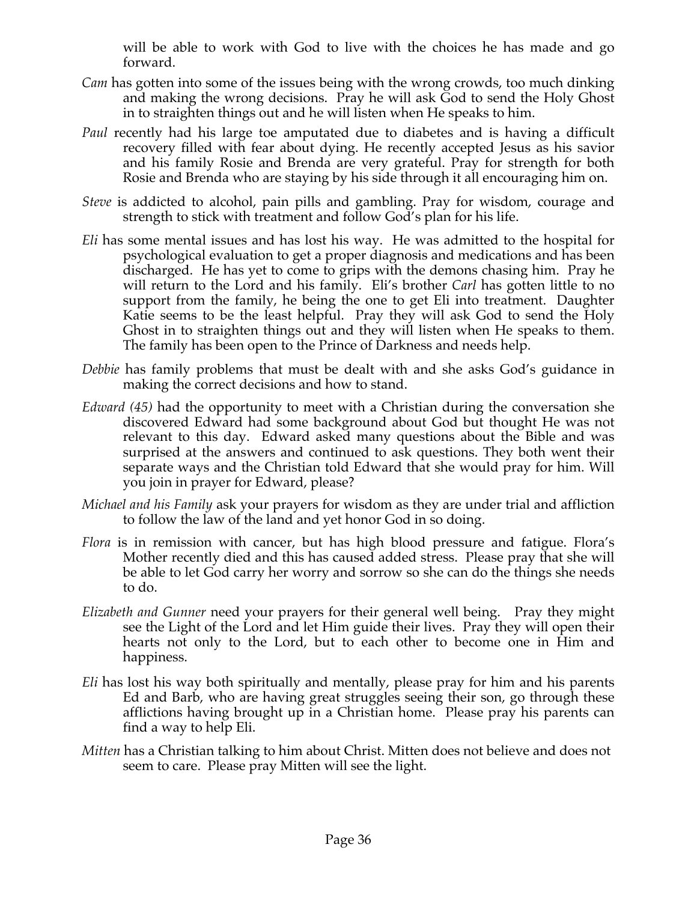will be able to work with God to live with the choices he has made and go forward.

*Cam* has gotten into some of the issues being with the wrong crowds, too much dinking and making the wrong decisions. Pray he will ask God to send the Holy Ghost in to straighten things out and he will listen when He speaks to him.

*Paul* recently had his large toe amputated due to diabetes and is having a difficult recovery filled with fear about dying. He recently accepted Jesus as his savior and his family Rosie and Brenda are very grateful. Pray for strength for both Rosie and Brenda who are staying by his side through it all encouraging him on.

*Steve* is addicted to alcohol, pain pills and gambling. Pray for wisdom, courage and strength to stick with treatment and follow God's plan for his life.

*Eli* has some mental issues and has lost his way. He was admitted to the hospital for psychological evaluation to get a proper diagnosis and medications and has been discharged. He has yet to come to grips with the demons chasing him. Pray he will return to the Lord and his family. Eli's brother *Carl* has gotten little to no support from the family, he being the one to get Eli into treatment. Daughter Katie seems to be the least helpful. Pray they will ask God to send the Holy Ghost in to straighten things out and they will listen when He speaks to them. The family has been open to the Prince of Darkness and needs help.

*Debbie* has family problems that must be dealt with and she asks God's guidance in making the correct decisions and how to stand.

*Edward (45)* had the opportunity to meet with a Christian during the conversation she discovered Edward had some background about God but thought He was not relevant to this day. Edward asked many questions about the Bible and was surprised at the answers and continued to ask questions. They both went their separate ways and the Christian told Edward that she would pray for him. Will you join in prayer for Edward, please?

*Michael and his Family* ask your prayers for wisdom as they are under trial and affliction to follow the law of the land and yet honor God in so doing.

*Flora* is in remission with cancer, but has high blood pressure and fatigue. Flora's Mother recently died and this has caused added stress. Please pray that she will be able to let God carry her worry and sorrow so she can do the things she needs to do.

*Elizabeth and Gunner* need your prayers for their general well being. Pray they might see the Light of the Lord and let Him guide their lives. Pray they will open their hearts not only to the Lord, but to each other to become one in Him and happiness.

*Eli* has lost his way both spiritually and mentally, please pray for him and his parents Ed and Barb, who are having great struggles seeing their son, go through these afflictions having brought up in a Christian home. Please pray his parents can find a way to help Eli.

*Mitten* has a Christian talking to him about Christ. Mitten does not believe and does not seem to care. Please pray Mitten will see the light.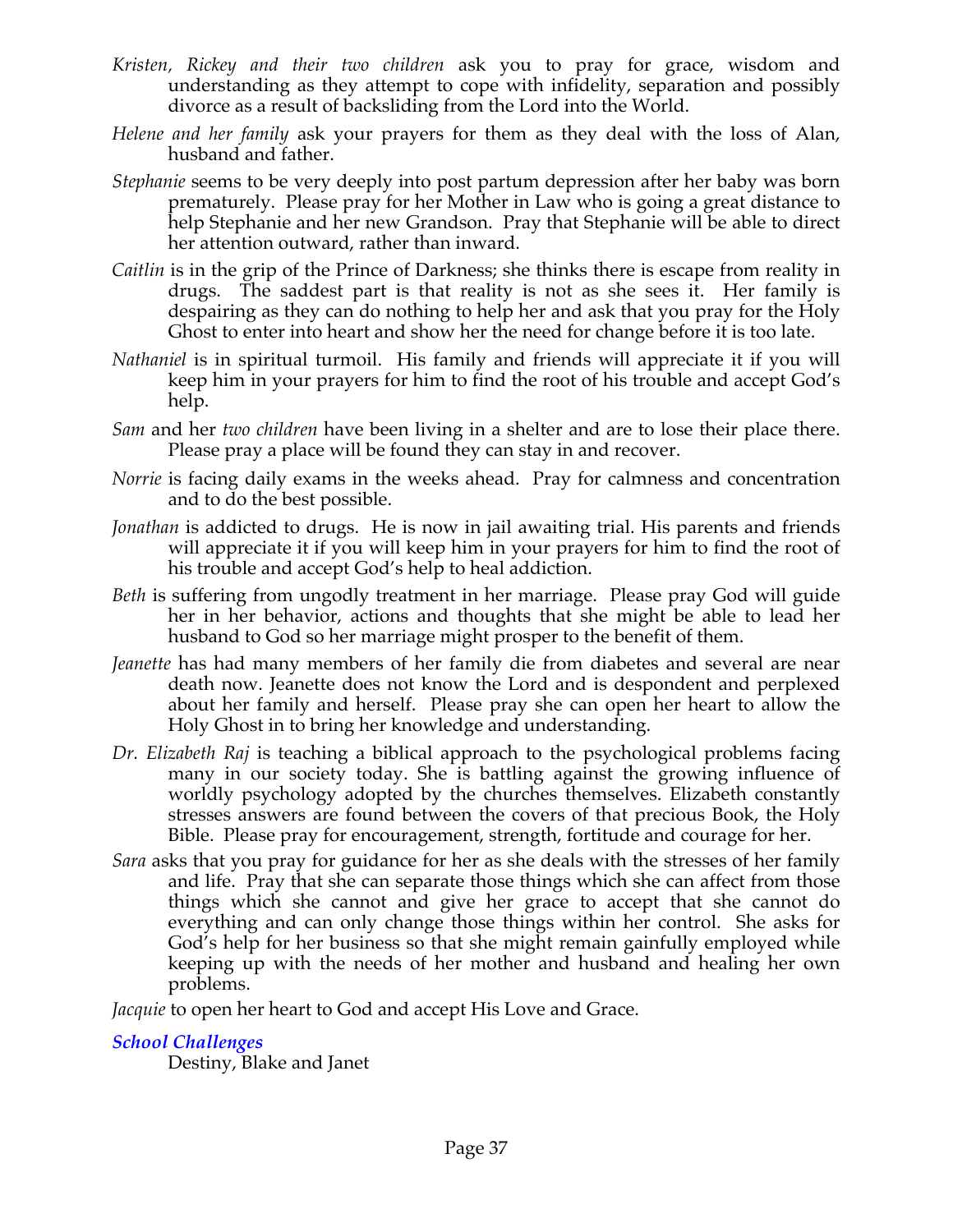*Kristen, Rickey and their two children* ask you to pray for grace, wisdom and understanding as they attempt to cope with infidelity, separation and possibly divorce as a result of backsliding from the Lord into the World.

*Helene and her family* ask your prayers for them as they deal with the loss of Alan, husband and father.

*Stephanie* seems to be very deeply into post partum depression after her baby was born prematurely. Please pray for her Mother in Law who is going a great distance to help Stephanie and her new Grandson. Pray that Stephanie will be able to direct her attention outward, rather than inward.

*Caitlin* is in the grip of the Prince of Darkness; she thinks there is escape from reality in drugs. The saddest part is that reality is not as she sees it. Her family is despairing as they can do nothing to help her and ask that you pray for the Holy Ghost to enter into heart and show her the need for change before it is too late.

*Nathaniel* is in spiritual turmoil. His family and friends will appreciate it if you will keep him in your prayers for him to find the root of his trouble and accept God's help.

*Sam* and her *two children* have been living in a shelter and are to lose their place there. Please pray a place will be found they can stay in and recover.

*Norrie* is facing daily exams in the weeks ahead. Pray for calmness and concentration and to do the best possible.

*Jonathan* is addicted to drugs. He is now in jail awaiting trial. His parents and friends will appreciate it if you will keep him in your prayers for him to find the root of his trouble and accept God's help to heal addiction.

*Beth* is suffering from ungodly treatment in her marriage. Please pray God will guide her in her behavior, actions and thoughts that she might be able to lead her husband to God so her marriage might prosper to the benefit of them.

*Jeanette* has had many members of her family die from diabetes and several are near death now. Jeanette does not know the Lord and is despondent and perplexed about her family and herself. Please pray she can open her heart to allow the Holy Ghost in to bring her knowledge and understanding.

*Dr. Elizabeth Raj* is teaching a biblical approach to the psychological problems facing many in our society today. She is battling against the growing influence of worldly psychology adopted by the churches themselves. Elizabeth constantly stresses answers are found between the covers of that precious Book, the Holy Bible. Please pray for encouragement, strength, fortitude and courage for her.

*Sara* asks that you pray for guidance for her as she deals with the stresses of her family and life. Pray that she can separate those things which she can affect from those things which she cannot and give her grace to accept that she cannot do everything and can only change those things within her control. She asks for God's help for her business so that she might remain gainfully employed while keeping up with the needs of her mother and husband and healing her own problems.

*Jacquie* to open her heart to God and accept His Love and Grace.

***School Challenges***

Destiny, Blake and Janet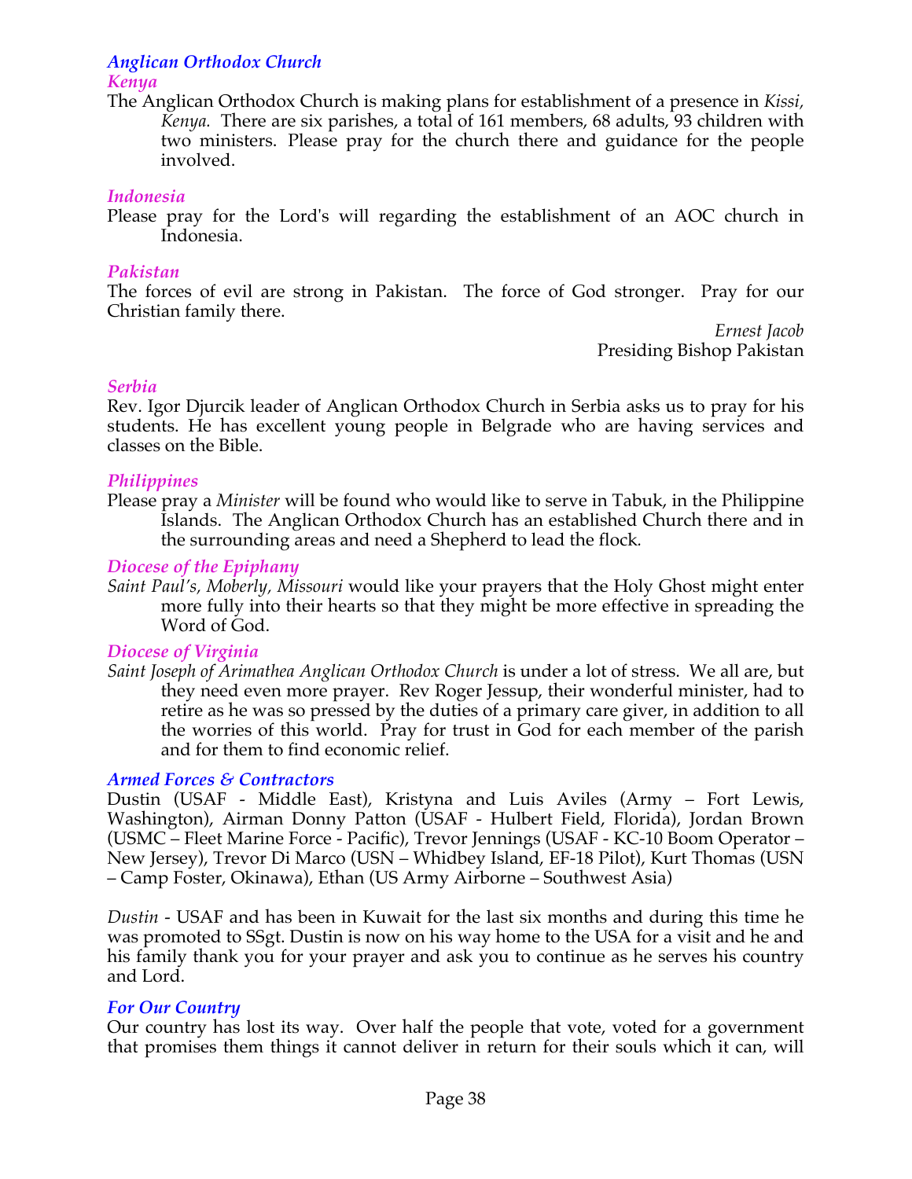### *Anglican Orthodox Church*

#### *Kenya*

The Anglican Orthodox Church is making plans for establishment of a presence in *Kissi, Kenya.* There are six parishes, a total of 161 members, 68 adults, 93 children with two ministers. Please pray for the church there and guidance for the people involved.

#### *Indonesia*

Please pray for the Lord's will regarding the establishment of an AOC church in Indonesia.

#### *Pakistan*

The forces of evil are strong in Pakistan. The force of God stronger. Pray for our Christian family there.

*Ernest Jacob*
Presiding Bishop Pakistan

#### *Serbia*

Rev. Igor Djurcik leader of Anglican Orthodox Church in Serbia asks us to pray for his students. He has excellent young people in Belgrade who are having services and classes on the Bible.

#### *Philippines*

Please pray a *Minister* will be found who would like to serve in Tabuk, in the Philippine Islands. The Anglican Orthodox Church has an established Church there and in the surrounding areas and need a Shepherd to lead the flock.

#### *Diocese of the Epiphany*

*Saint Paul's, Moberly, Missouri* would like your prayers that the Holy Ghost might enter more fully into their hearts so that they might be more effective in spreading the Word of God.

#### *Diocese of Virginia*

*Saint Joseph of Arimathea Anglican Orthodox Church* is under a lot of stress. We all are, but they need even more prayer. Rev Roger Jessup, their wonderful minister, had to retire as he was so pressed by the duties of a primary care giver, in addition to all the worries of this world. Pray for trust in God for each member of the parish and for them to find economic relief.

### *Armed Forces & Contractors*

Dustin (USAF - Middle East), Kristyna and Luis Aviles (Army – Fort Lewis, Washington), Airman Donny Patton (USAF - Hulbert Field, Florida), Jordan Brown (USMC – Fleet Marine Force - Pacific), Trevor Jennings (USAF - KC-10 Boom Operator – New Jersey), Trevor Di Marco (USN – Whidbey Island, EF-18 Pilot), Kurt Thomas (USN – Camp Foster, Okinawa), Ethan (US Army Airborne – Southwest Asia)

*Dustin* - USAF and has been in Kuwait for the last six months and during this time he was promoted to SSgt. Dustin is now on his way home to the USA for a visit and he and his family thank you for your prayer and ask you to continue as he serves his country and Lord.

### *For Our Country*

Our country has lost its way. Over half the people that vote, voted for a government that promises them things it cannot deliver in return for their souls which it can, will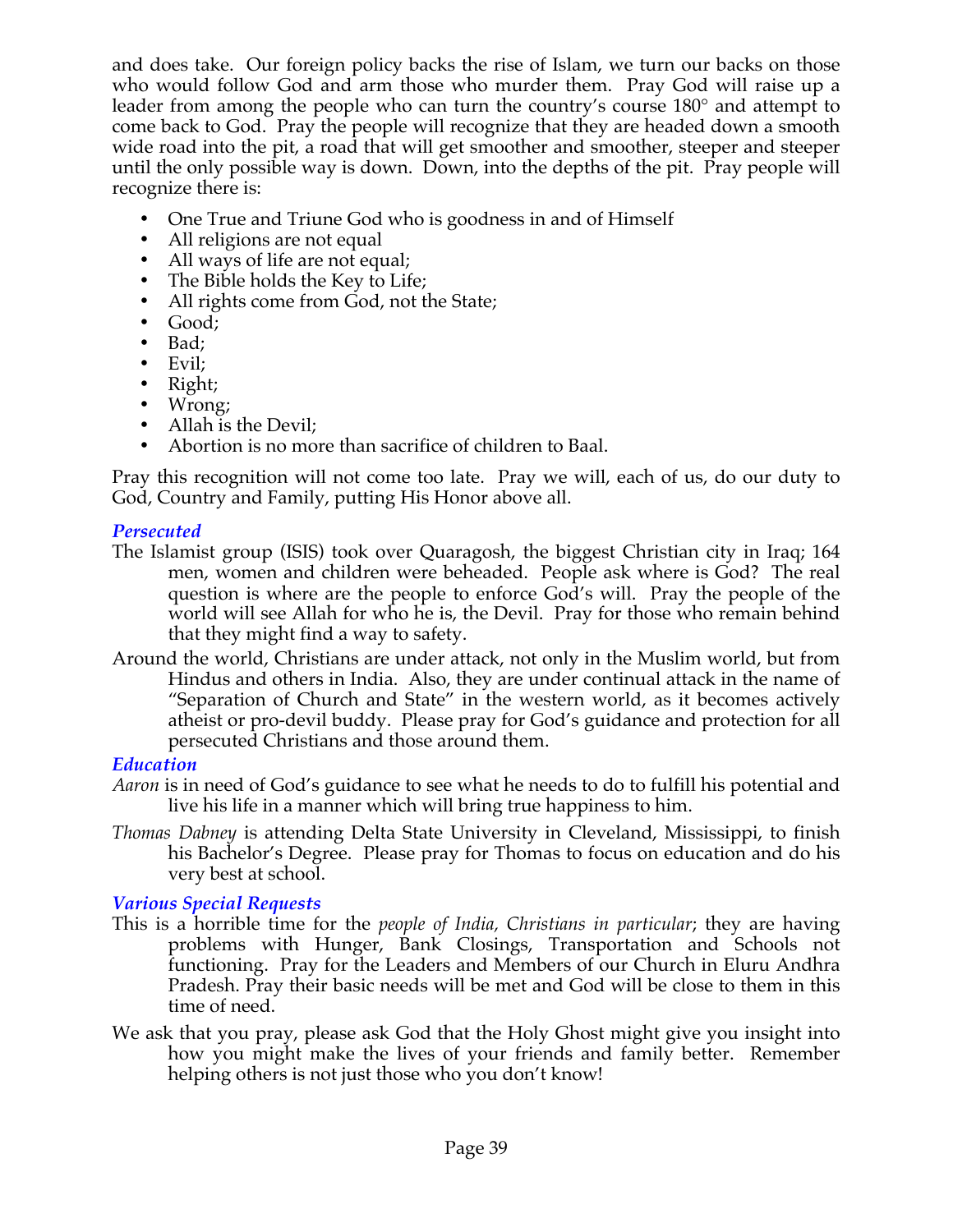and does take. Our foreign policy backs the rise of Islam, we turn our backs on those who would follow God and arm those who murder them. Pray God will raise up a leader from among the people who can turn the country's course 180° and attempt to come back to God. Pray the people will recognize that they are headed down a smooth wide road into the pit, a road that will get smoother and smoother, steeper and steeper until the only possible way is down. Down, into the depths of the pit. Pray people will recognize there is:

- One True and Triune God who is goodness in and of Himself
- All religions are not equal
- All ways of life are not equal;
- The Bible holds the Key to Life;
- All rights come from God, not the State;
- Good;
- Bad;
- Evil;
- Right;
- Wrong;
- Allah is the Devil;
- Abortion is no more than sacrifice of children to Baal.

Pray this recognition will not come too late. Pray we will, each of us, do our duty to God, Country and Family, putting His Honor above all.

### *Persecuted*

The Islamist group (ISIS) took over Quaragosh, the biggest Christian city in Iraq; 164 men, women and children were beheaded. People ask where is God? The real question is where are the people to enforce God's will. Pray the people of the world will see Allah for who he is, the Devil. Pray for those who remain behind that they might find a way to safety.

Around the world, Christians are under attack, not only in the Muslim world, but from Hindus and others in India. Also, they are under continual attack in the name of "Separation of Church and State" in the western world, as it becomes actively atheist or pro-devil buddy. Please pray for God's guidance and protection for all persecuted Christians and those around them.

### *Education*

*Aaron* is in need of God's guidance to see what he needs to do to fulfill his potential and live his life in a manner which will bring true happiness to him.

*Thomas Dabney* is attending Delta State University in Cleveland, Mississippi, to finish his Bachelor's Degree. Please pray for Thomas to focus on education and do his very best at school.

### *Various Special Requests*

This is a horrible time for the *people of India, Christians in particular*; they are having problems with Hunger, Bank Closings, Transportation and Schools not functioning. Pray for the Leaders and Members of our Church in Eluru Andhra Pradesh. Pray their basic needs will be met and God will be close to them in this time of need.

We ask that you pray, please ask God that the Holy Ghost might give you insight into how you might make the lives of your friends and family better. Remember helping others is not just those who you don't know!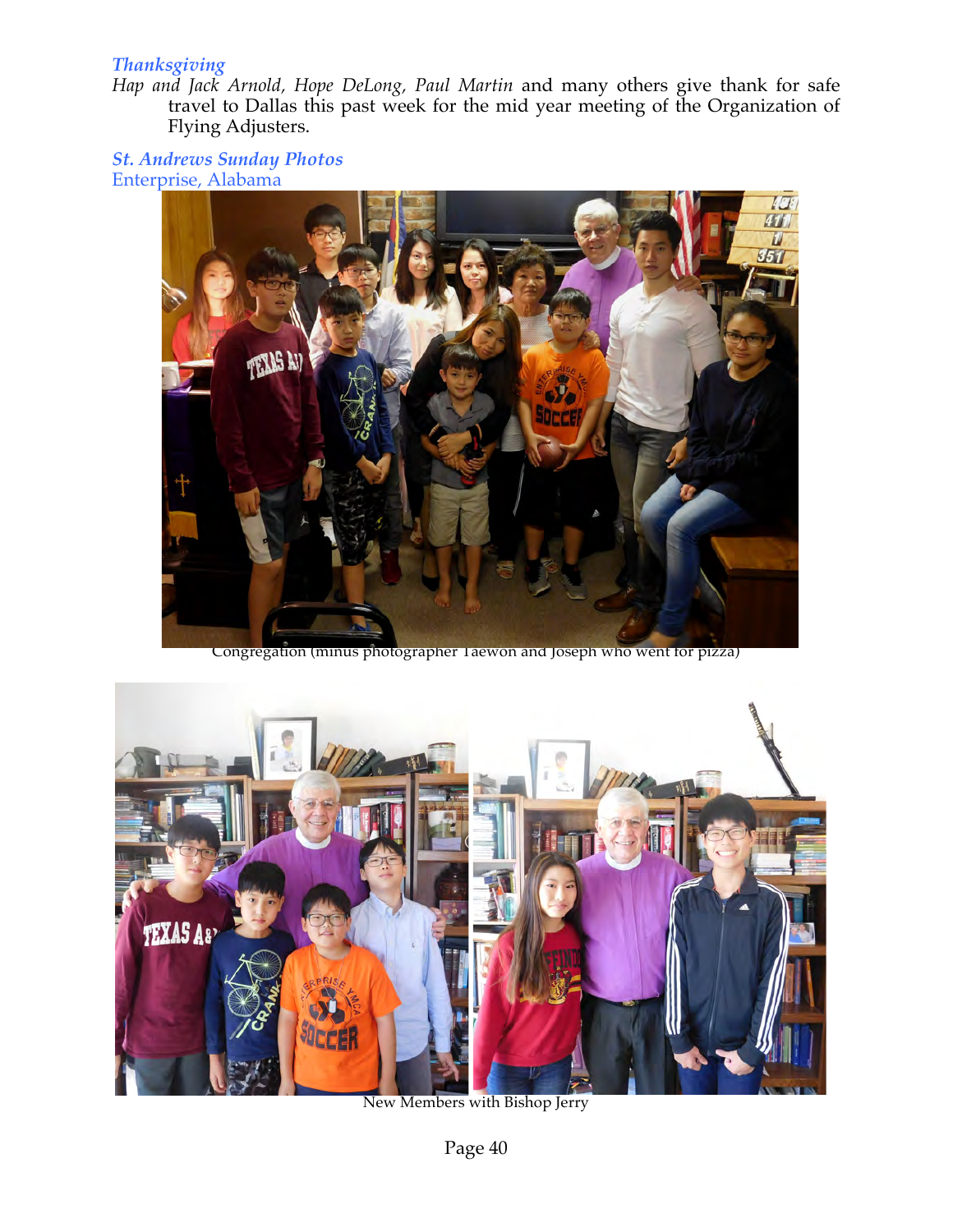*Thanksgiving*

*Hap and Jack Arnold, Hope DeLong, Paul Martin* and many others give thank for safe travel to Dallas this past week for the mid year meeting of the Organization of Flying Adjusters.

*St. Andrews Sunday Photos*

Enterprise, Alabama

Congregation (minus photographer Taewon and Joseph who went for pizza)

New Members with Bishop Jerry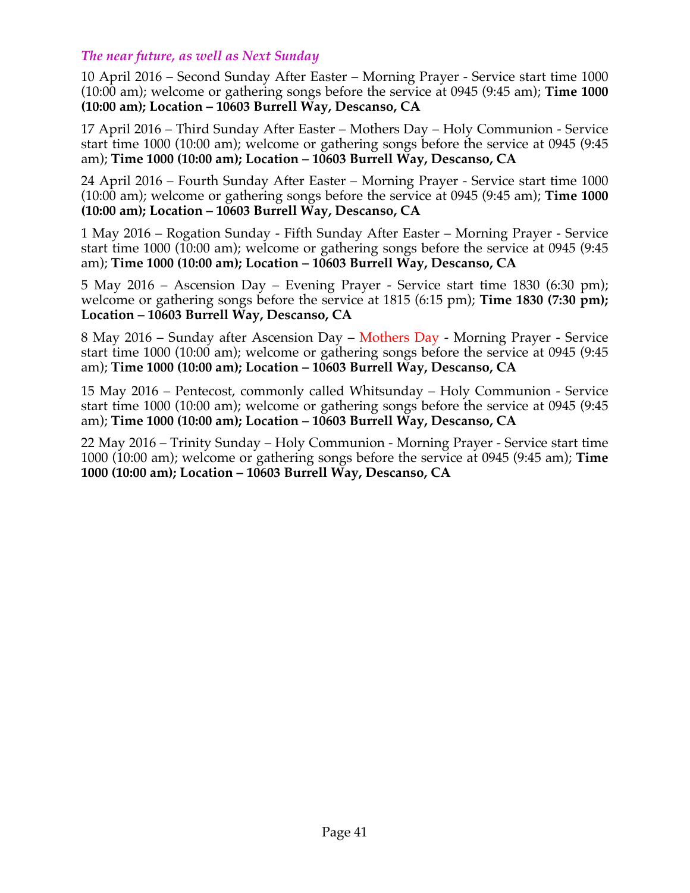*The near future, as well as Next Sunday*

10 April 2016 – Second Sunday After Easter – Morning Prayer - Service start time 1000 (10:00 am); welcome or gathering songs before the service at 0945 (9:45 am); **Time 1000 (10:00 am); Location – 10603 Burrell Way, Descanso, CA**

17 April 2016 – Third Sunday After Easter – Mothers Day – Holy Communion - Service start time 1000 (10:00 am); welcome or gathering songs before the service at 0945 (9:45 am); **Time 1000 (10:00 am); Location – 10603 Burrell Way, Descanso, CA**

24 April 2016 – Fourth Sunday After Easter – Morning Prayer - Service start time 1000 (10:00 am); welcome or gathering songs before the service at 0945 (9:45 am); **Time 1000 (10:00 am); Location – 10603 Burrell Way, Descanso, CA**

1 May 2016 – Rogation Sunday - Fifth Sunday After Easter – Morning Prayer - Service start time 1000 (10:00 am); welcome or gathering songs before the service at 0945 (9:45 am); **Time 1000 (10:00 am); Location – 10603 Burrell Way, Descanso, CA**

5 May 2016 – Ascension Day – Evening Prayer - Service start time 1830 (6:30 pm); welcome or gathering songs before the service at 1815 (6:15 pm); **Time 1830 (7:30 pm); Location – 10603 Burrell Way, Descanso, CA**

8 May 2016 – Sunday after Ascension Day – Mothers Day - Morning Prayer - Service start time 1000 (10:00 am); welcome or gathering songs before the service at 0945 (9:45 am); **Time 1000 (10:00 am); Location – 10603 Burrell Way, Descanso, CA**

15 May 2016 – Pentecost, commonly called Whitsunday – Holy Communion - Service start time 1000 (10:00 am); welcome or gathering songs before the service at 0945 (9:45 am); **Time 1000 (10:00 am); Location – 10603 Burrell Way, Descanso, CA**

22 May 2016 – Trinity Sunday – Holy Communion - Morning Prayer - Service start time 1000 (10:00 am); welcome or gathering songs before the service at 0945 (9:45 am); **Time 1000 (10:00 am); Location – 10603 Burrell Way, Descanso, CA**